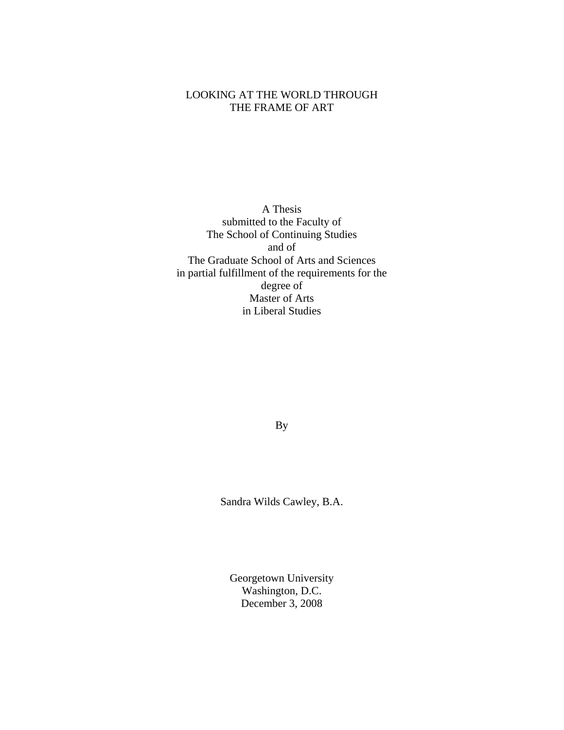# LOOKING AT THE WORLD THROUGH THE FRAME OF ART

A Thesis
submitted to the Faculty of
The School of Continuing Studies
and of
The Graduate School of Arts and Sciences
in partial fulfillment of the requirements for the
degree of
Master of Arts
in Liberal Studies

By

Sandra Wilds Cawley, B.A.

Georgetown University
Washington, D.C.
December 3, 2008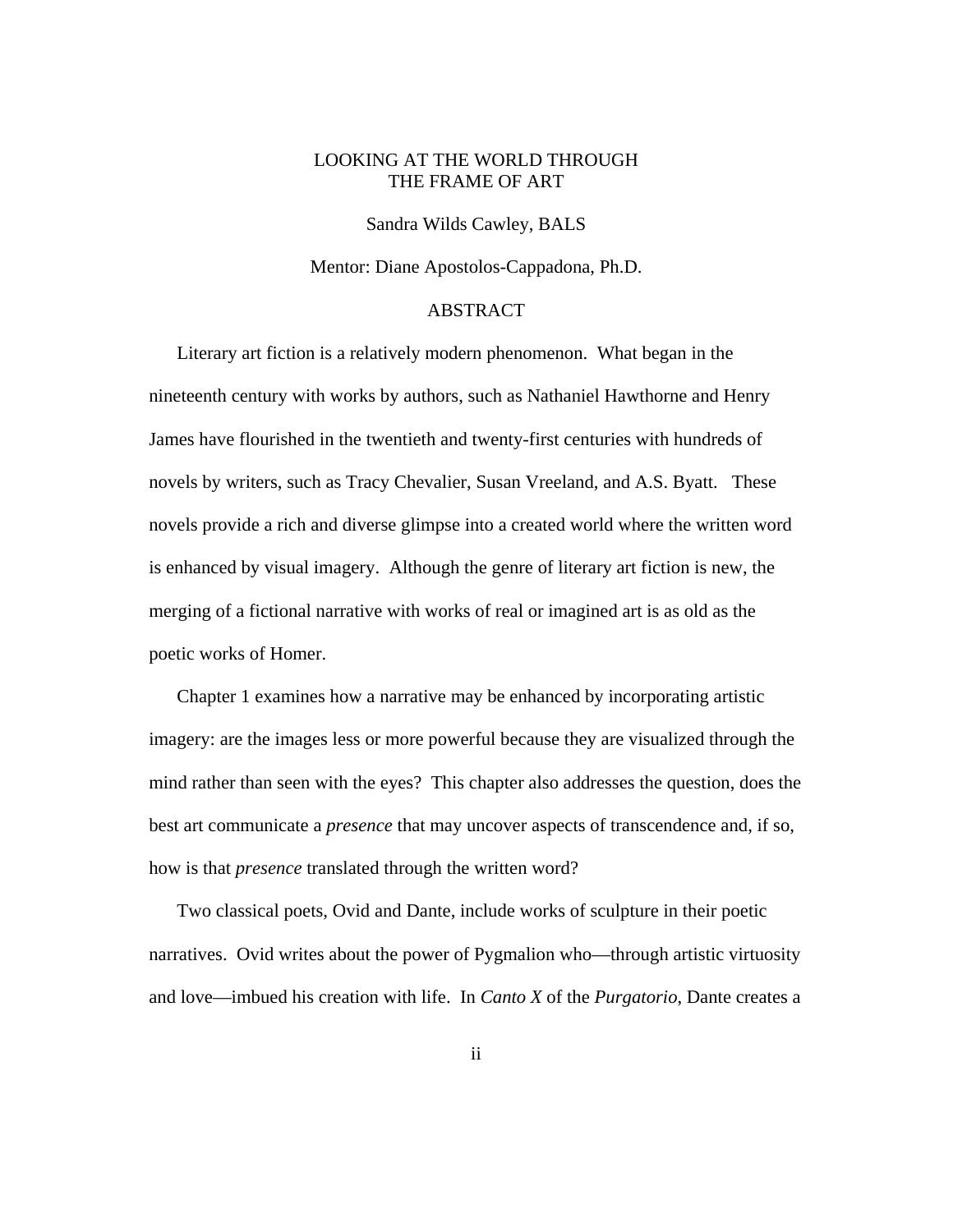# LOOKING AT THE WORLD THROUGH THE FRAME OF ART

Sandra Wilds Cawley, BALS

Mentor: Diane Apostolos-Cappadona, Ph.D.

## ABSTRACT

Literary art fiction is a relatively modern phenomenon. What began in the nineteenth century with works by authors, such as Nathaniel Hawthorne and Henry James have flourished in the twentieth and twenty-first centuries with hundreds of novels by writers, such as Tracy Chevalier, Susan Vreeland, and A.S. Byatt. These novels provide a rich and diverse glimpse into a created world where the written word is enhanced by visual imagery. Although the genre of literary art fiction is new, the merging of a fictional narrative with works of real or imagined art is as old as the poetic works of Homer.

Chapter 1 examines how a narrative may be enhanced by incorporating artistic imagery: are the images less or more powerful because they are visualized through the mind rather than seen with the eyes? This chapter also addresses the question, does the best art communicate a *presence* that may uncover aspects of transcendence and, if so, how is that *presence* translated through the written word?

Two classical poets, Ovid and Dante, include works of sculpture in their poetic narratives. Ovid writes about the power of Pygmalion who—through artistic virtuosity and love—imbued his creation with life. In *Canto X* of the *Purgatorio*, Dante creates a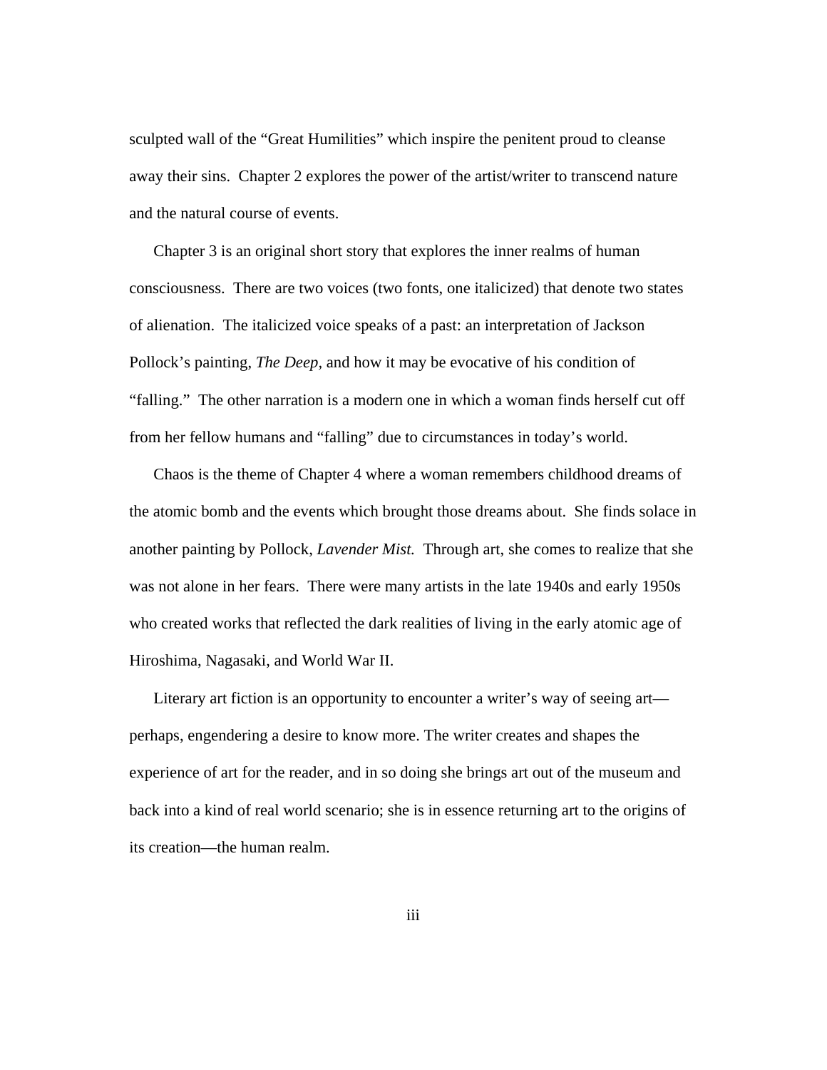sculpted wall of the "Great Humilities" which inspire the penitent proud to cleanse away their sins. Chapter 2 explores the power of the artist/writer to transcend nature and the natural course of events.

Chapter 3 is an original short story that explores the inner realms of human consciousness. There are two voices (two fonts, one italicized) that denote two states of alienation. The italicized voice speaks of a past: an interpretation of Jackson Pollock's painting, *The Deep,* and how it may be evocative of his condition of "falling." The other narration is a modern one in which a woman finds herself cut off from her fellow humans and "falling" due to circumstances in today's world.

Chaos is the theme of Chapter 4 where a woman remembers childhood dreams of the atomic bomb and the events which brought those dreams about. She finds solace in another painting by Pollock, *Lavender Mist.* Through art, she comes to realize that she was not alone in her fears. There were many artists in the late 1940s and early 1950s who created works that reflected the dark realities of living in the early atomic age of Hiroshima, Nagasaki, and World War II.

Literary art fiction is an opportunity to encounter a writer's way of seeing art—perhaps, engendering a desire to know more. The writer creates and shapes the experience of art for the reader, and in so doing she brings art out of the museum and back into a kind of real world scenario; she is in essence returning art to the origins of its creation—the human realm.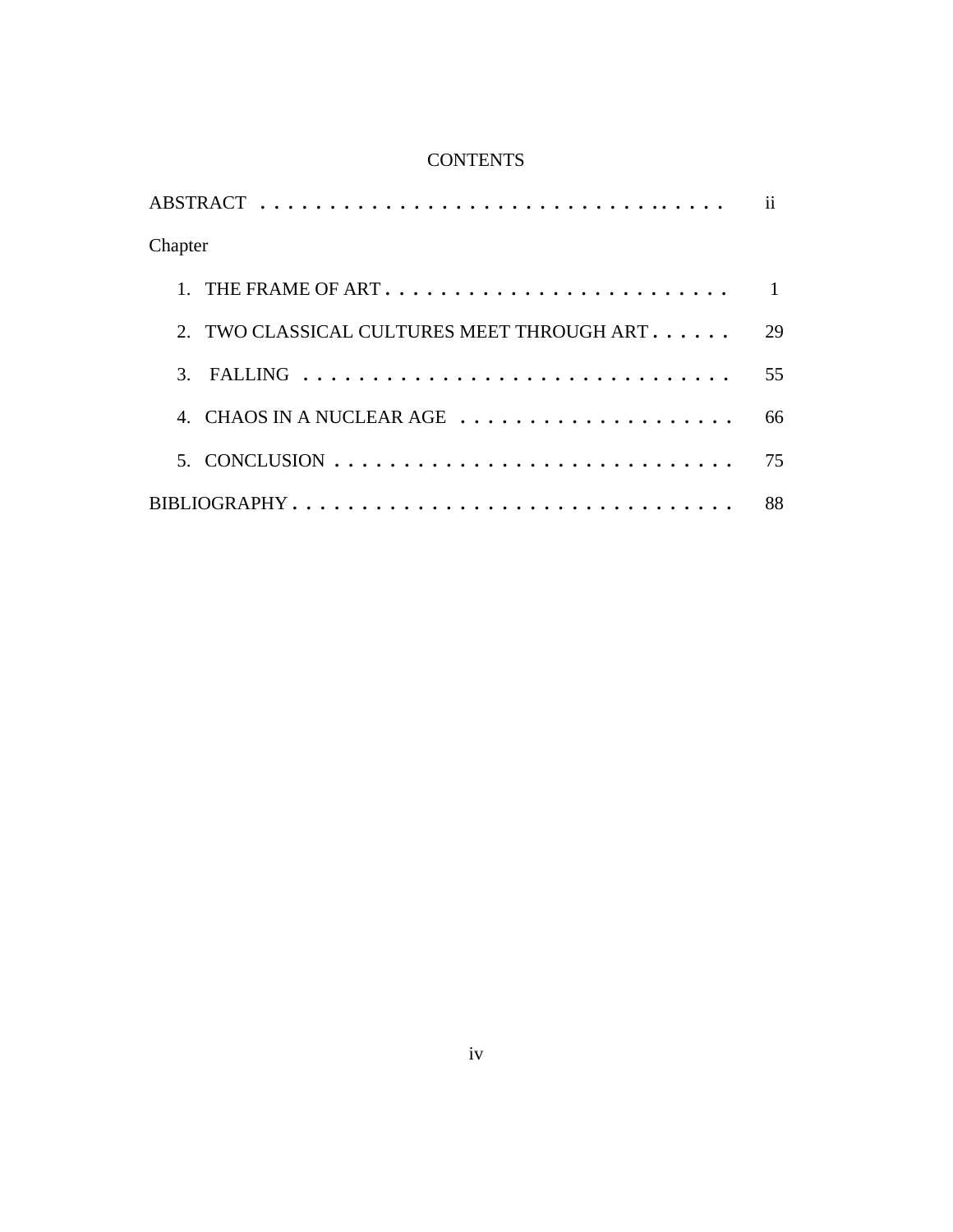# CONTENTS

| | |
|---|---|
| ABSTRACT | ii |
| Chapter | |
| 1. THE FRAME OF ART | 1 |
| 2. TWO CLASSICAL CULTURES MEET THROUGH ART | 29 |
| 3. FALLING | 55 |
| 4. CHAOS IN A NUCLEAR AGE | 66 |
| 5. CONCLUSION | 75 |
| BIBLIOGRAPHY | 88 |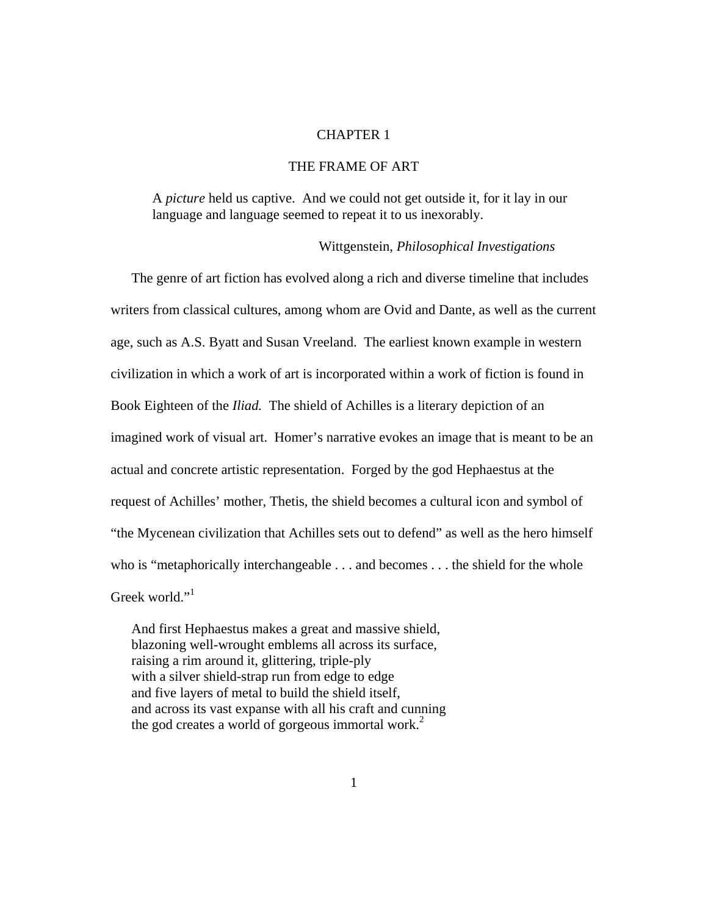# CHAPTER 1

## THE FRAME OF ART

> A *picture* held us captive. And we could not get outside it, for it lay in our language and language seemed to repeat it to us inexorably.
>
> Wittgenstein, *Philosophical Investigations*

The genre of art fiction has evolved along a rich and diverse timeline that includes writers from classical cultures, among whom are Ovid and Dante, as well as the current age, such as A.S. Byatt and Susan Vreeland. The earliest known example in western civilization in which a work of art is incorporated within a work of fiction is found in Book Eighteen of the *Iliad.* The shield of Achilles is a literary depiction of an imagined work of visual art. Homer's narrative evokes an image that is meant to be an actual and concrete artistic representation. Forged by the god Hephaestus at the request of Achilles' mother, Thetis, the shield becomes a cultural icon and symbol of "the Mycenean civilization that Achilles sets out to defend" as well as the hero himself who is "metaphorically interchangeable . . . and becomes . . . the shield for the whole Greek world."[1]

> And first Hephaestus makes a great and massive shield,
> blazoning well-wrought emblems all across its surface,
> raising a rim around it, glittering, triple-ply
> with a silver shield-strap run from edge to edge
> and five layers of metal to build the shield itself,
> and across its vast expanse with all his craft and cunning
> the god creates a world of gorgeous immortal work.[2]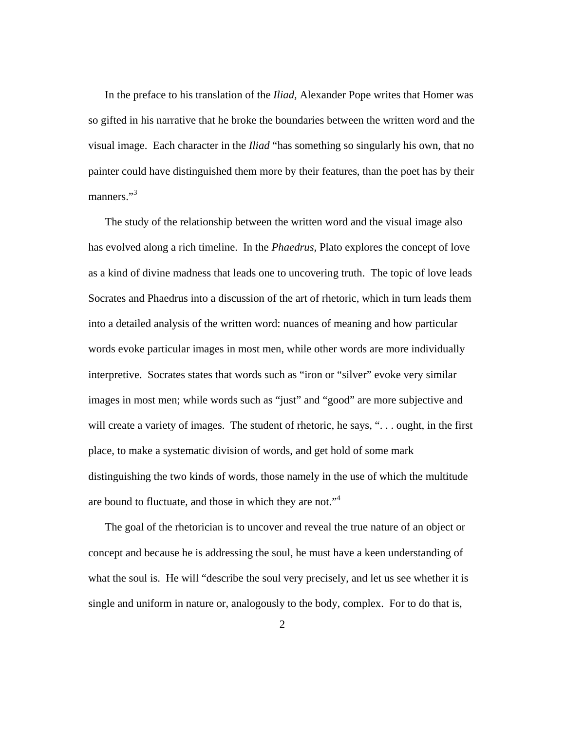In the preface to his translation of the *Iliad,* Alexander Pope writes that Homer was so gifted in his narrative that he broke the boundaries between the written word and the visual image. Each character in the *Iliad* "has something so singularly his own, that no painter could have distinguished them more by their features, than the poet has by their manners."[3]

The study of the relationship between the written word and the visual image also has evolved along a rich timeline. In the *Phaedrus,* Plato explores the concept of love as a kind of divine madness that leads one to uncovering truth. The topic of love leads Socrates and Phaedrus into a discussion of the art of rhetoric, which in turn leads them into a detailed analysis of the written word: nuances of meaning and how particular words evoke particular images in most men, while other words are more individually interpretive. Socrates states that words such as "iron or "silver" evoke very similar images in most men; while words such as "just" and "good" are more subjective and will create a variety of images. The student of rhetoric, he says, ". . . ought, in the first place, to make a systematic division of words, and get hold of some mark distinguishing the two kinds of words, those namely in the use of which the multitude are bound to fluctuate, and those in which they are not."[4]

The goal of the rhetorician is to uncover and reveal the true nature of an object or concept and because he is addressing the soul, he must have a keen understanding of what the soul is. He will "describe the soul very precisely, and let us see whether it is single and uniform in nature or, analogously to the body, complex. For to do that is,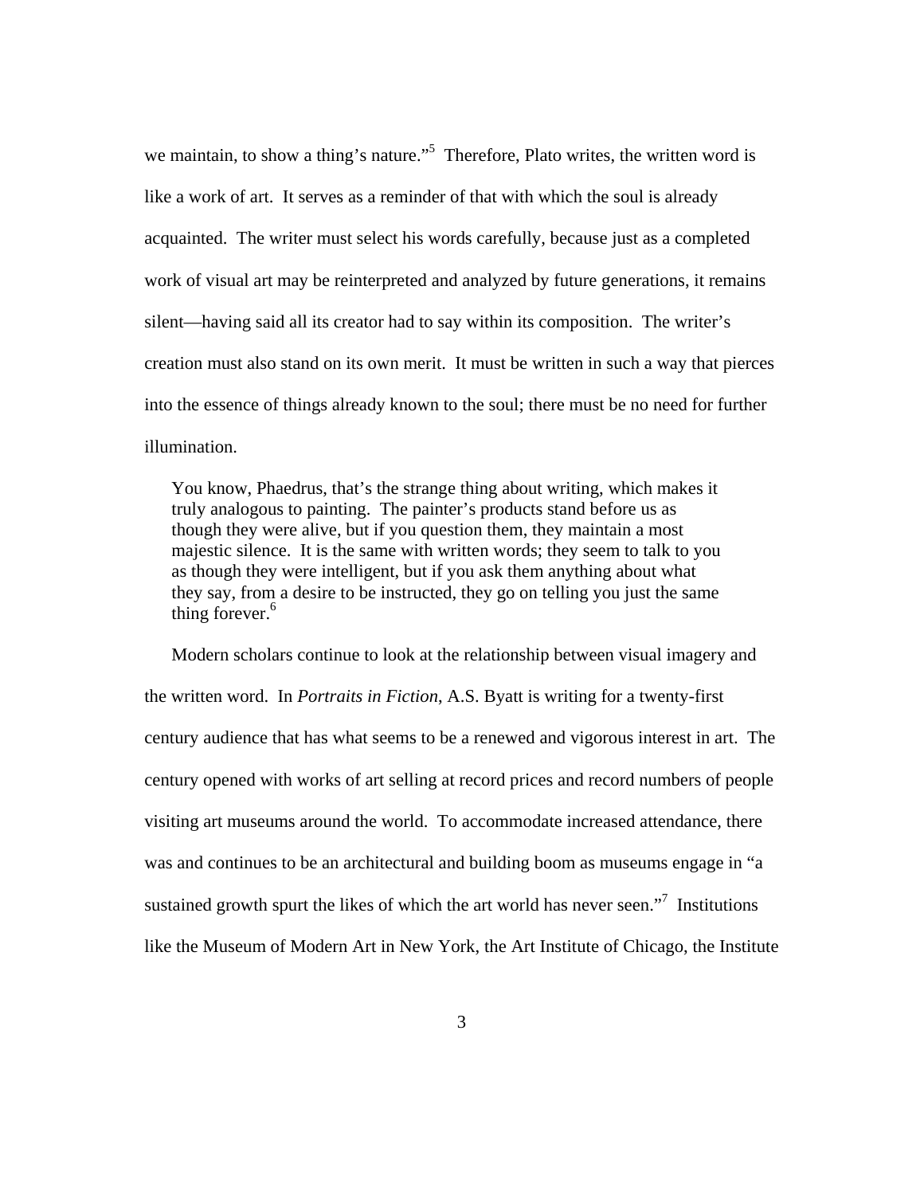we maintain, to show a thing's nature."[5] Therefore, Plato writes, the written word is like a work of art. It serves as a reminder of that with which the soul is already acquainted. The writer must select his words carefully, because just as a completed work of visual art may be reinterpreted and analyzed by future generations, it remains silent—having said all its creator had to say within its composition. The writer's creation must also stand on its own merit. It must be written in such a way that pierces into the essence of things already known to the soul; there must be no need for further illumination.

> You know, Phaedrus, that's the strange thing about writing, which makes it truly analogous to painting. The painter's products stand before us as though they were alive, but if you question them, they maintain a most majestic silence. It is the same with written words; they seem to talk to you as though they were intelligent, but if you ask them anything about what they say, from a desire to be instructed, they go on telling you just the same thing forever.[6]

Modern scholars continue to look at the relationship between visual imagery and the written word. In *Portraits in Fiction*, A.S. Byatt is writing for a twenty-first century audience that has what seems to be a renewed and vigorous interest in art. The century opened with works of art selling at record prices and record numbers of people visiting art museums around the world. To accommodate increased attendance, there was and continues to be an architectural and building boom as museums engage in "a sustained growth spurt the likes of which the art world has never seen."[7] Institutions like the Museum of Modern Art in New York, the Art Institute of Chicago, the Institute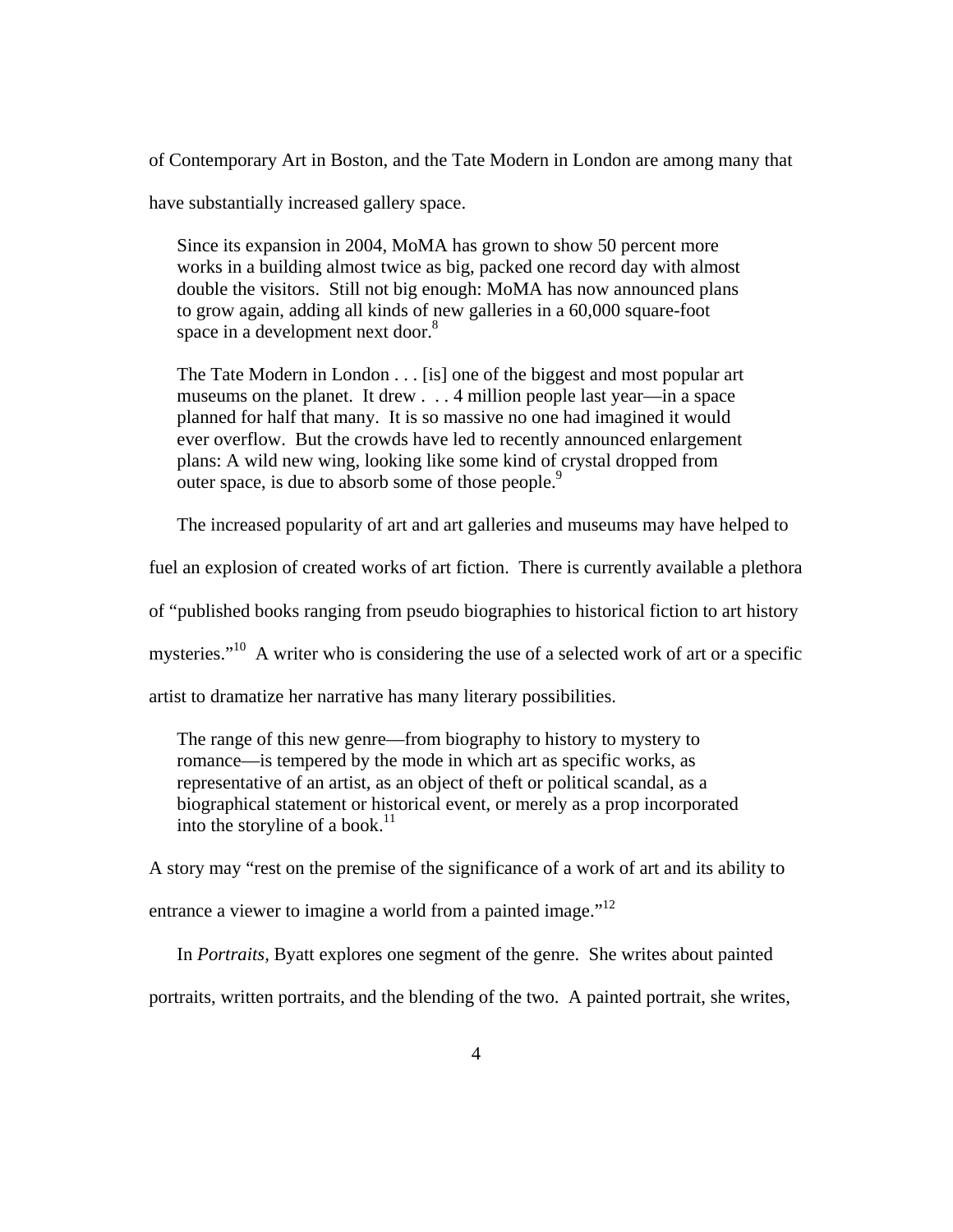of Contemporary Art in Boston, and the Tate Modern in London are among many that have substantially increased gallery space.

> Since its expansion in 2004, MoMA has grown to show 50 percent more works in a building almost twice as big, packed one record day with almost double the visitors. Still not big enough: MoMA has now announced plans to grow again, adding all kinds of new galleries in a 60,000 square-foot space in a development next door.[8]

> The Tate Modern in London . . . [is] one of the biggest and most popular art museums on the planet. It drew . . . 4 million people last year—in a space planned for half that many. It is so massive no one had imagined it would ever overflow. But the crowds have led to recently announced enlargement plans: A wild new wing, looking like some kind of crystal dropped from outer space, is due to absorb some of those people.[9]

The increased popularity of art and art galleries and museums may have helped to fuel an explosion of created works of art fiction. There is currently available a plethora of "published books ranging from pseudo biographies to historical fiction to art history mysteries."[10] A writer who is considering the use of a selected work of art or a specific artist to dramatize her narrative has many literary possibilities.

> The range of this new genre—from biography to history to mystery to romance—is tempered by the mode in which art as specific works, as representative of an artist, as an object of theft or political scandal, as a biographical statement or historical event, or merely as a prop incorporated into the storyline of a book.[11]

A story may "rest on the premise of the significance of a work of art and its ability to entrance a viewer to imagine a world from a painted image."[12]

In *Portraits,* Byatt explores one segment of the genre. She writes about painted portraits, written portraits, and the blending of the two. A painted portrait, she writes,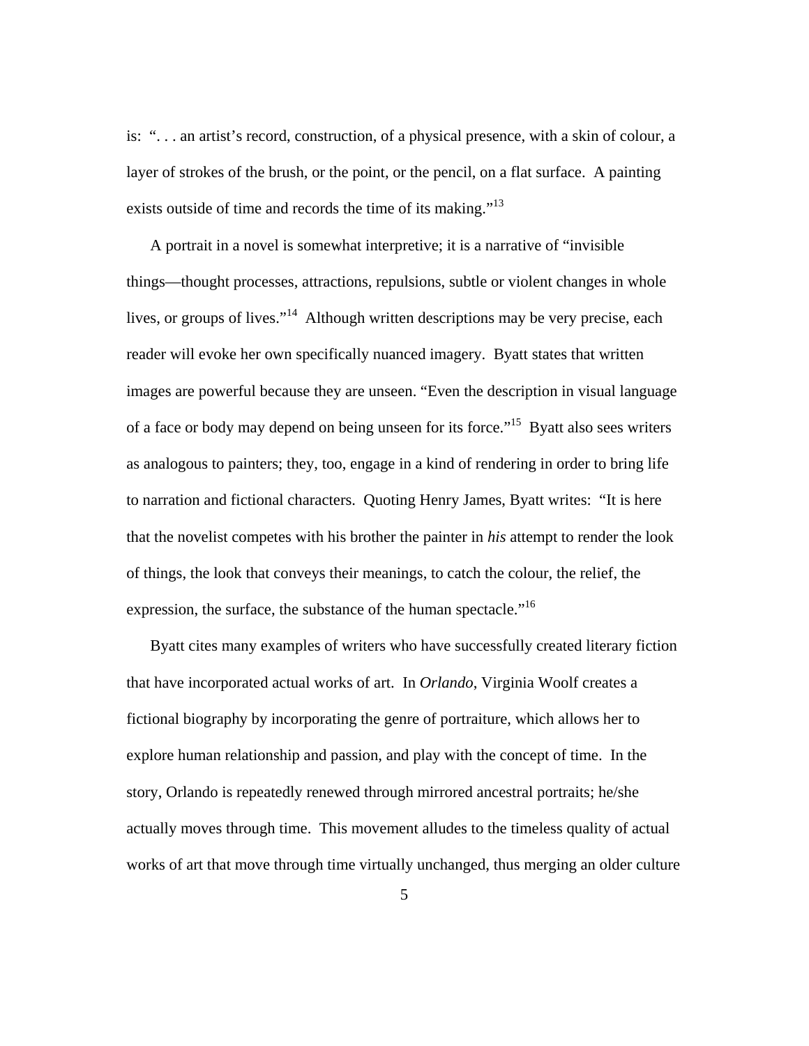is: ". . . an artist's record, construction, of a physical presence, with a skin of colour, a layer of strokes of the brush, or the point, or the pencil, on a flat surface. A painting exists outside of time and records the time of its making."[13]

A portrait in a novel is somewhat interpretive; it is a narrative of "invisible things—thought processes, attractions, repulsions, subtle or violent changes in whole lives, or groups of lives."[14] Although written descriptions may be very precise, each reader will evoke her own specifically nuanced imagery. Byatt states that written images are powerful because they are unseen. "Even the description in visual language of a face or body may depend on being unseen for its force."[15] Byatt also sees writers as analogous to painters; they, too, engage in a kind of rendering in order to bring life to narration and fictional characters. Quoting Henry James, Byatt writes: "It is here that the novelist competes with his brother the painter in *his* attempt to render the look of things, the look that conveys their meanings, to catch the colour, the relief, the expression, the surface, the substance of the human spectacle."[16]

Byatt cites many examples of writers who have successfully created literary fiction that have incorporated actual works of art. In *Orlando*, Virginia Woolf creates a fictional biography by incorporating the genre of portraiture, which allows her to explore human relationship and passion, and play with the concept of time. In the story, Orlando is repeatedly renewed through mirrored ancestral portraits; he/she actually moves through time. This movement alludes to the timeless quality of actual works of art that move through time virtually unchanged, thus merging an older culture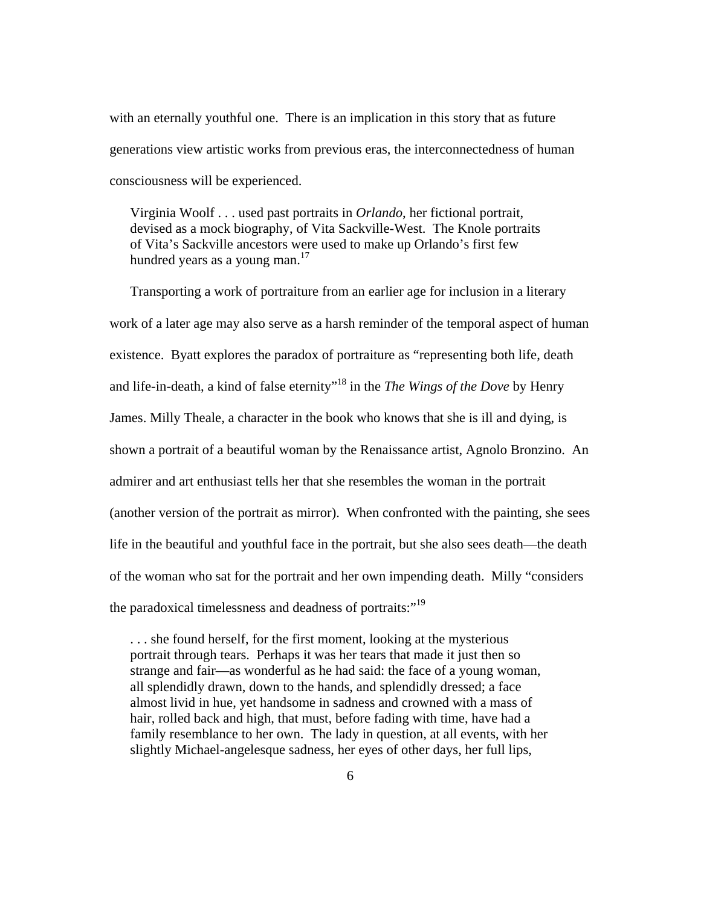with an eternally youthful one. There is an implication in this story that as future generations view artistic works from previous eras, the interconnectedness of human consciousness will be experienced.

> Virginia Woolf . . . used past portraits in *Orlando*, her fictional portrait, devised as a mock biography, of Vita Sackville-West. The Knole portraits of Vita's Sackville ancestors were used to make up Orlando's first few hundred years as a young man.[17]

Transporting a work of portraiture from an earlier age for inclusion in a literary work of a later age may also serve as a harsh reminder of the temporal aspect of human existence. Byatt explores the paradox of portraiture as "representing both life, death and life-in-death, a kind of false eternity"[18] in the *The Wings of the Dove* by Henry James. Milly Theale, a character in the book who knows that she is ill and dying, is shown a portrait of a beautiful woman by the Renaissance artist, Agnolo Bronzino. An admirer and art enthusiast tells her that she resembles the woman in the portrait (another version of the portrait as mirror). When confronted with the painting, she sees life in the beautiful and youthful face in the portrait, but she also sees death—the death of the woman who sat for the portrait and her own impending death. Milly "considers the paradoxical timelessness and deadness of portraits:"[19]

> . . . she found herself, for the first moment, looking at the mysterious portrait through tears. Perhaps it was her tears that made it just then so strange and fair—as wonderful as he had said: the face of a young woman, all splendidly drawn, down to the hands, and splendidly dressed; a face almost livid in hue, yet handsome in sadness and crowned with a mass of hair, rolled back and high, that must, before fading with time, have had a family resemblance to her own. The lady in question, at all events, with her slightly Michael-angelesque sadness, her eyes of other days, her full lips,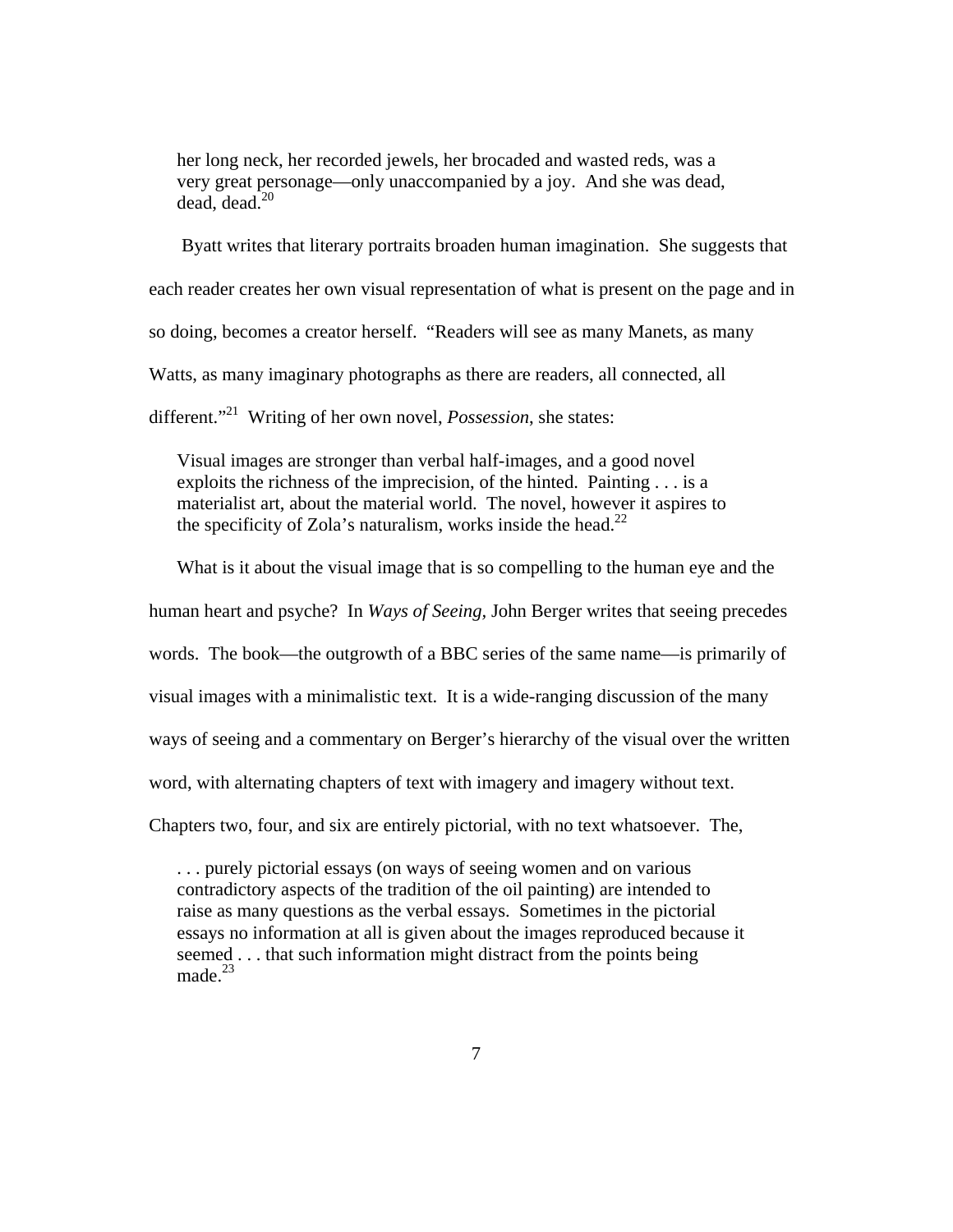> her long neck, her recorded jewels, her brocaded and wasted reds, was a very great personage—only unaccompanied by a joy. And she was dead, dead, dead.[20]

Byatt writes that literary portraits broaden human imagination. She suggests that each reader creates her own visual representation of what is present on the page and in so doing, becomes a creator herself. "Readers will see as many Manets, as many Watts, as many imaginary photographs as there are readers, all connected, all different."[21] Writing of her own novel, *Possession*, she states:

> Visual images are stronger than verbal half-images, and a good novel exploits the richness of the imprecision, of the hinted. Painting . . . is a materialist art, about the material world. The novel, however it aspires to the specificity of Zola's naturalism, works inside the head.[22]

What is it about the visual image that is so compelling to the human eye and the human heart and psyche? In *Ways of Seeing*, John Berger writes that seeing precedes words. The book—the outgrowth of a BBC series of the same name—is primarily of visual images with a minimalistic text. It is a wide-ranging discussion of the many ways of seeing and a commentary on Berger's hierarchy of the visual over the written word, with alternating chapters of text with imagery and imagery without text. Chapters two, four, and six are entirely pictorial, with no text whatsoever. The,

> . . . purely pictorial essays (on ways of seeing women and on various contradictory aspects of the tradition of the oil painting) are intended to raise as many questions as the verbal essays. Sometimes in the pictorial essays no information at all is given about the images reproduced because it seemed . . . that such information might distract from the points being made.[23]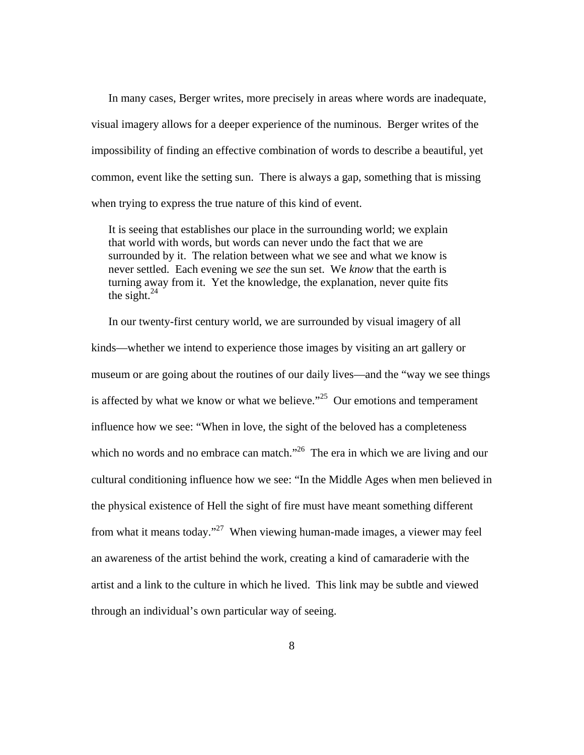In many cases, Berger writes, more precisely in areas where words are inadequate, visual imagery allows for a deeper experience of the numinous. Berger writes of the impossibility of finding an effective combination of words to describe a beautiful, yet common, event like the setting sun. There is always a gap, something that is missing when trying to express the true nature of this kind of event.

> It is seeing that establishes our place in the surrounding world; we explain that world with words, but words can never undo the fact that we are surrounded by it. The relation between what we see and what we know is never settled. Each evening we *see* the sun set. We *know* that the earth is turning away from it. Yet the knowledge, the explanation, never quite fits the sight.[24]

In our twenty-first century world, we are surrounded by visual imagery of all kinds—whether we intend to experience those images by visiting an art gallery or museum or are going about the routines of our daily lives—and the "way we see things is affected by what we know or what we believe."[25] Our emotions and temperament influence how we see: "When in love, the sight of the beloved has a completeness which no words and no embrace can match."[26] The era in which we are living and our cultural conditioning influence how we see: "In the Middle Ages when men believed in the physical existence of Hell the sight of fire must have meant something different from what it means today."[27] When viewing human-made images, a viewer may feel an awareness of the artist behind the work, creating a kind of camaraderie with the artist and a link to the culture in which he lived. This link may be subtle and viewed through an individual's own particular way of seeing.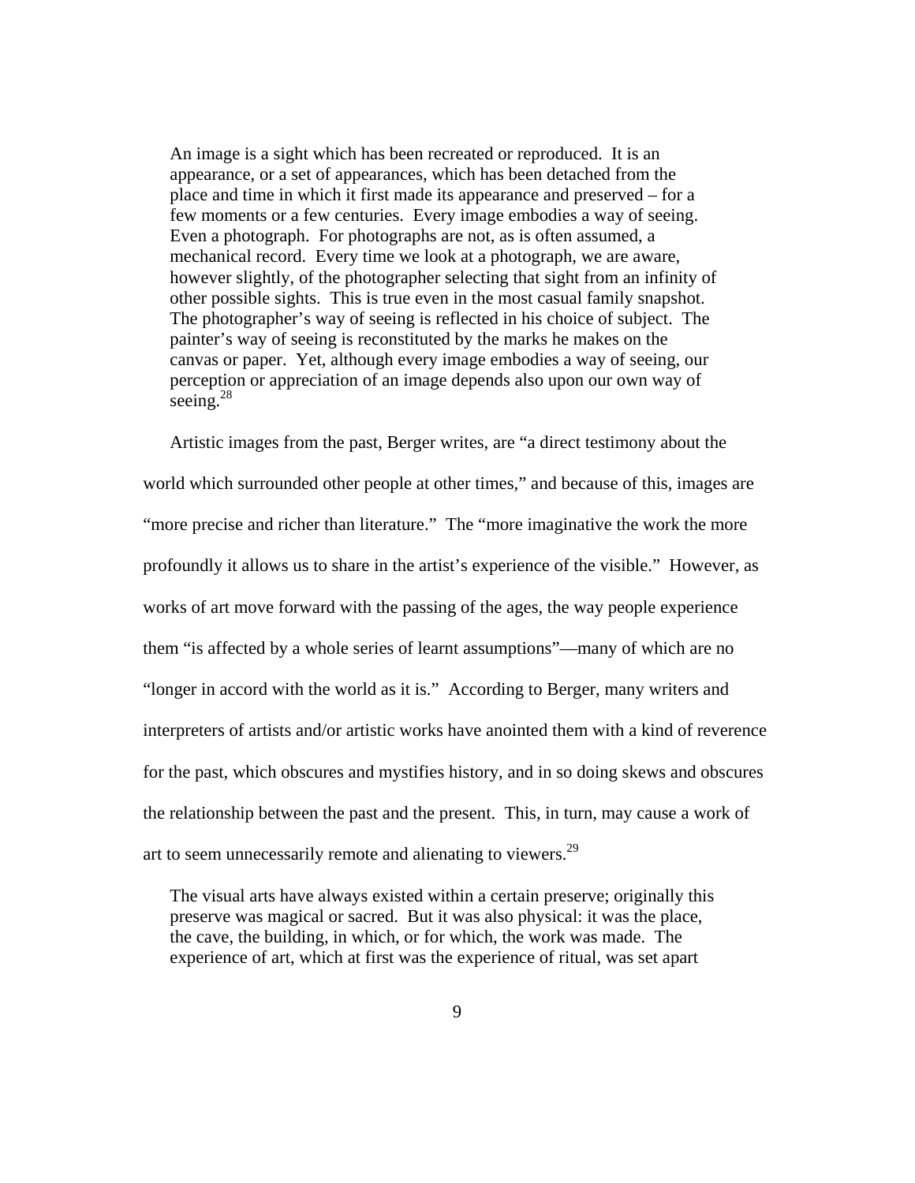> An image is a sight which has been recreated or reproduced. It is an appearance, or a set of appearances, which has been detached from the place and time in which it first made its appearance and preserved – for a few moments or a few centuries. Every image embodies a way of seeing. Even a photograph. For photographs are not, as is often assumed, a mechanical record. Every time we look at a photograph, we are aware, however slightly, of the photographer selecting that sight from an infinity of other possible sights. This is true even in the most casual family snapshot. The photographer's way of seeing is reflected in his choice of subject. The painter's way of seeing is reconstituted by the marks he makes on the canvas or paper. Yet, although every image embodies a way of seeing, our perception or appreciation of an image depends also upon our own way of seeing.[28]

Artistic images from the past, Berger writes, are "a direct testimony about the world which surrounded other people at other times," and because of this, images are "more precise and richer than literature." The "more imaginative the work the more profoundly it allows us to share in the artist's experience of the visible." However, as works of art move forward with the passing of the ages, the way people experience them "is affected by a whole series of learnt assumptions"—many of which are no "longer in accord with the world as it is." According to Berger, many writers and interpreters of artists and/or artistic works have anointed them with a kind of reverence for the past, which obscures and mystifies history, and in so doing skews and obscures the relationship between the past and the present. This, in turn, may cause a work of art to seem unnecessarily remote and alienating to viewers.[29]

> The visual arts have always existed within a certain preserve; originally this preserve was magical or sacred. But it was also physical: it was the place, the cave, the building, in which, or for which, the work was made. The experience of art, which at first was the experience of ritual, was set apart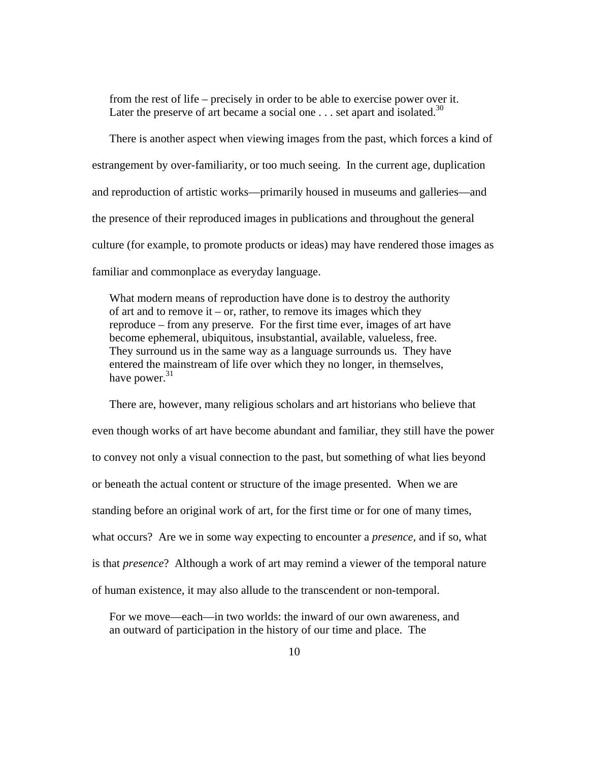> from the rest of life – precisely in order to be able to exercise power over it. Later the preserve of art became a social one . . . set apart and isolated.[30]

There is another aspect when viewing images from the past, which forces a kind of estrangement by over-familiarity, or too much seeing. In the current age, duplication and reproduction of artistic works—primarily housed in museums and galleries—and the presence of their reproduced images in publications and throughout the general culture (for example, to promote products or ideas) may have rendered those images as familiar and commonplace as everyday language.

> What modern means of reproduction have done is to destroy the authority of art and to remove it – or, rather, to remove its images which they reproduce – from any preserve. For the first time ever, images of art have become ephemeral, ubiquitous, insubstantial, available, valueless, free. They surround us in the same way as a language surrounds us. They have entered the mainstream of life over which they no longer, in themselves, have power.[31]

There are, however, many religious scholars and art historians who believe that even though works of art have become abundant and familiar, they still have the power to convey not only a visual connection to the past, but something of what lies beyond or beneath the actual content or structure of the image presented. When we are standing before an original work of art, for the first time or for one of many times, what occurs? Are we in some way expecting to encounter a *presence,* and if so, what is that *presence*? Although a work of art may remind a viewer of the temporal nature of human existence, it may also allude to the transcendent or non-temporal.

> For we move—each—in two worlds: the inward of our own awareness, and an outward of participation in the history of our time and place. The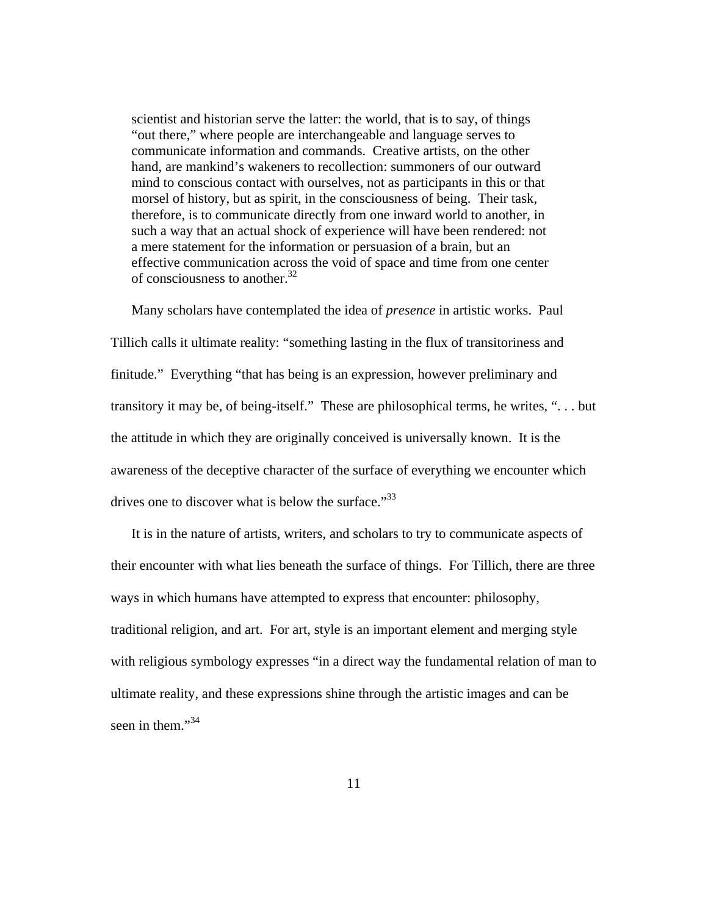> scientist and historian serve the latter: the world, that is to say, of things "out there," where people are interchangeable and language serves to communicate information and commands. Creative artists, on the other hand, are mankind's wakeners to recollection: summoners of our outward mind to conscious contact with ourselves, not as participants in this or that morsel of history, but as spirit, in the consciousness of being. Their task, therefore, is to communicate directly from one inward world to another, in such a way that an actual shock of experience will have been rendered: not a mere statement for the information or persuasion of a brain, but an effective communication across the void of space and time from one center of consciousness to another.[32]

Many scholars have contemplated the idea of *presence* in artistic works. Paul Tillich calls it ultimate reality: "something lasting in the flux of transitoriness and finitude." Everything "that has being is an expression, however preliminary and transitory it may be, of being-itself." These are philosophical terms, he writes, ". . . but the attitude in which they are originally conceived is universally known. It is the awareness of the deceptive character of the surface of everything we encounter which drives one to discover what is below the surface."[33]

It is in the nature of artists, writers, and scholars to try to communicate aspects of their encounter with what lies beneath the surface of things. For Tillich, there are three ways in which humans have attempted to express that encounter: philosophy, traditional religion, and art. For art, style is an important element and merging style with religious symbology expresses "in a direct way the fundamental relation of man to ultimate reality, and these expressions shine through the artistic images and can be seen in them."[34]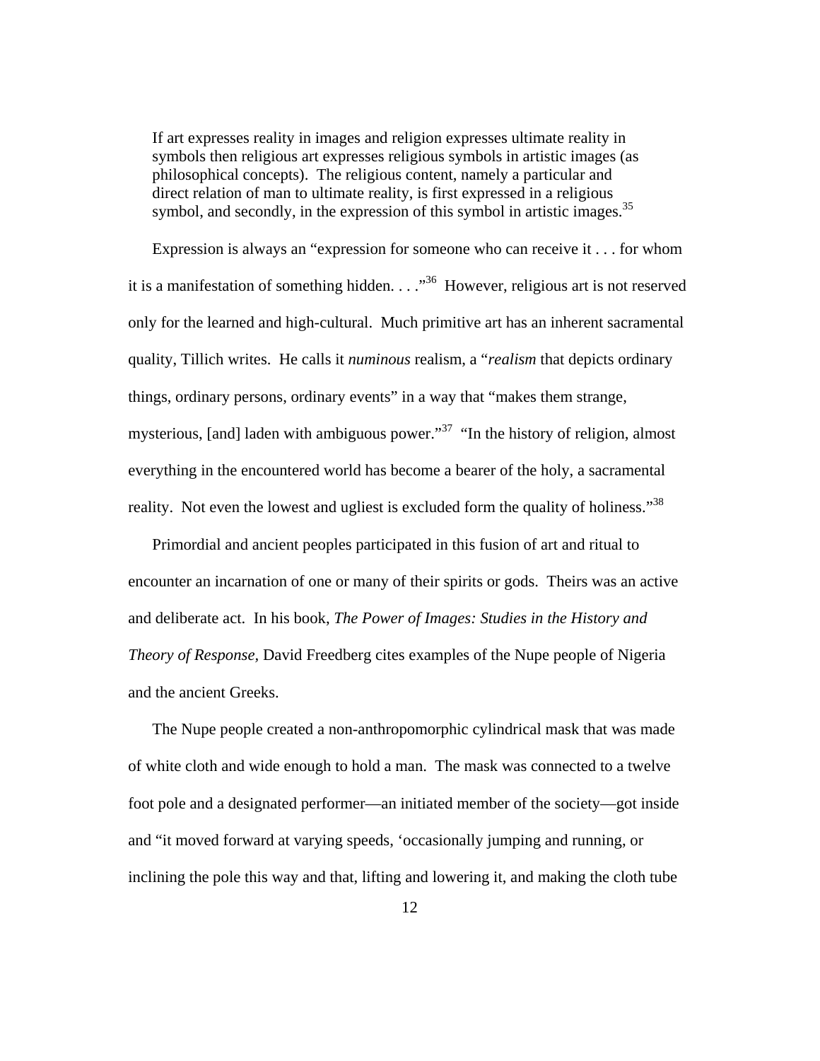> If art expresses reality in images and religion expresses ultimate reality in symbols then religious art expresses religious symbols in artistic images (as philosophical concepts). The religious content, namely a particular and direct relation of man to ultimate reality, is first expressed in a religious symbol, and secondly, in the expression of this symbol in artistic images.[35]

Expression is always an "expression for someone who can receive it . . . for whom it is a manifestation of something hidden. . . ."[36] However, religious art is not reserved only for the learned and high-cultural. Much primitive art has an inherent sacramental quality, Tillich writes. He calls it *numinous* realism, a "*realism* that depicts ordinary things, ordinary persons, ordinary events" in a way that "makes them strange, mysterious, [and] laden with ambiguous power."[37] "In the history of religion, almost everything in the encountered world has become a bearer of the holy, a sacramental reality. Not even the lowest and ugliest is excluded form the quality of holiness."[38]

Primordial and ancient peoples participated in this fusion of art and ritual to encounter an incarnation of one or many of their spirits or gods. Theirs was an active and deliberate act. In his book, *The Power of Images: Studies in the History and Theory of Response,* David Freedberg cites examples of the Nupe people of Nigeria and the ancient Greeks.

The Nupe people created a non-anthropomorphic cylindrical mask that was made of white cloth and wide enough to hold a man. The mask was connected to a twelve foot pole and a designated performer—an initiated member of the society—got inside and "it moved forward at varying speeds, 'occasionally jumping and running, or inclining the pole this way and that, lifting and lowering it, and making the cloth tube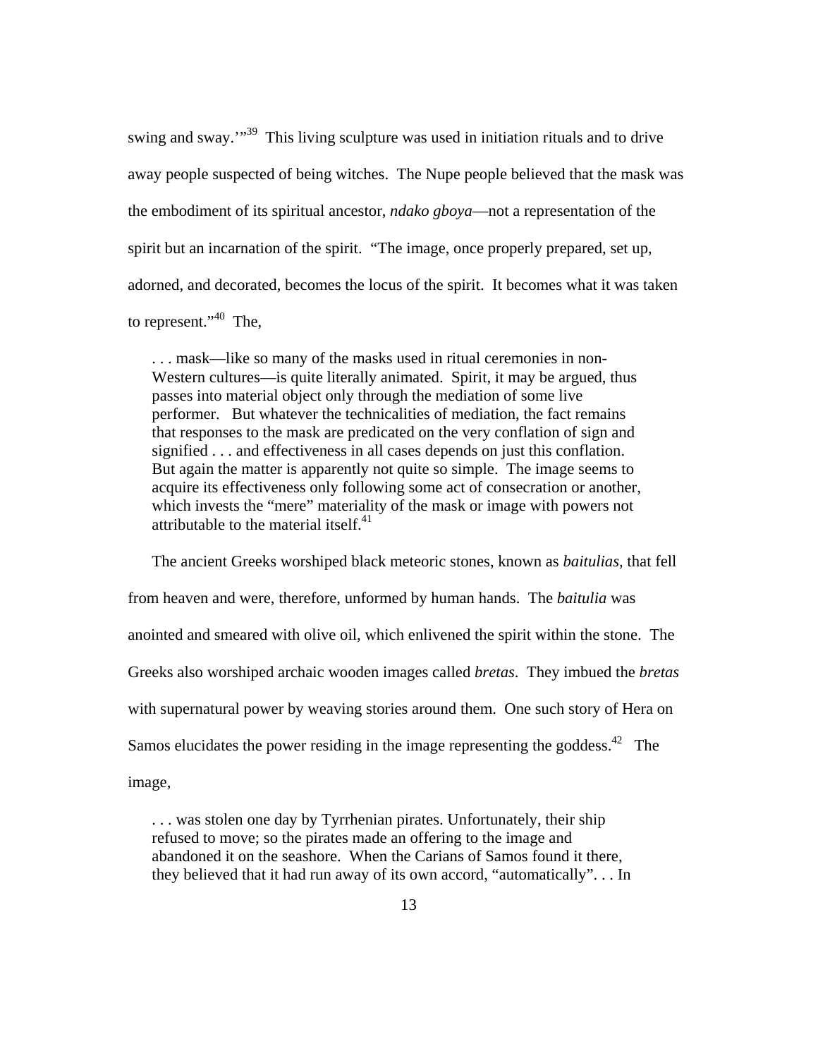swing and sway.'"[39] This living sculpture was used in initiation rituals and to drive away people suspected of being witches. The Nupe people believed that the mask was the embodiment of its spiritual ancestor, *ndako gboya*—not a representation of the spirit but an incarnation of the spirit. "The image, once properly prepared, set up, adorned, and decorated, becomes the locus of the spirit. It becomes what it was taken to represent."[40] The,

> . . . mask—like so many of the masks used in ritual ceremonies in non-Western cultures—is quite literally animated. Spirit, it may be argued, thus passes into material object only through the mediation of some live performer. But whatever the technicalities of mediation, the fact remains that responses to the mask are predicated on the very conflation of sign and signified . . . and effectiveness in all cases depends on just this conflation. But again the matter is apparently not quite so simple. The image seems to acquire its effectiveness only following some act of consecration or another, which invests the "mere" materiality of the mask or image with powers not attributable to the material itself.[41]

The ancient Greeks worshiped black meteoric stones, known as *baitulias,* that fell from heaven and were, therefore, unformed by human hands. The *baitulia* was anointed and smeared with olive oil, which enlivened the spirit within the stone. The Greeks also worshiped archaic wooden images called *bretas*. They imbued the *bretas* with supernatural power by weaving stories around them. One such story of Hera on Samos elucidates the power residing in the image representing the goddess.[42] The image,

> . . . was stolen one day by Tyrrhenian pirates. Unfortunately, their ship refused to move; so the pirates made an offering to the image and abandoned it on the seashore. When the Carians of Samos found it there, they believed that it had run away of its own accord, "automatically". . . In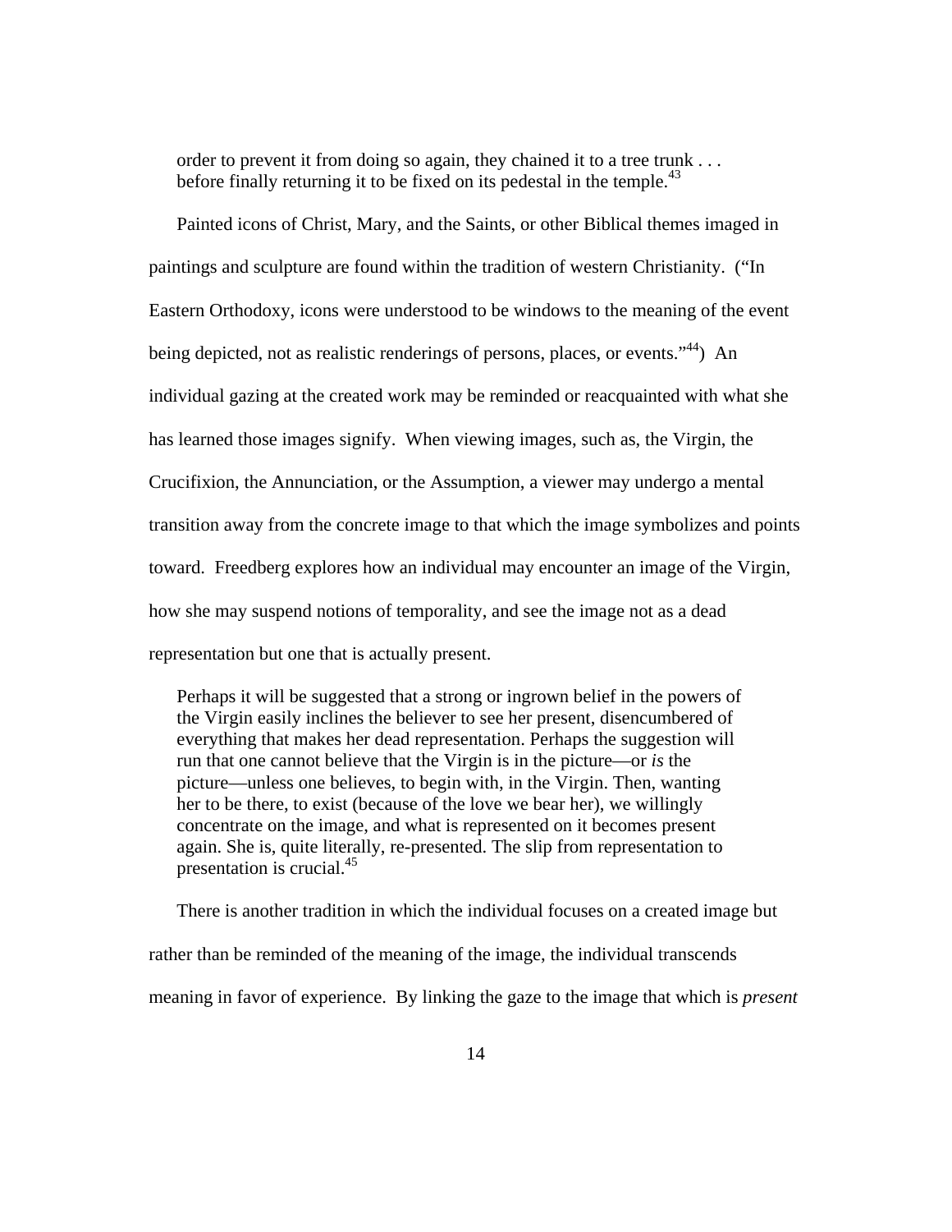> order to prevent it from doing so again, they chained it to a tree trunk . . . before finally returning it to be fixed on its pedestal in the temple.[43]

Painted icons of Christ, Mary, and the Saints, or other Biblical themes imaged in paintings and sculpture are found within the tradition of western Christianity. ("In Eastern Orthodoxy, icons were understood to be windows to the meaning of the event being depicted, not as realistic renderings of persons, places, or events."[44]) An individual gazing at the created work may be reminded or reacquainted with what she has learned those images signify. When viewing images, such as, the Virgin, the Crucifixion, the Annunciation, or the Assumption, a viewer may undergo a mental transition away from the concrete image to that which the image symbolizes and points toward. Freedberg explores how an individual may encounter an image of the Virgin, how she may suspend notions of temporality, and see the image not as a dead representation but one that is actually present.

> Perhaps it will be suggested that a strong or ingrown belief in the powers of the Virgin easily inclines the believer to see her present, disencumbered of everything that makes her dead representation. Perhaps the suggestion will run that one cannot believe that the Virgin is in the picture—or *is* the picture—unless one believes, to begin with, in the Virgin. Then, wanting her to be there, to exist (because of the love we bear her), we willingly concentrate on the image, and what is represented on it becomes present again. She is, quite literally, re-presented. The slip from representation to presentation is crucial.[45]

There is another tradition in which the individual focuses on a created image but rather than be reminded of the meaning of the image, the individual transcends meaning in favor of experience. By linking the gaze to the image that which is *present*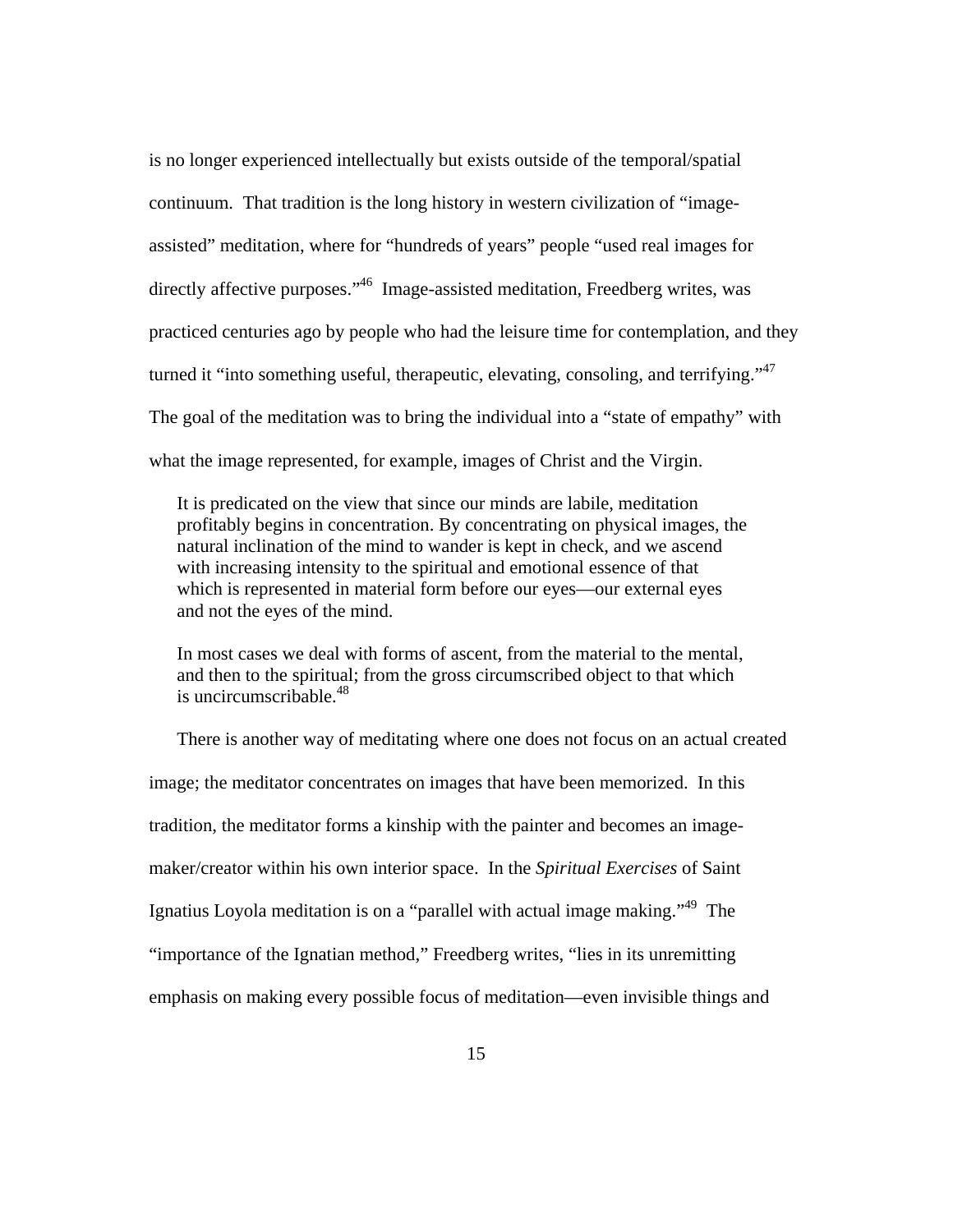is no longer experienced intellectually but exists outside of the temporal/spatial continuum. That tradition is the long history in western civilization of "image-assisted" meditation, where for "hundreds of years" people "used real images for directly affective purposes."[46] Image-assisted meditation, Freedberg writes, was practiced centuries ago by people who had the leisure time for contemplation, and they turned it "into something useful, therapeutic, elevating, consoling, and terrifying."[47] The goal of the meditation was to bring the individual into a "state of empathy" with what the image represented, for example, images of Christ and the Virgin.

> It is predicated on the view that since our minds are labile, meditation profitably begins in concentration. By concentrating on physical images, the natural inclination of the mind to wander is kept in check, and we ascend with increasing intensity to the spiritual and emotional essence of that which is represented in material form before our eyes—our external eyes and not the eyes of the mind.
>
> In most cases we deal with forms of ascent, from the material to the mental, and then to the spiritual; from the gross circumscribed object to that which is uncircumscribable.[48]

There is another way of meditating where one does not focus on an actual created image; the meditator concentrates on images that have been memorized. In this tradition, the meditator forms a kinship with the painter and becomes an image-maker/creator within his own interior space. In the *Spiritual Exercises* of Saint Ignatius Loyola meditation is on a "parallel with actual image making."[49] The "importance of the Ignatian method," Freedberg writes, "lies in its unremitting emphasis on making every possible focus of meditation—even invisible things and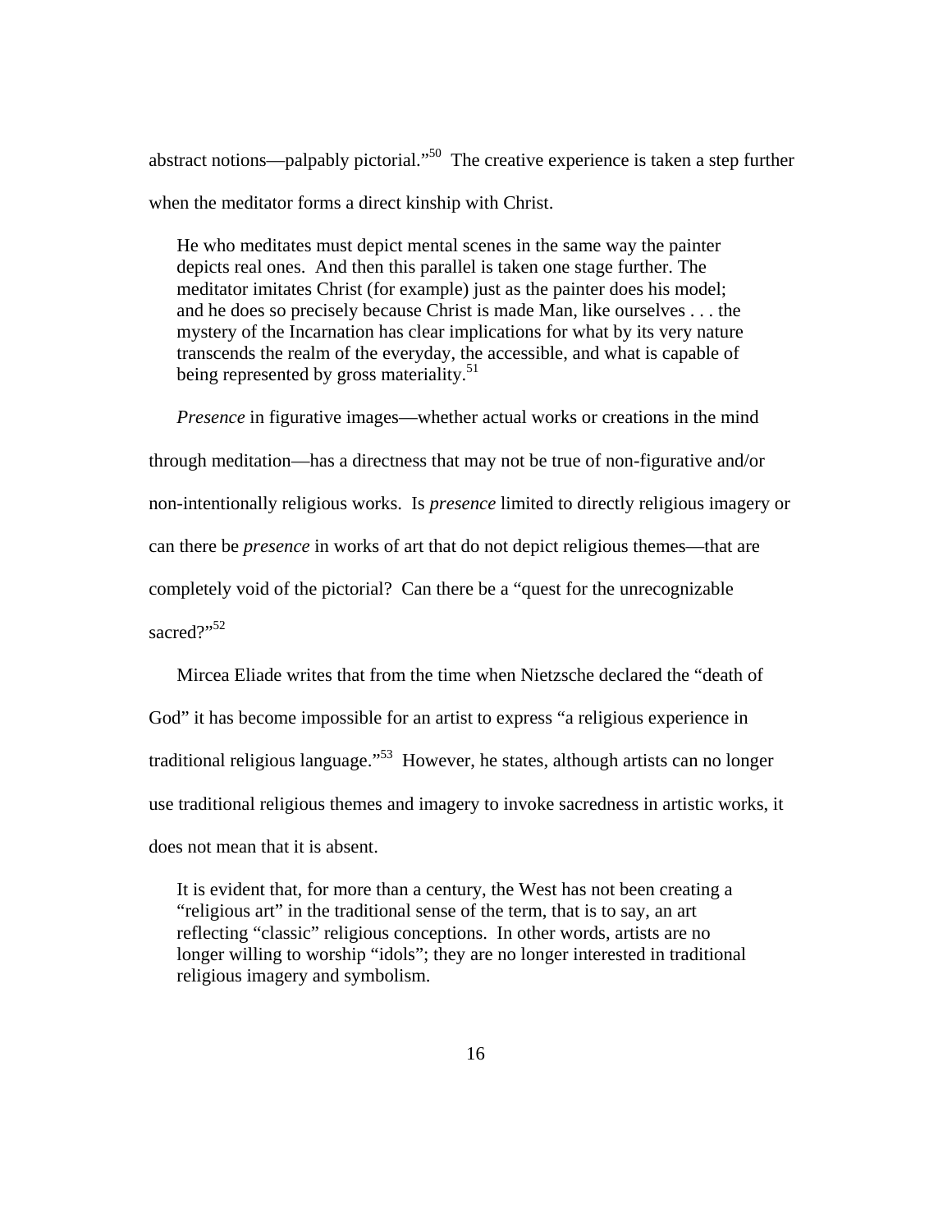abstract notions—palpably pictorial."[50] The creative experience is taken a step further when the meditator forms a direct kinship with Christ.

> He who meditates must depict mental scenes in the same way the painter depicts real ones. And then this parallel is taken one stage further. The meditator imitates Christ (for example) just as the painter does his model; and he does so precisely because Christ is made Man, like ourselves . . . the mystery of the Incarnation has clear implications for what by its very nature transcends the realm of the everyday, the accessible, and what is capable of being represented by gross materiality.[51]

*Presence* in figurative images—whether actual works or creations in the mind through meditation—has a directness that may not be true of non-figurative and/or non-intentionally religious works. Is *presence* limited to directly religious imagery or can there be *presence* in works of art that do not depict religious themes—that are completely void of the pictorial? Can there be a "quest for the unrecognizable sacred?"[52]

Mircea Eliade writes that from the time when Nietzsche declared the "death of God" it has become impossible for an artist to express "a religious experience in traditional religious language."[53] However, he states, although artists can no longer use traditional religious themes and imagery to invoke sacredness in artistic works, it does not mean that it is absent.

> It is evident that, for more than a century, the West has not been creating a "religious art" in the traditional sense of the term, that is to say, an art reflecting "classic" religious conceptions. In other words, artists are no longer willing to worship "idols"; they are no longer interested in traditional religious imagery and symbolism.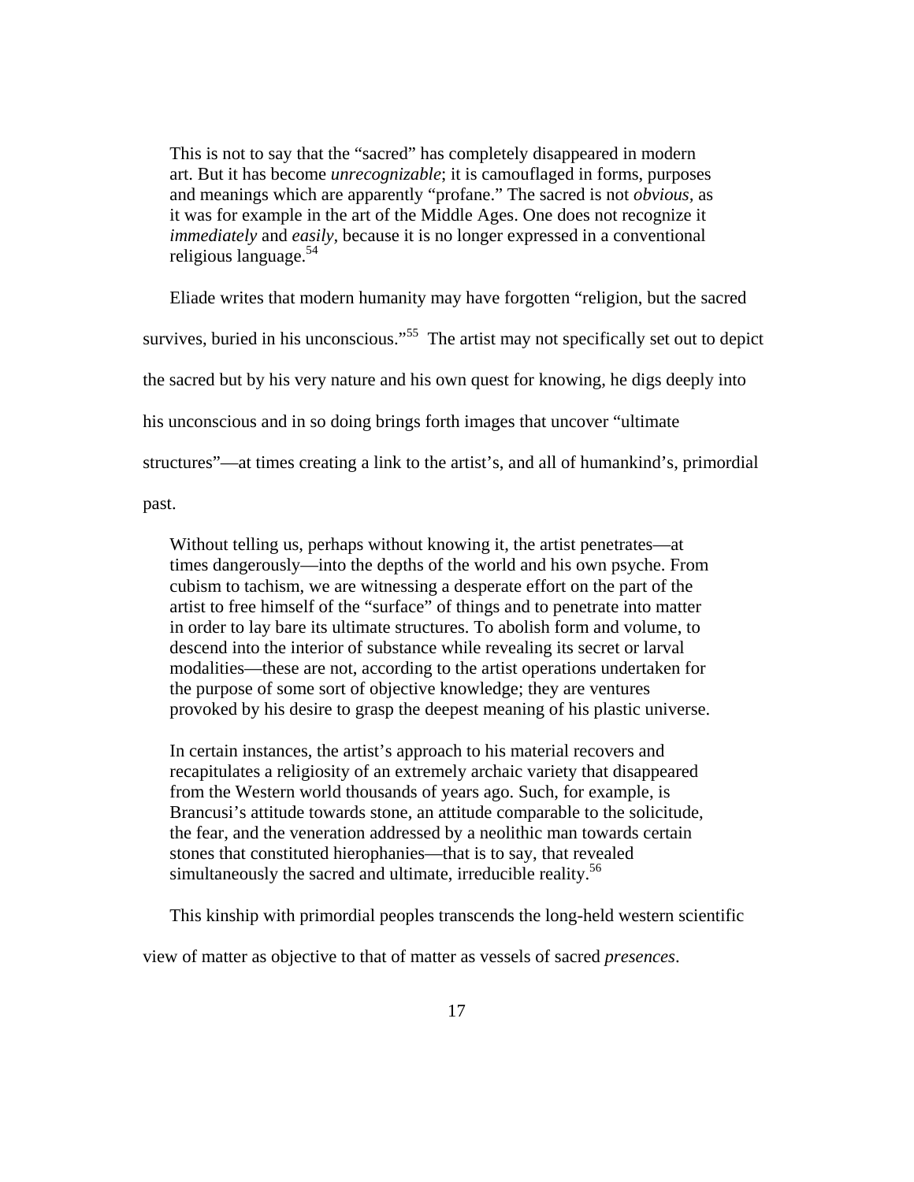> This is not to say that the "sacred" has completely disappeared in modern art. But it has become *unrecognizable*; it is camouflaged in forms, purposes and meanings which are apparently "profane." The sacred is not *obvious*, as it was for example in the art of the Middle Ages. One does not recognize it *immediately* and *easily*, because it is no longer expressed in a conventional religious language.[54]

Eliade writes that modern humanity may have forgotten "religion, but the sacred survives, buried in his unconscious."[55] The artist may not specifically set out to depict the sacred but by his very nature and his own quest for knowing, he digs deeply into his unconscious and in so doing brings forth images that uncover "ultimate structures"—at times creating a link to the artist's, and all of humankind's, primordial past.

> Without telling us, perhaps without knowing it, the artist penetrates—at times dangerously—into the depths of the world and his own psyche. From cubism to tachism, we are witnessing a desperate effort on the part of the artist to free himself of the "surface" of things and to penetrate into matter in order to lay bare its ultimate structures. To abolish form and volume, to descend into the interior of substance while revealing its secret or larval modalities—these are not, according to the artist operations undertaken for the purpose of some sort of objective knowledge; they are ventures provoked by his desire to grasp the deepest meaning of his plastic universe.
>
> In certain instances, the artist's approach to his material recovers and recapitulates a religiosity of an extremely archaic variety that disappeared from the Western world thousands of years ago. Such, for example, is Brancusi's attitude towards stone, an attitude comparable to the solicitude, the fear, and the veneration addressed by a neolithic man towards certain stones that constituted hierophanies—that is to say, that revealed simultaneously the sacred and ultimate, irreducible reality.[56]

This kinship with primordial peoples transcends the long-held western scientific view of matter as objective to that of matter as vessels of sacred *presences*.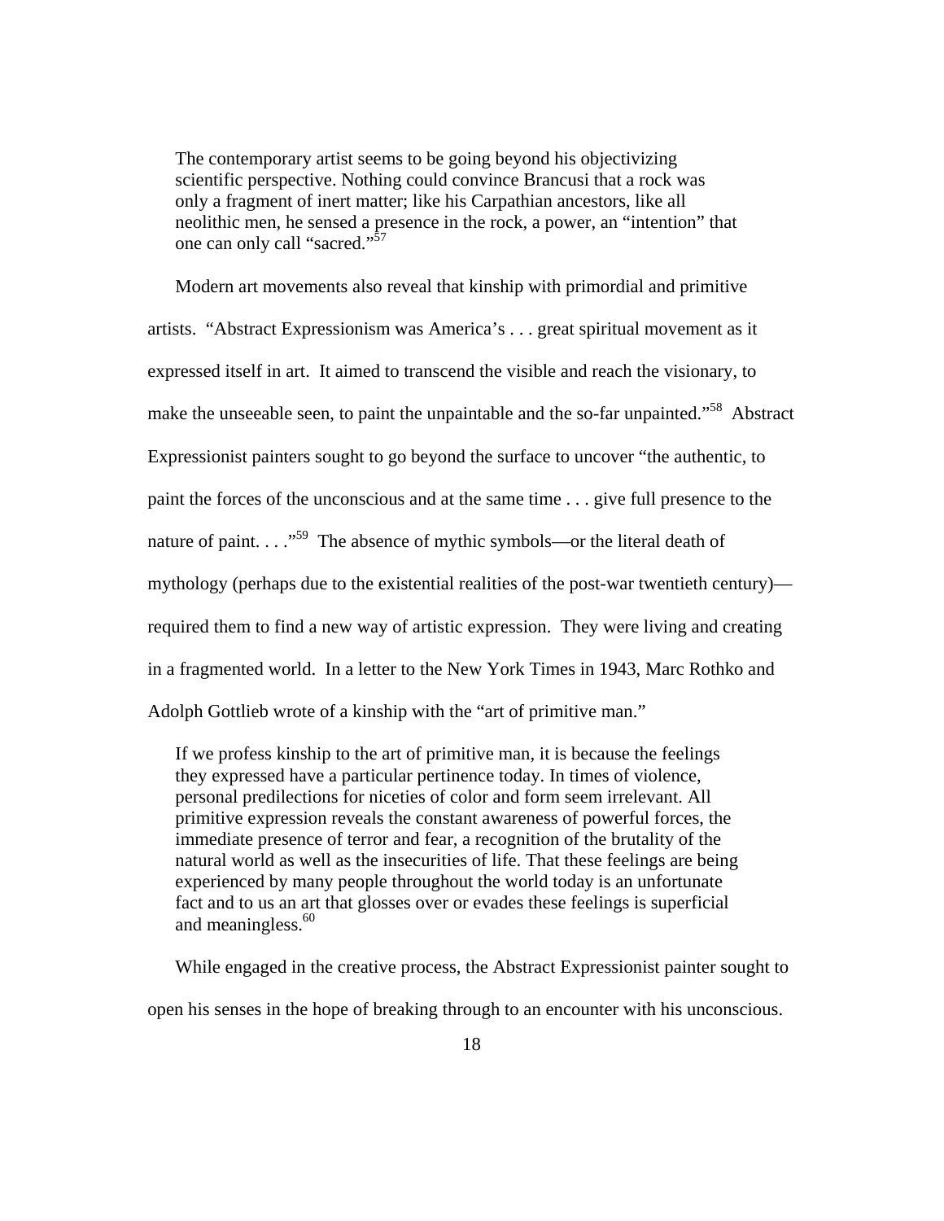> The contemporary artist seems to be going beyond his objectivizing scientific perspective. Nothing could convince Brancusi that a rock was only a fragment of inert matter; like his Carpathian ancestors, like all neolithic men, he sensed a presence in the rock, a power, an "intention" that one can only call "sacred."[57]

Modern art movements also reveal that kinship with primordial and primitive artists. "Abstract Expressionism was America's . . . great spiritual movement as it expressed itself in art. It aimed to transcend the visible and reach the visionary, to make the unseeable seen, to paint the unpaintable and the so-far unpainted."[58] Abstract Expressionist painters sought to go beyond the surface to uncover "the authentic, to paint the forces of the unconscious and at the same time . . . give full presence to the nature of paint. . . ."[59] The absence of mythic symbols—or the literal death of mythology (perhaps due to the existential realities of the post-war twentieth century)—required them to find a new way of artistic expression. They were living and creating in a fragmented world. In a letter to the New York Times in 1943, Marc Rothko and Adolph Gottlieb wrote of a kinship with the "art of primitive man."

> If we profess kinship to the art of primitive man, it is because the feelings they expressed have a particular pertinence today. In times of violence, personal predilections for niceties of color and form seem irrelevant. All primitive expression reveals the constant awareness of powerful forces, the immediate presence of terror and fear, a recognition of the brutality of the natural world as well as the insecurities of life. That these feelings are being experienced by many people throughout the world today is an unfortunate fact and to us an art that glosses over or evades these feelings is superficial and meaningless.[60]

While engaged in the creative process, the Abstract Expressionist painter sought to open his senses in the hope of breaking through to an encounter with his unconscious.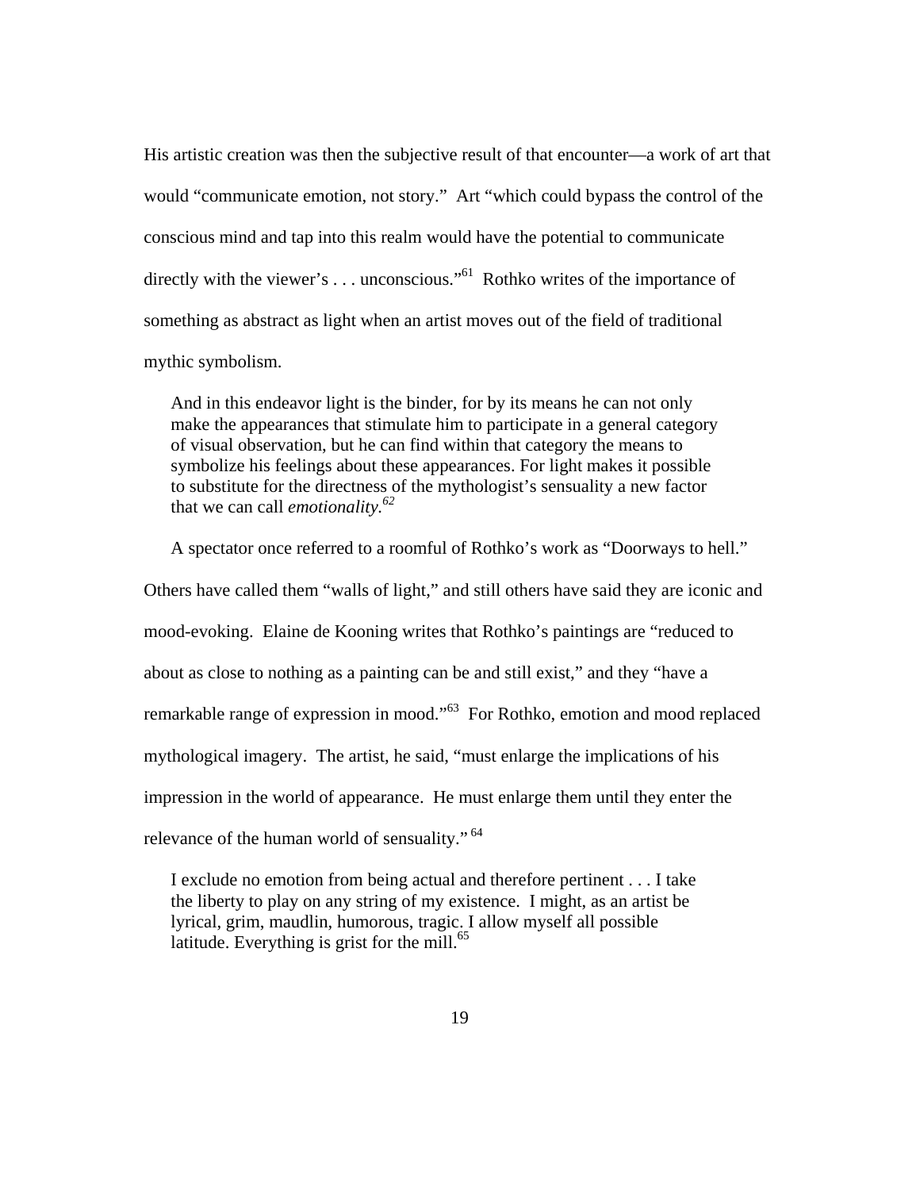His artistic creation was then the subjective result of that encounter—a work of art that would "communicate emotion, not story." Art "which could bypass the control of the conscious mind and tap into this realm would have the potential to communicate directly with the viewer's . . . unconscious."[61] Rothko writes of the importance of something as abstract as light when an artist moves out of the field of traditional mythic symbolism.

> And in this endeavor light is the binder, for by its means he can not only make the appearances that stimulate him to participate in a general category of visual observation, but he can find within that category the means to symbolize his feelings about these appearances. For light makes it possible to substitute for the directness of the mythologist's sensuality a new factor that we can call *emotionality.*[62]

A spectator once referred to a roomful of Rothko's work as "Doorways to hell." Others have called them "walls of light," and still others have said they are iconic and mood-evoking. Elaine de Kooning writes that Rothko's paintings are "reduced to about as close to nothing as a painting can be and still exist," and they "have a remarkable range of expression in mood."[63] For Rothko, emotion and mood replaced mythological imagery. The artist, he said, "must enlarge the implications of his impression in the world of appearance. He must enlarge them until they enter the relevance of the human world of sensuality."[64]

> I exclude no emotion from being actual and therefore pertinent . . . I take the liberty to play on any string of my existence. I might, as an artist be lyrical, grim, maudlin, humorous, tragic. I allow myself all possible latitude. Everything is grist for the mill.[65]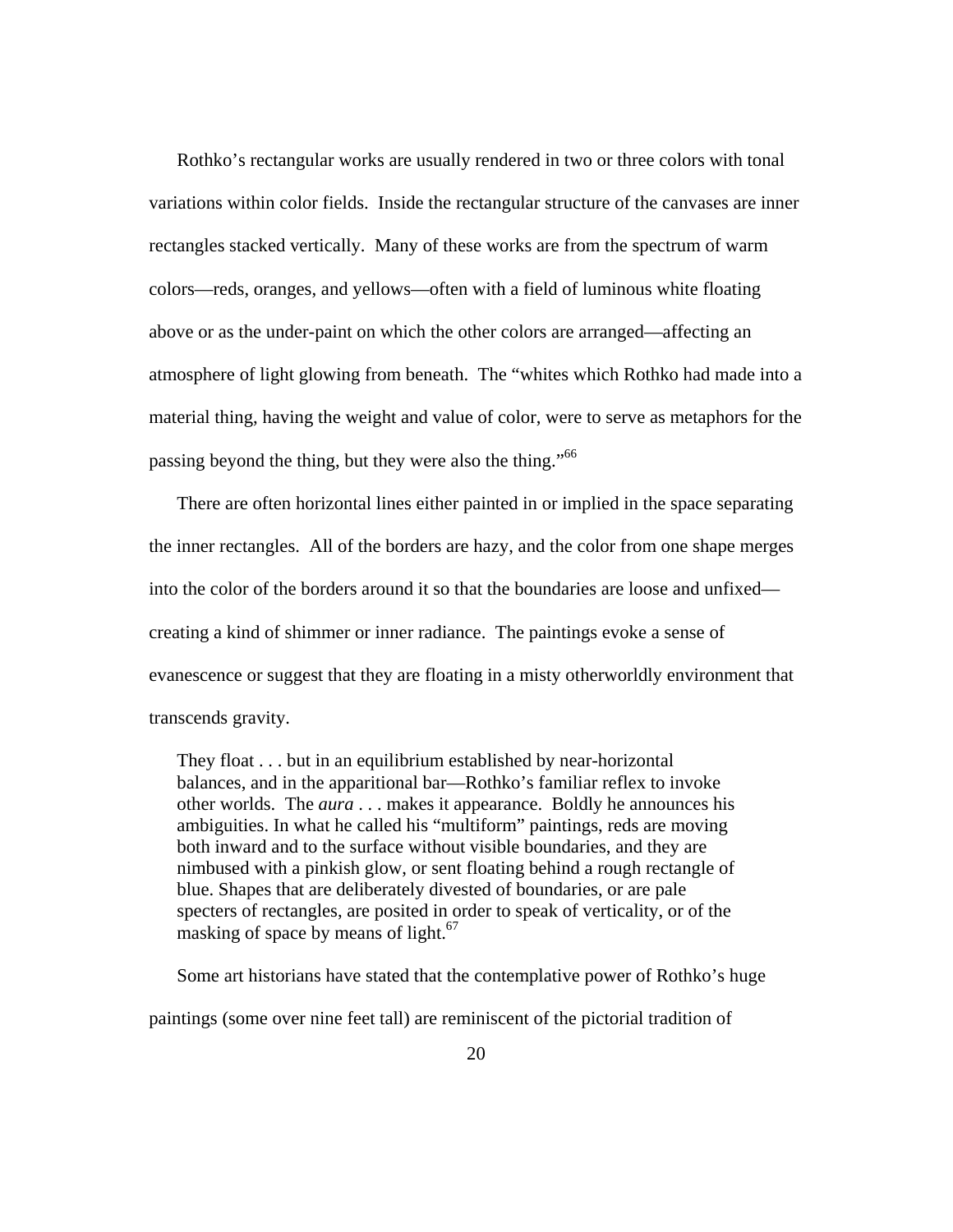Rothko's rectangular works are usually rendered in two or three colors with tonal variations within color fields. Inside the rectangular structure of the canvases are inner rectangles stacked vertically. Many of these works are from the spectrum of warm colors—reds, oranges, and yellows—often with a field of luminous white floating above or as the under-paint on which the other colors are arranged—affecting an atmosphere of light glowing from beneath. The "whites which Rothko had made into a material thing, having the weight and value of color, were to serve as metaphors for the passing beyond the thing, but they were also the thing."[66]

There are often horizontal lines either painted in or implied in the space separating the inner rectangles. All of the borders are hazy, and the color from one shape merges into the color of the borders around it so that the boundaries are loose and unfixed—creating a kind of shimmer or inner radiance. The paintings evoke a sense of evanescence or suggest that they are floating in a misty otherworldly environment that transcends gravity.

> They float . . . but in an equilibrium established by near-horizontal balances, and in the apparitional bar—Rothko's familiar reflex to invoke other worlds. The *aura* . . . makes it appearance. Boldly he announces his ambiguities. In what he called his "multiform" paintings, reds are moving both inward and to the surface without visible boundaries, and they are nimbused with a pinkish glow, or sent floating behind a rough rectangle of blue. Shapes that are deliberately divested of boundaries, or are pale specters of rectangles, are posited in order to speak of verticality, or of the masking of space by means of light.[67]

Some art historians have stated that the contemplative power of Rothko's huge paintings (some over nine feet tall) are reminiscent of the pictorial tradition of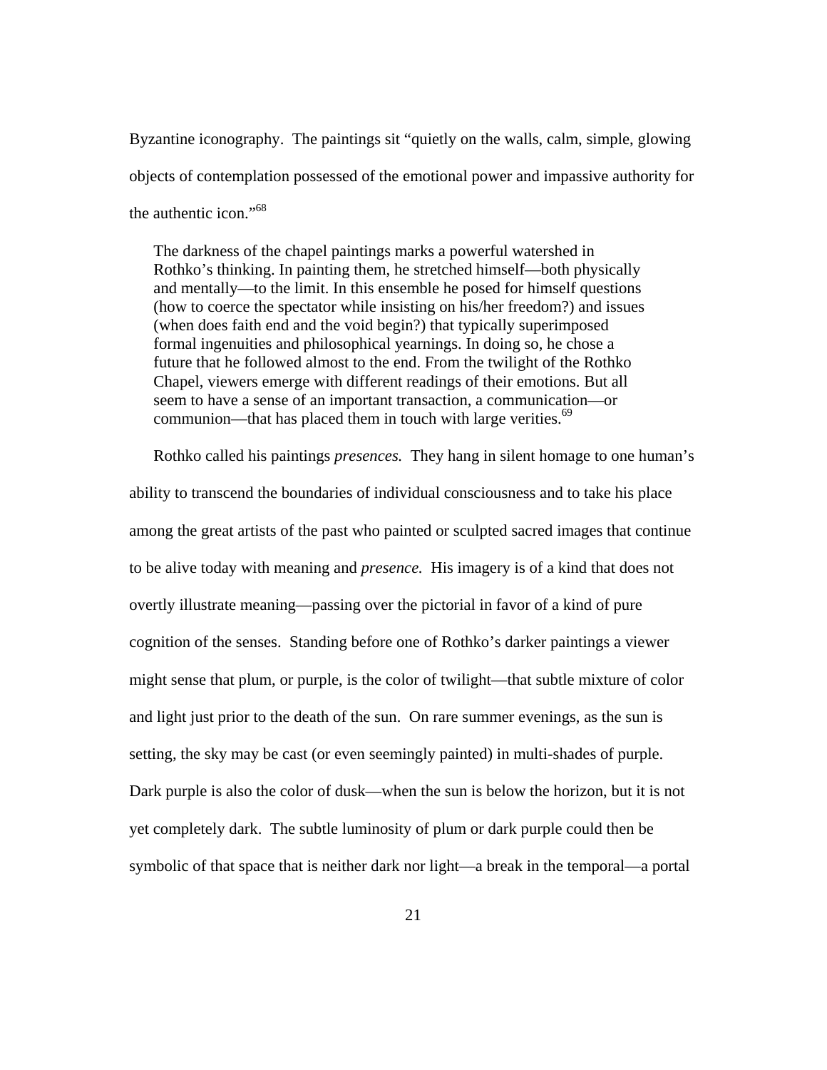Byzantine iconography. The paintings sit "quietly on the walls, calm, simple, glowing objects of contemplation possessed of the emotional power and impassive authority for the authentic icon."[68]

> The darkness of the chapel paintings marks a powerful watershed in Rothko's thinking. In painting them, he stretched himself—both physically and mentally—to the limit. In this ensemble he posed for himself questions (how to coerce the spectator while insisting on his/her freedom?) and issues (when does faith end and the void begin?) that typically superimposed formal ingenuities and philosophical yearnings. In doing so, he chose a future that he followed almost to the end. From the twilight of the Rothko Chapel, viewers emerge with different readings of their emotions. But all seem to have a sense of an important transaction, a communication—or communion—that has placed them in touch with large verities.[69]

Rothko called his paintings *presences.* They hang in silent homage to one human's ability to transcend the boundaries of individual consciousness and to take his place among the great artists of the past who painted or sculpted sacred images that continue to be alive today with meaning and *presence.* His imagery is of a kind that does not overtly illustrate meaning—passing over the pictorial in favor of a kind of pure cognition of the senses. Standing before one of Rothko's darker paintings a viewer might sense that plum, or purple, is the color of twilight—that subtle mixture of color and light just prior to the death of the sun. On rare summer evenings, as the sun is setting, the sky may be cast (or even seemingly painted) in multi-shades of purple. Dark purple is also the color of dusk—when the sun is below the horizon, but it is not yet completely dark. The subtle luminosity of plum or dark purple could then be symbolic of that space that is neither dark nor light—a break in the temporal—a portal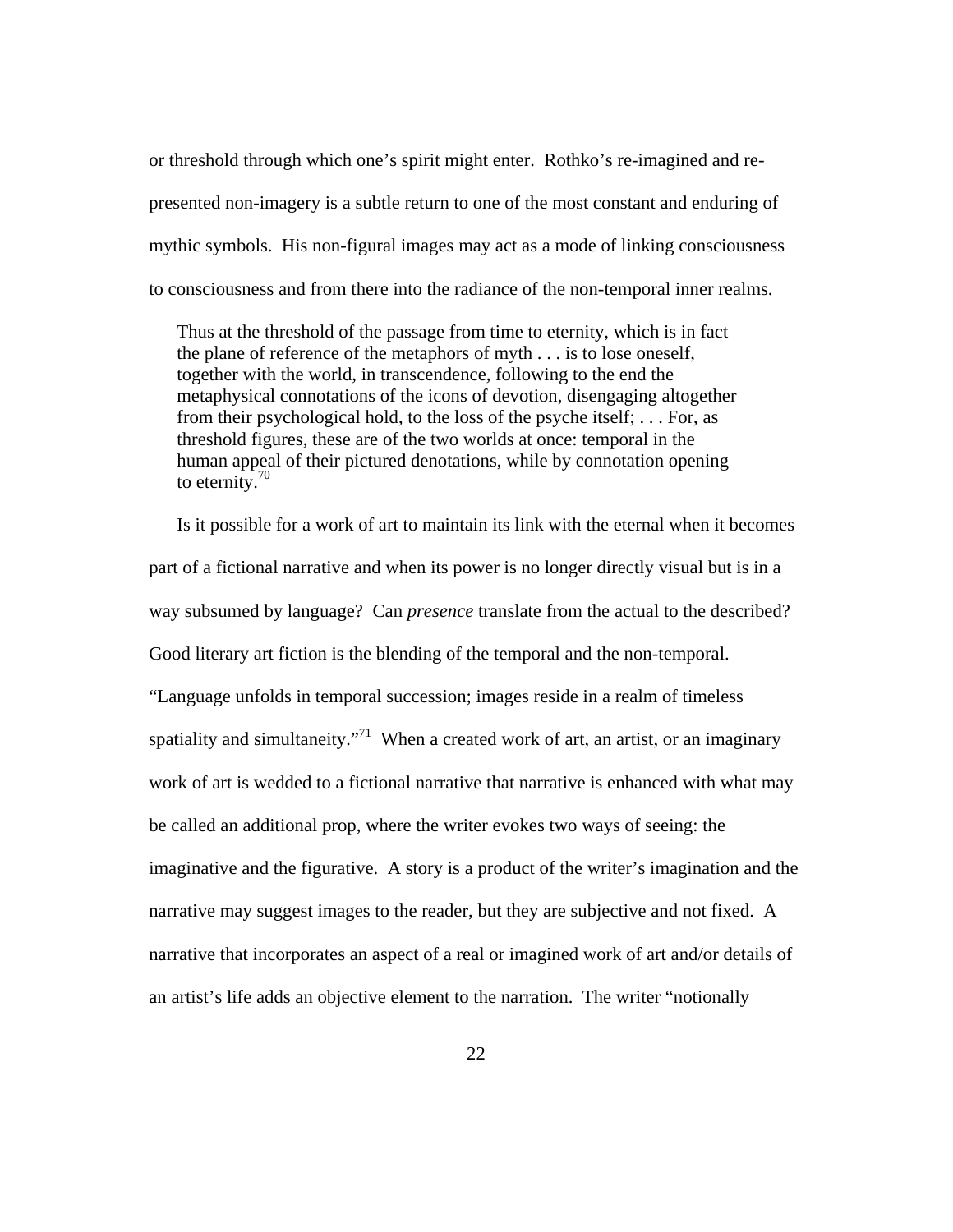or threshold through which one's spirit might enter. Rothko's re-imagined and re-presented non-imagery is a subtle return to one of the most constant and enduring of mythic symbols. His non-figural images may act as a mode of linking consciousness to consciousness and from there into the radiance of the non-temporal inner realms.

> Thus at the threshold of the passage from time to eternity, which is in fact the plane of reference of the metaphors of myth . . . is to lose oneself, together with the world, in transcendence, following to the end the metaphysical connotations of the icons of devotion, disengaging altogether from their psychological hold, to the loss of the psyche itself; . . . For, as threshold figures, these are of the two worlds at once: temporal in the human appeal of their pictured denotations, while by connotation opening to eternity.[70]

Is it possible for a work of art to maintain its link with the eternal when it becomes part of a fictional narrative and when its power is no longer directly visual but is in a way subsumed by language? Can *presence* translate from the actual to the described? Good literary art fiction is the blending of the temporal and the non-temporal. "Language unfolds in temporal succession; images reside in a realm of timeless spatiality and simultaneity."[71] When a created work of art, an artist, or an imaginary work of art is wedded to a fictional narrative that narrative is enhanced with what may be called an additional prop, where the writer evokes two ways of seeing: the imaginative and the figurative. A story is a product of the writer's imagination and the narrative may suggest images to the reader, but they are subjective and not fixed. A narrative that incorporates an aspect of a real or imagined work of art and/or details of an artist's life adds an objective element to the narration. The writer "notionally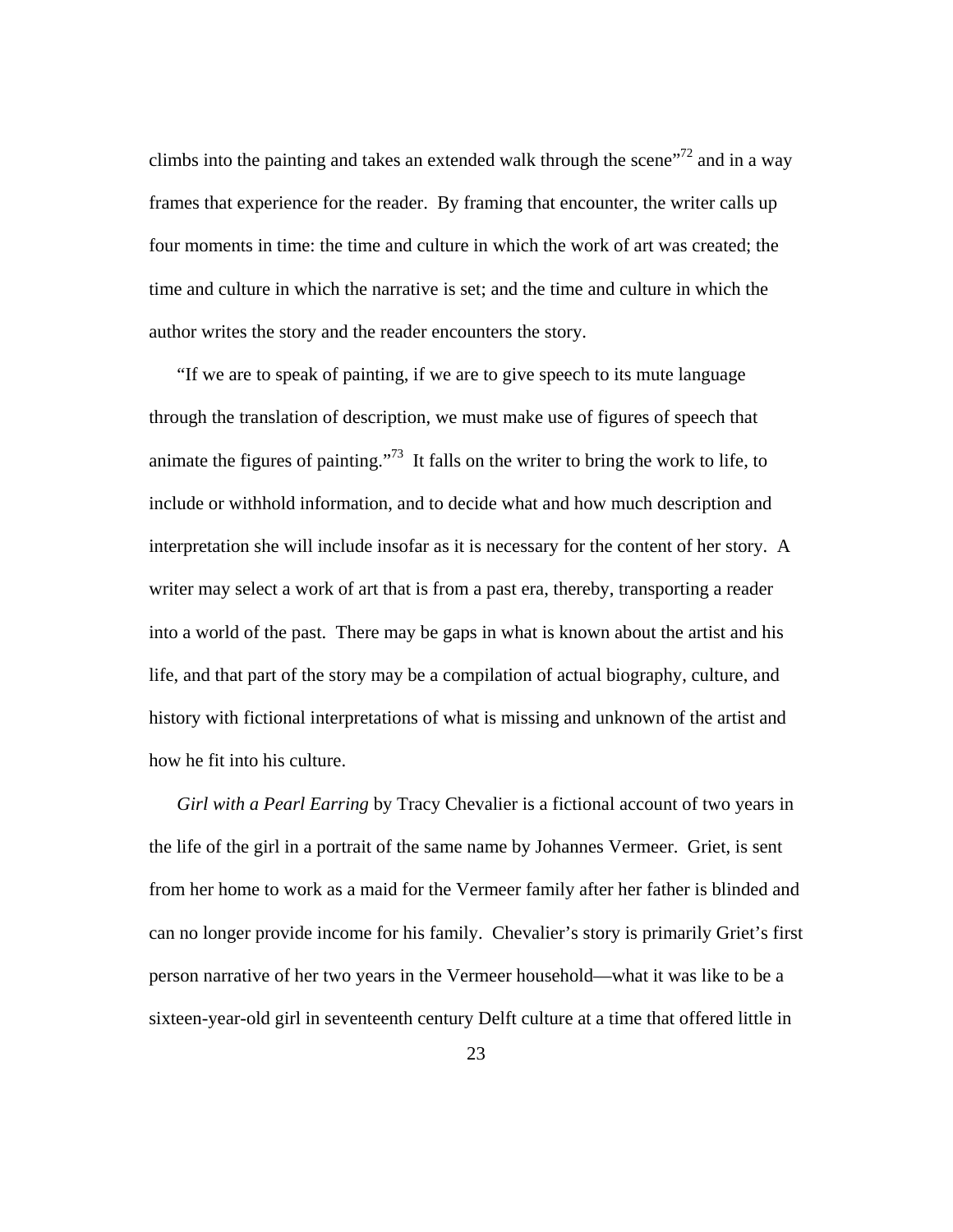climbs into the painting and takes an extended walk through the scene"[72] and in a way frames that experience for the reader. By framing that encounter, the writer calls up four moments in time: the time and culture in which the work of art was created; the time and culture in which the narrative is set; and the time and culture in which the author writes the story and the reader encounters the story.

"If we are to speak of painting, if we are to give speech to its mute language through the translation of description, we must make use of figures of speech that animate the figures of painting."[73] It falls on the writer to bring the work to life, to include or withhold information, and to decide what and how much description and interpretation she will include insofar as it is necessary for the content of her story. A writer may select a work of art that is from a past era, thereby, transporting a reader into a world of the past. There may be gaps in what is known about the artist and his life, and that part of the story may be a compilation of actual biography, culture, and history with fictional interpretations of what is missing and unknown of the artist and how he fit into his culture.

*Girl with a Pearl Earring* by Tracy Chevalier is a fictional account of two years in the life of the girl in a portrait of the same name by Johannes Vermeer. Griet, is sent from her home to work as a maid for the Vermeer family after her father is blinded and can no longer provide income for his family. Chevalier's story is primarily Griet's first person narrative of her two years in the Vermeer household—what it was like to be a sixteen-year-old girl in seventeenth century Delft culture at a time that offered little in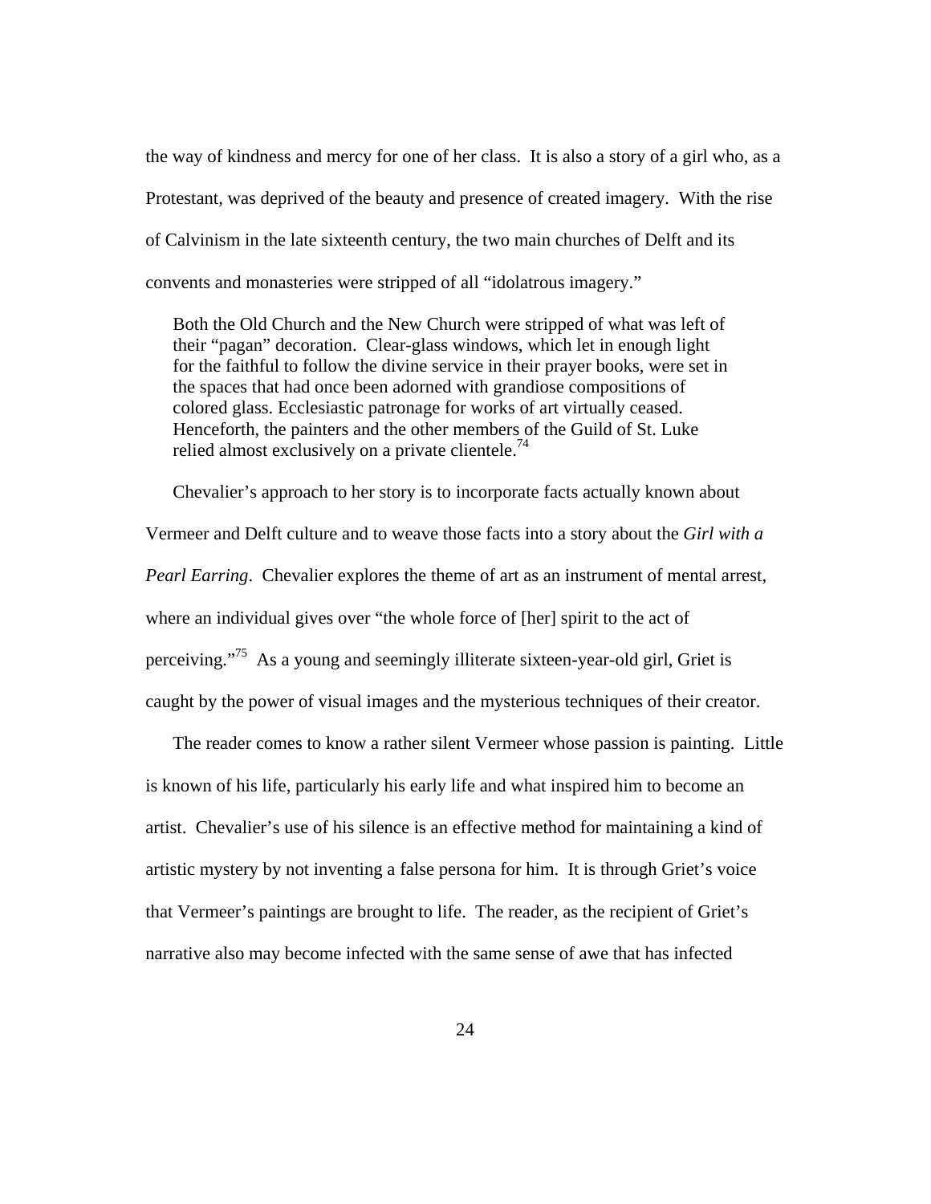the way of kindness and mercy for one of her class. It is also a story of a girl who, as a Protestant, was deprived of the beauty and presence of created imagery. With the rise of Calvinism in the late sixteenth century, the two main churches of Delft and its convents and monasteries were stripped of all "idolatrous imagery."

> Both the Old Church and the New Church were stripped of what was left of their "pagan" decoration. Clear-glass windows, which let in enough light for the faithful to follow the divine service in their prayer books, were set in the spaces that had once been adorned with grandiose compositions of colored glass. Ecclesiastic patronage for works of art virtually ceased. Henceforth, the painters and the other members of the Guild of St. Luke relied almost exclusively on a private clientele.[74]

Chevalier's approach to her story is to incorporate facts actually known about Vermeer and Delft culture and to weave those facts into a story about the *Girl with a Pearl Earring*. Chevalier explores the theme of art as an instrument of mental arrest, where an individual gives over "the whole force of [her] spirit to the act of perceiving."[75] As a young and seemingly illiterate sixteen-year-old girl, Griet is caught by the power of visual images and the mysterious techniques of their creator.

The reader comes to know a rather silent Vermeer whose passion is painting. Little is known of his life, particularly his early life and what inspired him to become an artist. Chevalier's use of his silence is an effective method for maintaining a kind of artistic mystery by not inventing a false persona for him. It is through Griet's voice that Vermeer's paintings are brought to life. The reader, as the recipient of Griet's narrative also may become infected with the same sense of awe that has infected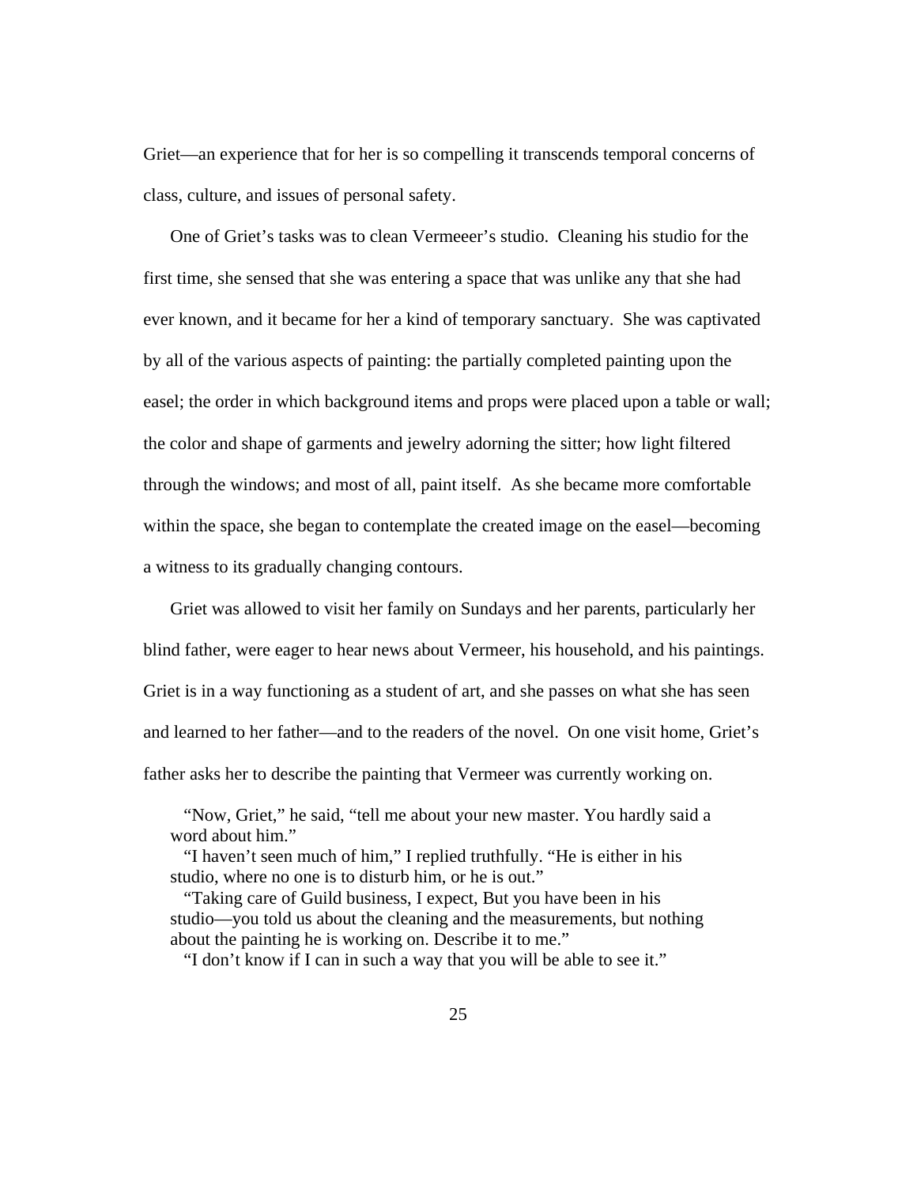Griet—an experience that for her is so compelling it transcends temporal concerns of class, culture, and issues of personal safety.

One of Griet's tasks was to clean Vermeeer's studio. Cleaning his studio for the first time, she sensed that she was entering a space that was unlike any that she had ever known, and it became for her a kind of temporary sanctuary. She was captivated by all of the various aspects of painting: the partially completed painting upon the easel; the order in which background items and props were placed upon a table or wall; the color and shape of garments and jewelry adorning the sitter; how light filtered through the windows; and most of all, paint itself. As she became more comfortable within the space, she began to contemplate the created image on the easel—becoming a witness to its gradually changing contours.

Griet was allowed to visit her family on Sundays and her parents, particularly her blind father, were eager to hear news about Vermeer, his household, and his paintings. Griet is in a way functioning as a student of art, and she passes on what she has seen and learned to her father—and to the readers of the novel. On one visit home, Griet's father asks her to describe the painting that Vermeer was currently working on.

> "Now, Griet," he said, "tell me about your new master. You hardly said a word about him."
>
> "I haven't seen much of him," I replied truthfully. "He is either in his studio, where no one is to disturb him, or he is out."
>
> "Taking care of Guild business, I expect, But you have been in his studio—you told us about the cleaning and the measurements, but nothing about the painting he is working on. Describe it to me."
>
> "I don't know if I can in such a way that you will be able to see it."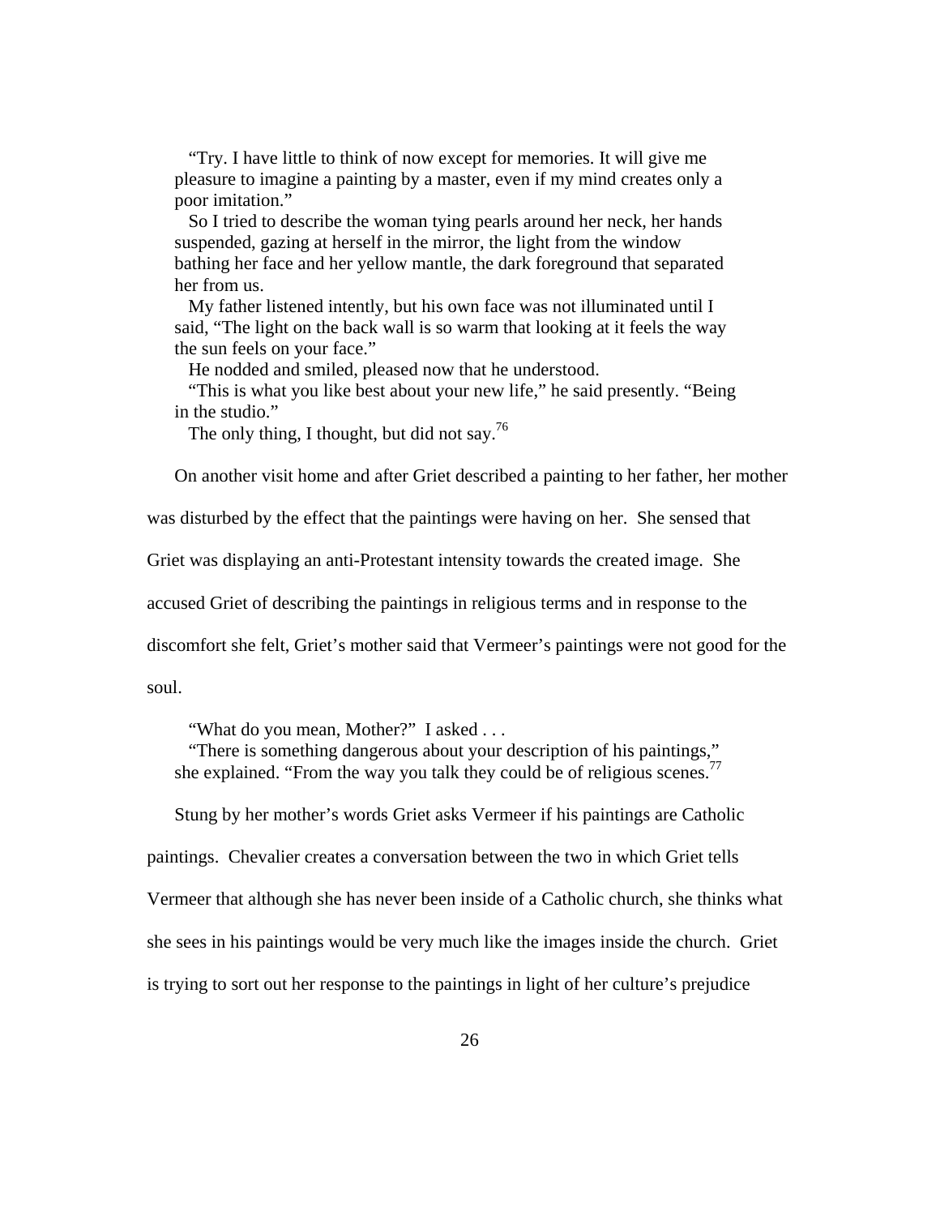"Try. I have little to think of now except for memories. It will give me pleasure to imagine a painting by a master, even if my mind creates only a poor imitation."

So I tried to describe the woman tying pearls around her neck, her hands suspended, gazing at herself in the mirror, the light from the window bathing her face and her yellow mantle, the dark foreground that separated her from us.

My father listened intently, but his own face was not illuminated until I said, "The light on the back wall is so warm that looking at it feels the way the sun feels on your face."

He nodded and smiled, pleased now that he understood.

"This is what you like best about your new life," he said presently. "Being in the studio."

The only thing, I thought, but did not say.[76]

On another visit home and after Griet described a painting to her father, her mother was disturbed by the effect that the paintings were having on her. She sensed that Griet was displaying an anti-Protestant intensity towards the created image. She accused Griet of describing the paintings in religious terms and in response to the discomfort she felt, Griet's mother said that Vermeer's paintings were not good for the soul.

"What do you mean, Mother?" I asked . . .

"There is something dangerous about your description of his paintings," she explained. "From the way you talk they could be of religious scenes.[77]

Stung by her mother's words Griet asks Vermeer if his paintings are Catholic paintings. Chevalier creates a conversation between the two in which Griet tells Vermeer that although she has never been inside of a Catholic church, she thinks what she sees in his paintings would be very much like the images inside the church. Griet is trying to sort out her response to the paintings in light of her culture's prejudice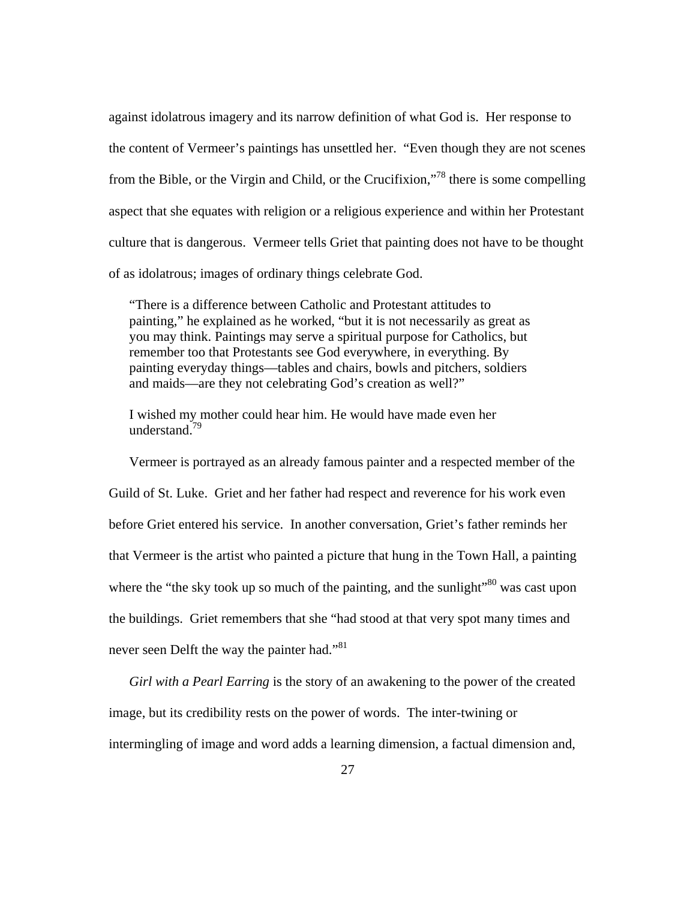against idolatrous imagery and its narrow definition of what God is. Her response to the content of Vermeer's paintings has unsettled her. "Even though they are not scenes from the Bible, or the Virgin and Child, or the Crucifixion,"[78] there is some compelling aspect that she equates with religion or a religious experience and within her Protestant culture that is dangerous. Vermeer tells Griet that painting does not have to be thought of as idolatrous; images of ordinary things celebrate God.

> "There is a difference between Catholic and Protestant attitudes to painting," he explained as he worked, "but it is not necessarily as great as you may think. Paintings may serve a spiritual purpose for Catholics, but remember too that Protestants see God everywhere, in everything. By painting everyday things—tables and chairs, bowls and pitchers, soldiers and maids—are they not celebrating God's creation as well?"
>
> I wished my mother could hear him. He would have made even her understand.[79]

Vermeer is portrayed as an already famous painter and a respected member of the Guild of St. Luke. Griet and her father had respect and reverence for his work even before Griet entered his service. In another conversation, Griet's father reminds her that Vermeer is the artist who painted a picture that hung in the Town Hall, a painting where the "the sky took up so much of the painting, and the sunlight"[80] was cast upon the buildings. Griet remembers that she "had stood at that very spot many times and never seen Delft the way the painter had."[81]

*Girl with a Pearl Earring* is the story of an awakening to the power of the created image, but its credibility rests on the power of words. The inter-twining or intermingling of image and word adds a learning dimension, a factual dimension and,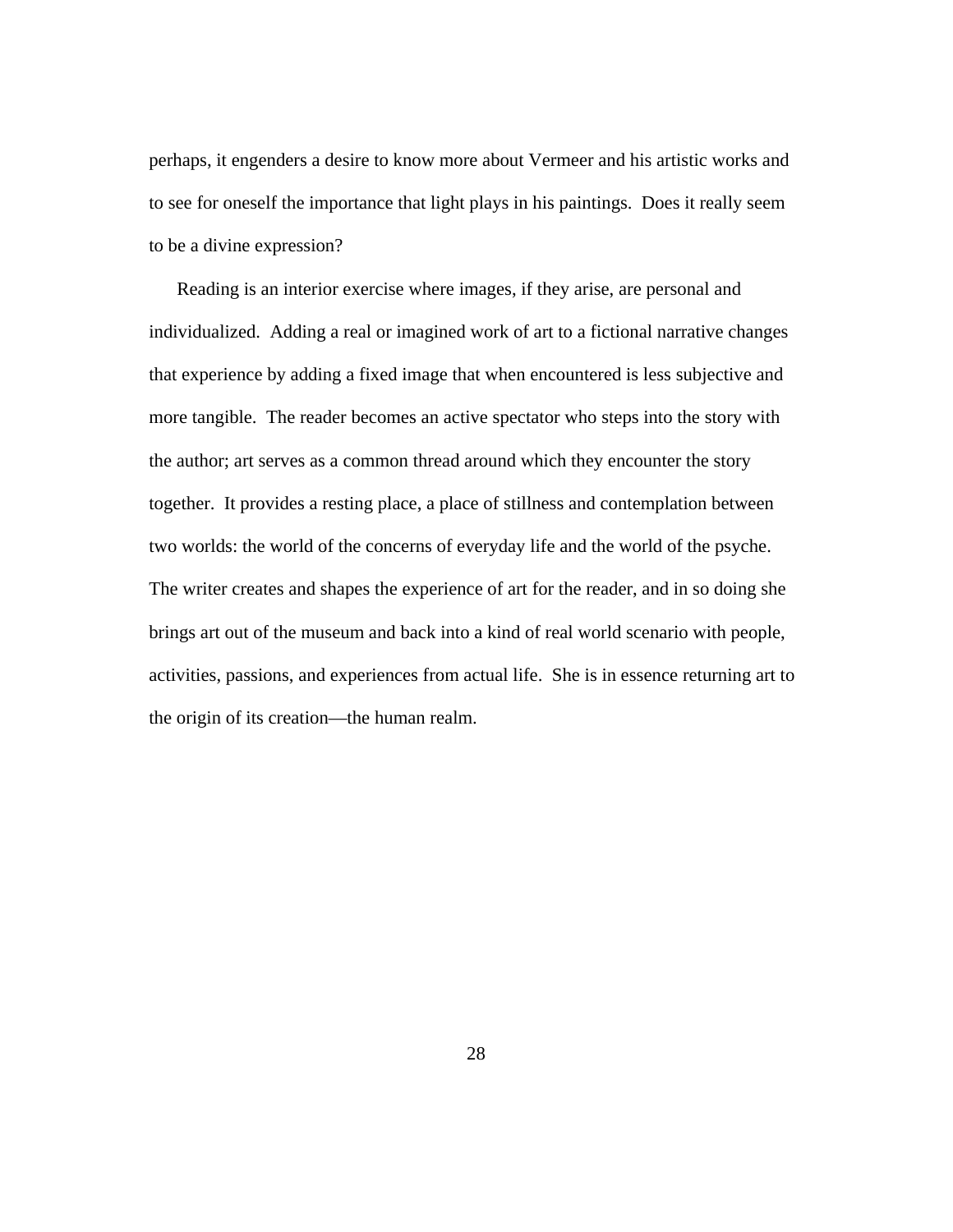perhaps, it engenders a desire to know more about Vermeer and his artistic works and to see for oneself the importance that light plays in his paintings. Does it really seem to be a divine expression?

Reading is an interior exercise where images, if they arise, are personal and individualized. Adding a real or imagined work of art to a fictional narrative changes that experience by adding a fixed image that when encountered is less subjective and more tangible. The reader becomes an active spectator who steps into the story with the author; art serves as a common thread around which they encounter the story together. It provides a resting place, a place of stillness and contemplation between two worlds: the world of the concerns of everyday life and the world of the psyche. The writer creates and shapes the experience of art for the reader, and in so doing she brings art out of the museum and back into a kind of real world scenario with people, activities, passions, and experiences from actual life. She is in essence returning art to the origin of its creation—the human realm.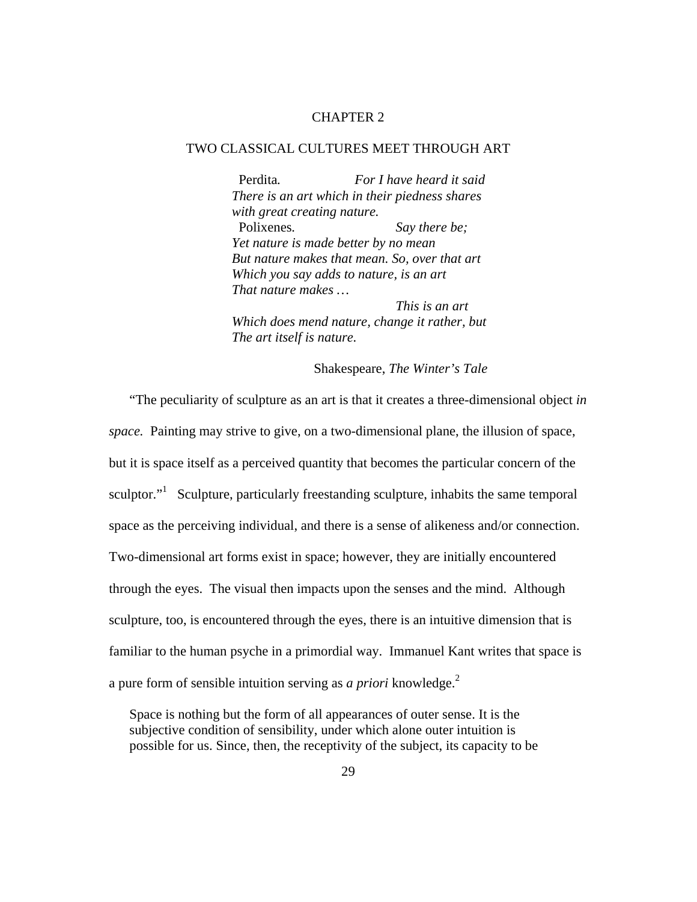# CHAPTER 2

## TWO CLASSICAL CULTURES MEET THROUGH ART

> Perdita. *For I have heard it said*
> *There is an art which in their piedness shares*
> *with great creating nature.*
> Polixenes. *Say there be;*
> *Yet nature is made better by no mean*
> *But nature makes that mean. So, over that art*
> *Which you say adds to nature, is an art*
> *That nature makes …*
> *This is an art*
> *Which does mend nature, change it rather, but*
> *The art itself is nature.*
>
> Shakespeare, *The Winter's Tale*

"The peculiarity of sculpture as an art is that it creates a three-dimensional object *in space.* Painting may strive to give, on a two-dimensional plane, the illusion of space, but it is space itself as a perceived quantity that becomes the particular concern of the sculptor."[1] Sculpture, particularly freestanding sculpture, inhabits the same temporal space as the perceiving individual, and there is a sense of alikeness and/or connection. Two-dimensional art forms exist in space; however, they are initially encountered through the eyes. The visual then impacts upon the senses and the mind. Although sculpture, too, is encountered through the eyes, there is an intuitive dimension that is familiar to the human psyche in a primordial way. Immanuel Kant writes that space is a pure form of sensible intuition serving as *a priori* knowledge.[2]

> Space is nothing but the form of all appearances of outer sense. It is the subjective condition of sensibility, under which alone outer intuition is possible for us. Since, then, the receptivity of the subject, its capacity to be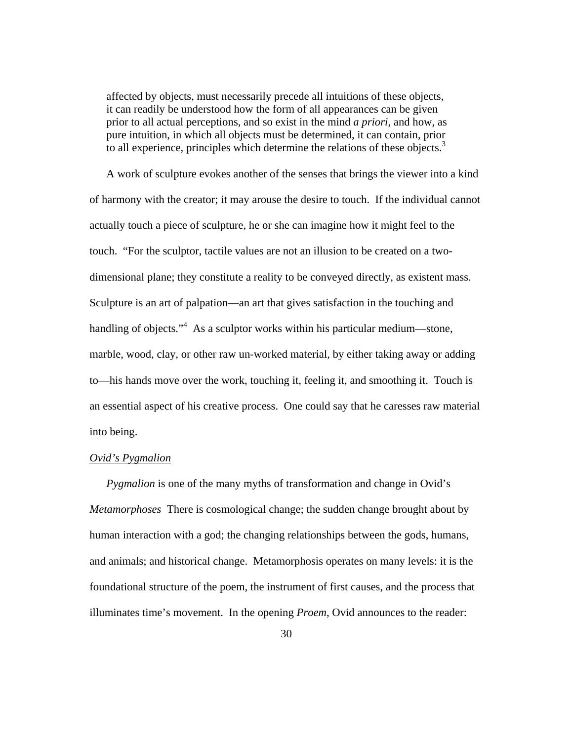> affected by objects, must necessarily precede all intuitions of these objects, it can readily be understood how the form of all appearances can be given prior to all actual perceptions, and so exist in the mind *a priori*, and how, as pure intuition, in which all objects must be determined, it can contain, prior to all experience, principles which determine the relations of these objects.[3]

A work of sculpture evokes another of the senses that brings the viewer into a kind of harmony with the creator; it may arouse the desire to touch. If the individual cannot actually touch a piece of sculpture, he or she can imagine how it might feel to the touch. "For the sculptor, tactile values are not an illusion to be created on a two-dimensional plane; they constitute a reality to be conveyed directly, as existent mass. Sculpture is an art of palpation—an art that gives satisfaction in the touching and handling of objects."[4] As a sculptor works within his particular medium—stone, marble, wood, clay, or other raw un-worked material, by either taking away or adding to—his hands move over the work, touching it, feeling it, and smoothing it. Touch is an essential aspect of his creative process. One could say that he caresses raw material into being.

<u>*Ovid's Pygmalion*</u>

*Pygmalion* is one of the many myths of transformation and change in Ovid's *Metamorphoses* There is cosmological change; the sudden change brought about by human interaction with a god; the changing relationships between the gods, humans, and animals; and historical change. Metamorphosis operates on many levels: it is the foundational structure of the poem, the instrument of first causes, and the process that illuminates time's movement. In the opening *Proem*, Ovid announces to the reader: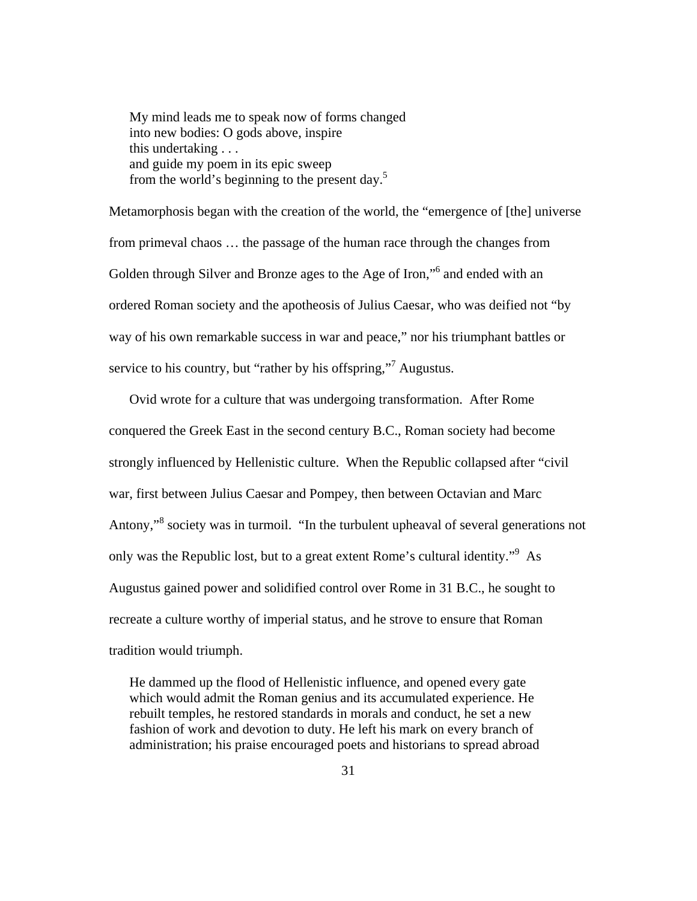> My mind leads me to speak now of forms changed
> into new bodies: O gods above, inspire
> this undertaking . . .
> and guide my poem in its epic sweep
> from the world's beginning to the present day.[5]

Metamorphosis began with the creation of the world, the "emergence of [the] universe from primeval chaos … the passage of the human race through the changes from Golden through Silver and Bronze ages to the Age of Iron,"[6] and ended with an ordered Roman society and the apotheosis of Julius Caesar, who was deified not "by way of his own remarkable success in war and peace," nor his triumphant battles or service to his country, but "rather by his offspring,"[7] Augustus.

Ovid wrote for a culture that was undergoing transformation. After Rome conquered the Greek East in the second century B.C., Roman society had become strongly influenced by Hellenistic culture. When the Republic collapsed after "civil war, first between Julius Caesar and Pompey, then between Octavian and Marc Antony,"[8] society was in turmoil. "In the turbulent upheaval of several generations not only was the Republic lost, but to a great extent Rome's cultural identity."[9] As Augustus gained power and solidified control over Rome in 31 B.C., he sought to recreate a culture worthy of imperial status, and he strove to ensure that Roman tradition would triumph.

> He dammed up the flood of Hellenistic influence, and opened every gate which would admit the Roman genius and its accumulated experience. He rebuilt temples, he restored standards in morals and conduct, he set a new fashion of work and devotion to duty. He left his mark on every branch of administration; his praise encouraged poets and historians to spread abroad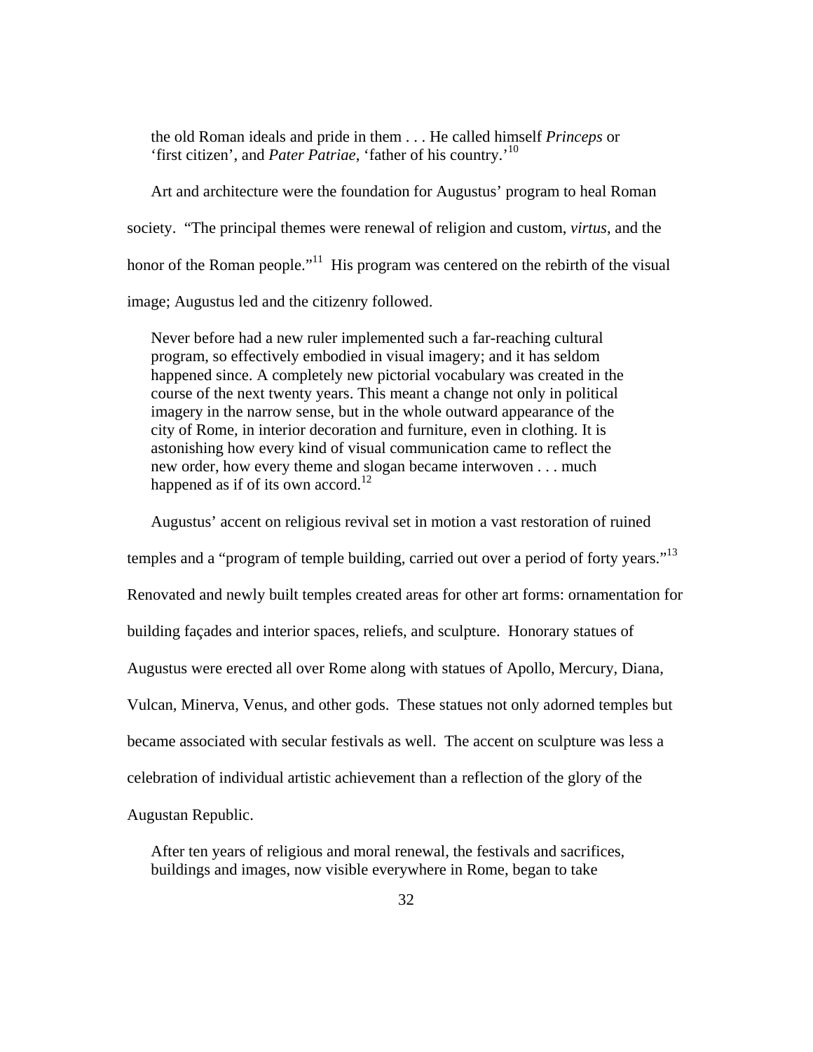> the old Roman ideals and pride in them . . . He called himself *Princeps* or 'first citizen', and *Pater Patriae*, 'father of his country.'[10]

Art and architecture were the foundation for Augustus' program to heal Roman society. "The principal themes were renewal of religion and custom, *virtus*, and the honor of the Roman people."[11] His program was centered on the rebirth of the visual image; Augustus led and the citizenry followed.

> Never before had a new ruler implemented such a far-reaching cultural program, so effectively embodied in visual imagery; and it has seldom happened since. A completely new pictorial vocabulary was created in the course of the next twenty years. This meant a change not only in political imagery in the narrow sense, but in the whole outward appearance of the city of Rome, in interior decoration and furniture, even in clothing. It is astonishing how every kind of visual communication came to reflect the new order, how every theme and slogan became interwoven . . . much happened as if of its own accord.[12]

Augustus' accent on religious revival set in motion a vast restoration of ruined temples and a "program of temple building, carried out over a period of forty years."[13] Renovated and newly built temples created areas for other art forms: ornamentation for building façades and interior spaces, reliefs, and sculpture. Honorary statues of Augustus were erected all over Rome along with statues of Apollo, Mercury, Diana, Vulcan, Minerva, Venus, and other gods. These statues not only adorned temples but became associated with secular festivals as well. The accent on sculpture was less a celebration of individual artistic achievement than a reflection of the glory of the Augustan Republic.

> After ten years of religious and moral renewal, the festivals and sacrifices, buildings and images, now visible everywhere in Rome, began to take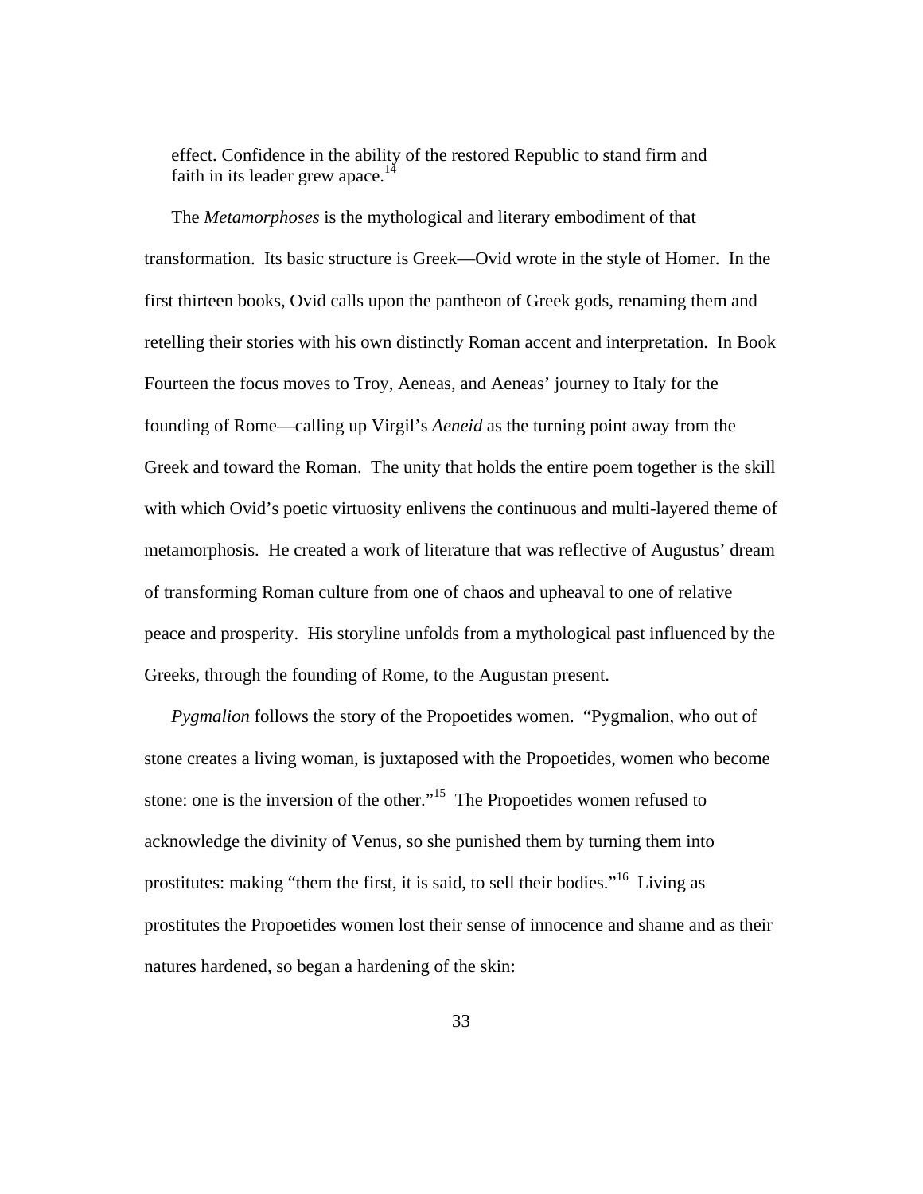effect. Confidence in the ability of the restored Republic to stand firm and faith in its leader grew apace.[14]

The *Metamorphoses* is the mythological and literary embodiment of that transformation. Its basic structure is Greek—Ovid wrote in the style of Homer. In the first thirteen books, Ovid calls upon the pantheon of Greek gods, renaming them and retelling their stories with his own distinctly Roman accent and interpretation. In Book Fourteen the focus moves to Troy, Aeneas, and Aeneas' journey to Italy for the founding of Rome—calling up Virgil's *Aeneid* as the turning point away from the Greek and toward the Roman. The unity that holds the entire poem together is the skill with which Ovid's poetic virtuosity enlivens the continuous and multi-layered theme of metamorphosis. He created a work of literature that was reflective of Augustus' dream of transforming Roman culture from one of chaos and upheaval to one of relative peace and prosperity. His storyline unfolds from a mythological past influenced by the Greeks, through the founding of Rome, to the Augustan present.

*Pygmalion* follows the story of the Propoetides women. "Pygmalion, who out of stone creates a living woman, is juxtaposed with the Propoetides, women who become stone: one is the inversion of the other."[15] The Propoetides women refused to acknowledge the divinity of Venus, so she punished them by turning them into prostitutes: making "them the first, it is said, to sell their bodies."[16] Living as prostitutes the Propoetides women lost their sense of innocence and shame and as their natures hardened, so began a hardening of the skin: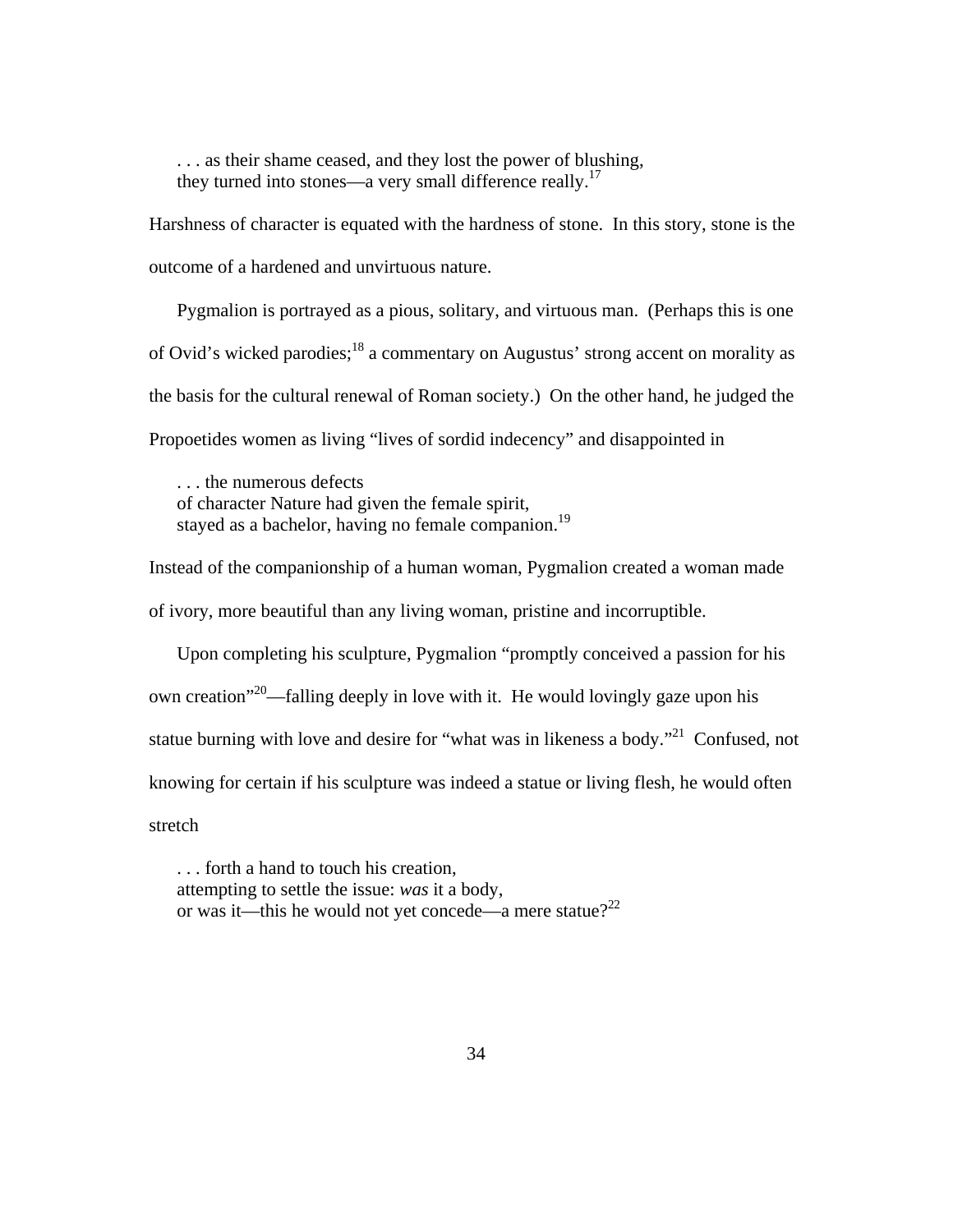> . . . as their shame ceased, and they lost the power of blushing,
> they turned into stones—a very small difference really.[17]

Harshness of character is equated with the hardness of stone. In this story, stone is the outcome of a hardened and unvirtuous nature.

Pygmalion is portrayed as a pious, solitary, and virtuous man. (Perhaps this is one of Ovid's wicked parodies;[18] a commentary on Augustus' strong accent on morality as the basis for the cultural renewal of Roman society.) On the other hand, he judged the Propoetides women as living "lives of sordid indecency" and disappointed in

> . . . the numerous defects
> of character Nature had given the female spirit,
> stayed as a bachelor, having no female companion.[19]

Instead of the companionship of a human woman, Pygmalion created a woman made of ivory, more beautiful than any living woman, pristine and incorruptible.

Upon completing his sculpture, Pygmalion "promptly conceived a passion for his own creation"[20]—falling deeply in love with it. He would lovingly gaze upon his statue burning with love and desire for "what was in likeness a body."[21] Confused, not knowing for certain if his sculpture was indeed a statue or living flesh, he would often stretch

> . . . forth a hand to touch his creation,
> attempting to settle the issue: *was* it a body,
> or was it—this he would not yet concede—a mere statue?[22]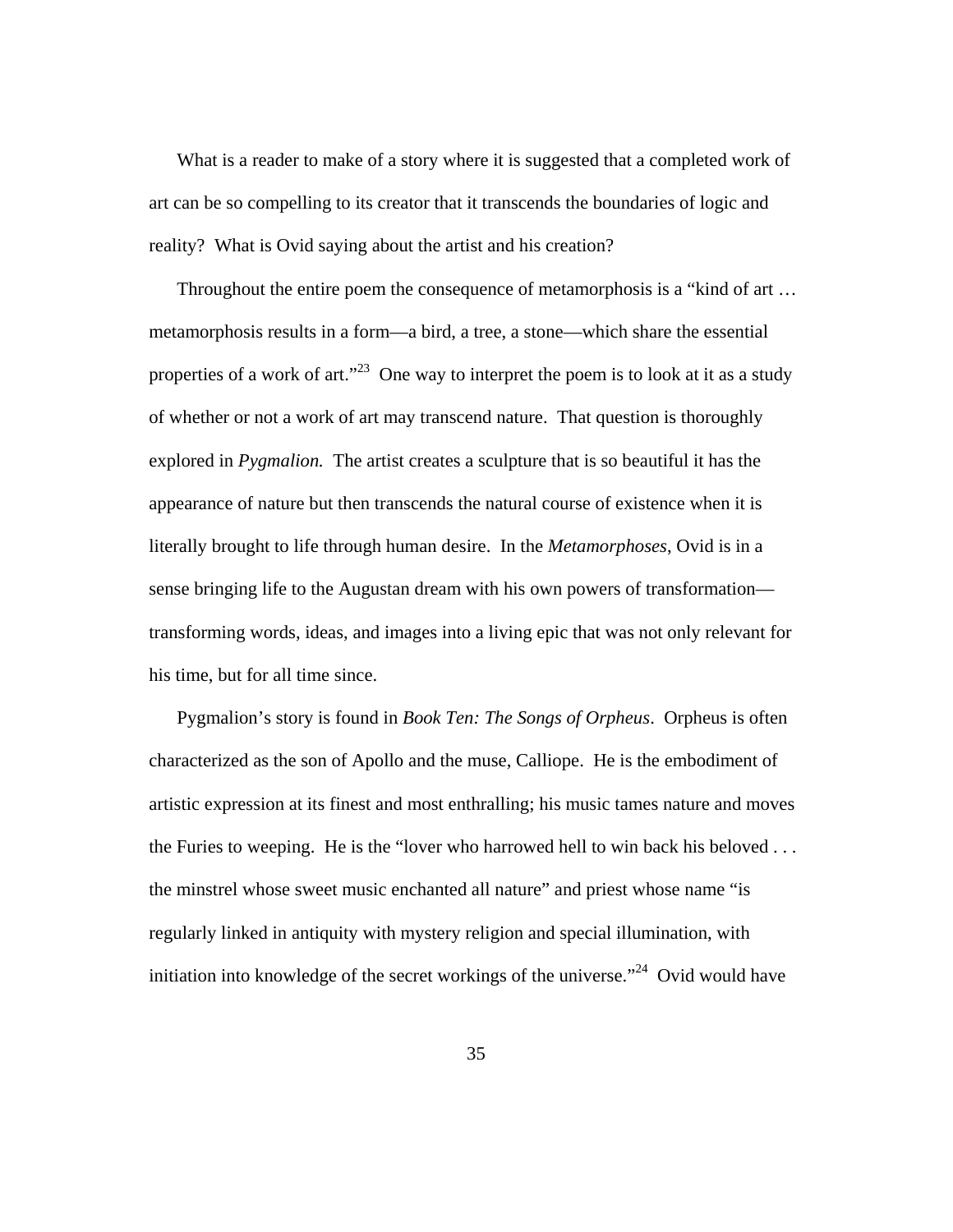What is a reader to make of a story where it is suggested that a completed work of art can be so compelling to its creator that it transcends the boundaries of logic and reality? What is Ovid saying about the artist and his creation?

Throughout the entire poem the consequence of metamorphosis is a "kind of art … metamorphosis results in a form—a bird, a tree, a stone—which share the essential properties of a work of art."[23] One way to interpret the poem is to look at it as a study of whether or not a work of art may transcend nature. That question is thoroughly explored in *Pygmalion.* The artist creates a sculpture that is so beautiful it has the appearance of nature but then transcends the natural course of existence when it is literally brought to life through human desire. In the *Metamorphoses*, Ovid is in a sense bringing life to the Augustan dream with his own powers of transformation—transforming words, ideas, and images into a living epic that was not only relevant for his time, but for all time since.

Pygmalion's story is found in *Book Ten: The Songs of Orpheus*. Orpheus is often characterized as the son of Apollo and the muse, Calliope. He is the embodiment of artistic expression at its finest and most enthralling; his music tames nature and moves the Furies to weeping. He is the "lover who harrowed hell to win back his beloved . . . the minstrel whose sweet music enchanted all nature" and priest whose name "is regularly linked in antiquity with mystery religion and special illumination, with initiation into knowledge of the secret workings of the universe."[24] Ovid would have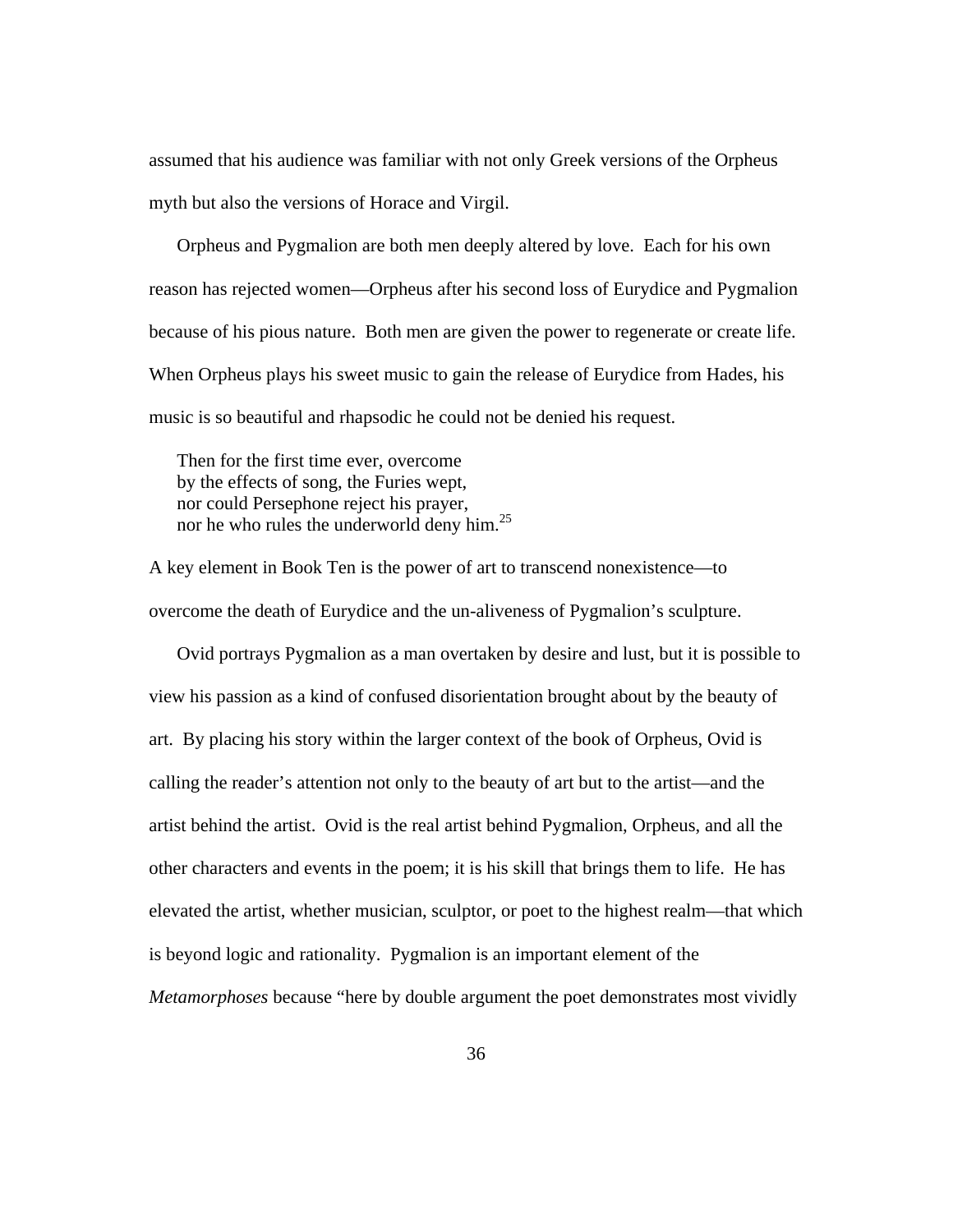assumed that his audience was familiar with not only Greek versions of the Orpheus myth but also the versions of Horace and Virgil.

Orpheus and Pygmalion are both men deeply altered by love. Each for his own reason has rejected women—Orpheus after his second loss of Eurydice and Pygmalion because of his pious nature. Both men are given the power to regenerate or create life. When Orpheus plays his sweet music to gain the release of Eurydice from Hades, his music is so beautiful and rhapsodic he could not be denied his request.

> Then for the first time ever, overcome
> by the effects of song, the Furies wept,
> nor could Persephone reject his prayer,
> nor he who rules the underworld deny him.[25]

A key element in Book Ten is the power of art to transcend nonexistence—to overcome the death of Eurydice and the un-aliveness of Pygmalion's sculpture.

Ovid portrays Pygmalion as a man overtaken by desire and lust, but it is possible to view his passion as a kind of confused disorientation brought about by the beauty of art. By placing his story within the larger context of the book of Orpheus, Ovid is calling the reader's attention not only to the beauty of art but to the artist—and the artist behind the artist. Ovid is the real artist behind Pygmalion, Orpheus, and all the other characters and events in the poem; it is his skill that brings them to life. He has elevated the artist, whether musician, sculptor, or poet to the highest realm—that which is beyond logic and rationality. Pygmalion is an important element of the *Metamorphoses* because "here by double argument the poet demonstrates most vividly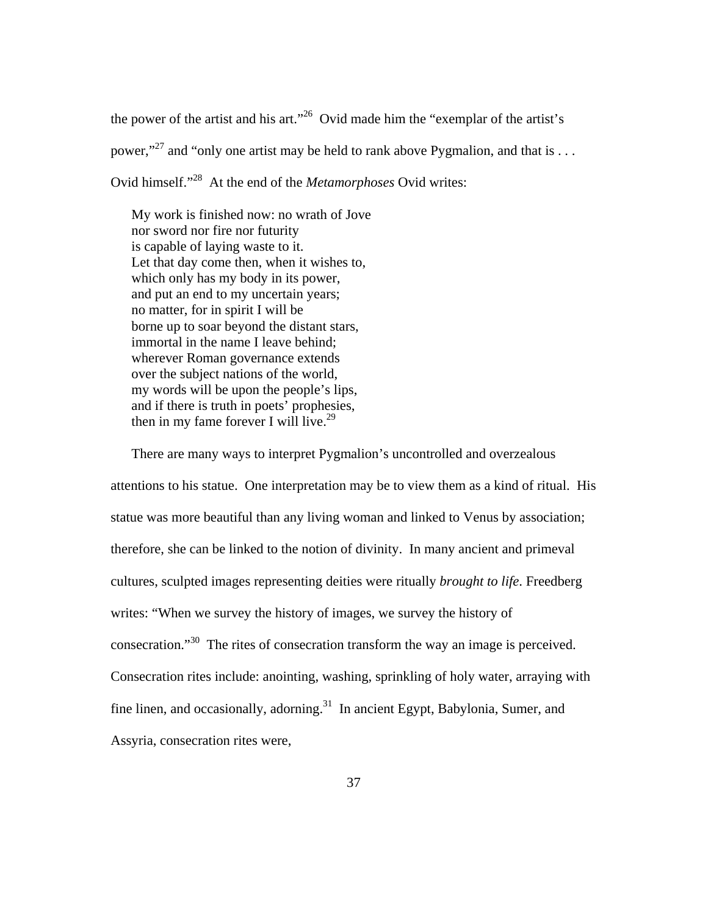the power of the artist and his art."[26] Ovid made him the "exemplar of the artist's power,"[27] and "only one artist may be held to rank above Pygmalion, and that is . . . Ovid himself."[28] At the end of the *Metamorphoses* Ovid writes:

> My work is finished now: no wrath of Jove
> nor sword nor fire nor futurity
> is capable of laying waste to it.
> Let that day come then, when it wishes to,
> which only has my body in its power,
> and put an end to my uncertain years;
> no matter, for in spirit I will be
> borne up to soar beyond the distant stars,
> immortal in the name I leave behind;
> wherever Roman governance extends
> over the subject nations of the world,
> my words will be upon the people's lips,
> and if there is truth in poets' prophesies,
> then in my fame forever I will live.[29]

There are many ways to interpret Pygmalion's uncontrolled and overzealous attentions to his statue. One interpretation may be to view them as a kind of ritual. His statue was more beautiful than any living woman and linked to Venus by association; therefore, she can be linked to the notion of divinity. In many ancient and primeval cultures, sculpted images representing deities were ritually *brought to life*. Freedberg writes: "When we survey the history of images, we survey the history of consecration."[30] The rites of consecration transform the way an image is perceived. Consecration rites include: anointing, washing, sprinkling of holy water, arraying with fine linen, and occasionally, adorning.[31] In ancient Egypt, Babylonia, Sumer, and Assyria, consecration rites were,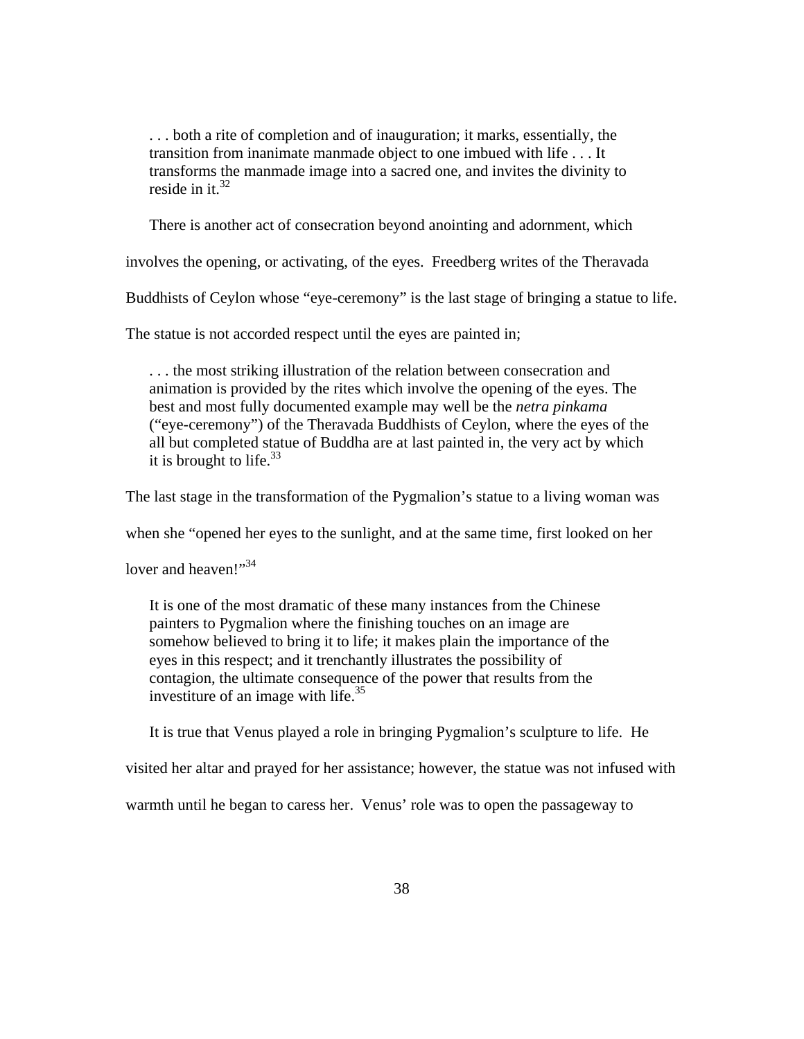> . . . both a rite of completion and of inauguration; it marks, essentially, the transition from inanimate manmade object to one imbued with life . . . It transforms the manmade image into a sacred one, and invites the divinity to reside in it.[32]

There is another act of consecration beyond anointing and adornment, which involves the opening, or activating, of the eyes. Freedberg writes of the Theravada Buddhists of Ceylon whose "eye-ceremony" is the last stage of bringing a statue to life. The statue is not accorded respect until the eyes are painted in;

> . . . the most striking illustration of the relation between consecration and animation is provided by the rites which involve the opening of the eyes. The best and most fully documented example may well be the *netra pinkama* ("eye-ceremony") of the Theravada Buddhists of Ceylon, where the eyes of the all but completed statue of Buddha are at last painted in, the very act by which it is brought to life.[33]

The last stage in the transformation of the Pygmalion's statue to a living woman was when she "opened her eyes to the sunlight, and at the same time, first looked on her lover and heaven!"[34]

> It is one of the most dramatic of these many instances from the Chinese painters to Pygmalion where the finishing touches on an image are somehow believed to bring it to life; it makes plain the importance of the eyes in this respect; and it trenchantly illustrates the possibility of contagion, the ultimate consequence of the power that results from the investiture of an image with life.[35]

It is true that Venus played a role in bringing Pygmalion's sculpture to life. He visited her altar and prayed for her assistance; however, the statue was not infused with warmth until he began to caress her. Venus' role was to open the passageway to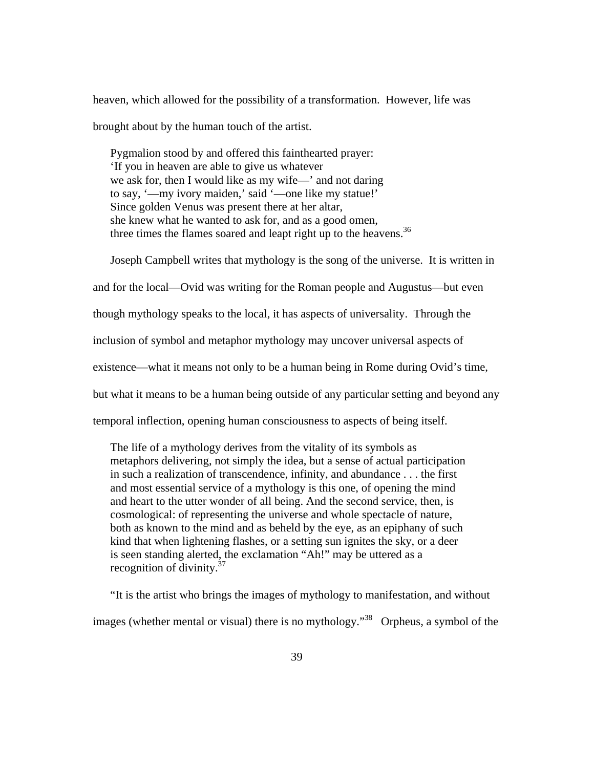heaven, which allowed for the possibility of a transformation. However, life was brought about by the human touch of the artist.

> Pygmalion stood by and offered this fainthearted prayer:
> 'If you in heaven are able to give us whatever
> we ask for, then I would like as my wife—' and not daring
> to say, '—my ivory maiden,' said '—one like my statue!'
> Since golden Venus was present there at her altar,
> she knew what he wanted to ask for, and as a good omen,
> three times the flames soared and leapt right up to the heavens.[36]

Joseph Campbell writes that mythology is the song of the universe. It is written in and for the local—Ovid was writing for the Roman people and Augustus—but even though mythology speaks to the local, it has aspects of universality. Through the inclusion of symbol and metaphor mythology may uncover universal aspects of existence—what it means not only to be a human being in Rome during Ovid's time, but what it means to be a human being outside of any particular setting and beyond any temporal inflection, opening human consciousness to aspects of being itself.

> The life of a mythology derives from the vitality of its symbols as metaphors delivering, not simply the idea, but a sense of actual participation in such a realization of transcendence, infinity, and abundance . . . the first and most essential service of a mythology is this one, of opening the mind and heart to the utter wonder of all being. And the second service, then, is cosmological: of representing the universe and whole spectacle of nature, both as known to the mind and as beheld by the eye, as an epiphany of such kind that when lightening flashes, or a setting sun ignites the sky, or a deer is seen standing alerted, the exclamation "Ah!" may be uttered as a recognition of divinity.[37]

"It is the artist who brings the images of mythology to manifestation, and without images (whether mental or visual) there is no mythology."[38] Orpheus, a symbol of the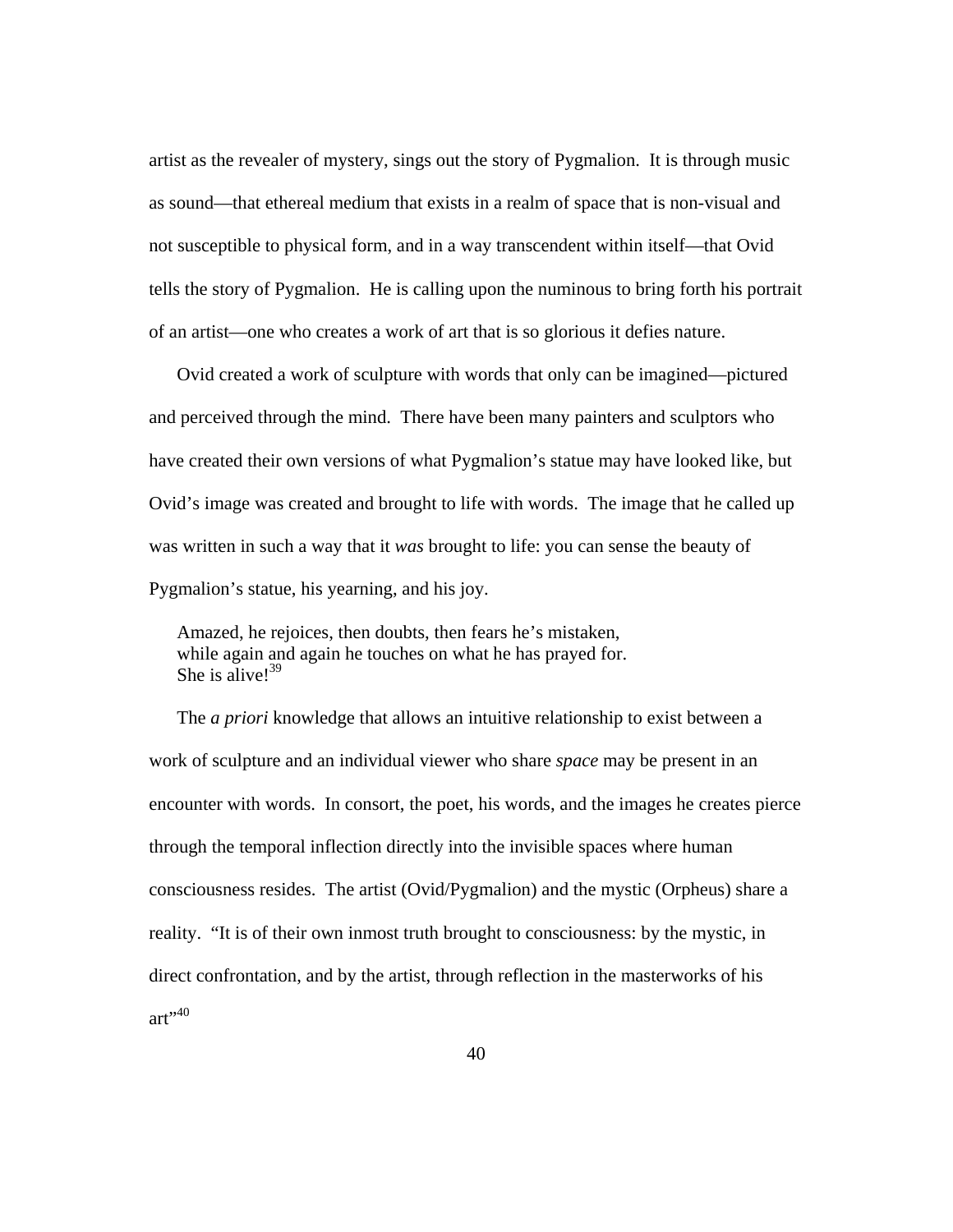artist as the revealer of mystery, sings out the story of Pygmalion. It is through music as sound—that ethereal medium that exists in a realm of space that is non-visual and not susceptible to physical form, and in a way transcendent within itself—that Ovid tells the story of Pygmalion. He is calling upon the numinous to bring forth his portrait of an artist—one who creates a work of art that is so glorious it defies nature.

Ovid created a work of sculpture with words that only can be imagined—pictured and perceived through the mind. There have been many painters and sculptors who have created their own versions of what Pygmalion's statue may have looked like, but Ovid's image was created and brought to life with words. The image that he called up was written in such a way that it *was* brought to life: you can sense the beauty of Pygmalion's statue, his yearning, and his joy.

> Amazed, he rejoices, then doubts, then fears he's mistaken,
> while again and again he touches on what he has prayed for.
> She is alive![39]

The *a priori* knowledge that allows an intuitive relationship to exist between a work of sculpture and an individual viewer who share *space* may be present in an encounter with words. In consort, the poet, his words, and the images he creates pierce through the temporal inflection directly into the invisible spaces where human consciousness resides. The artist (Ovid/Pygmalion) and the mystic (Orpheus) share a reality. "It is of their own inmost truth brought to consciousness: by the mystic, in direct confrontation, and by the artist, through reflection in the masterworks of his art"[40]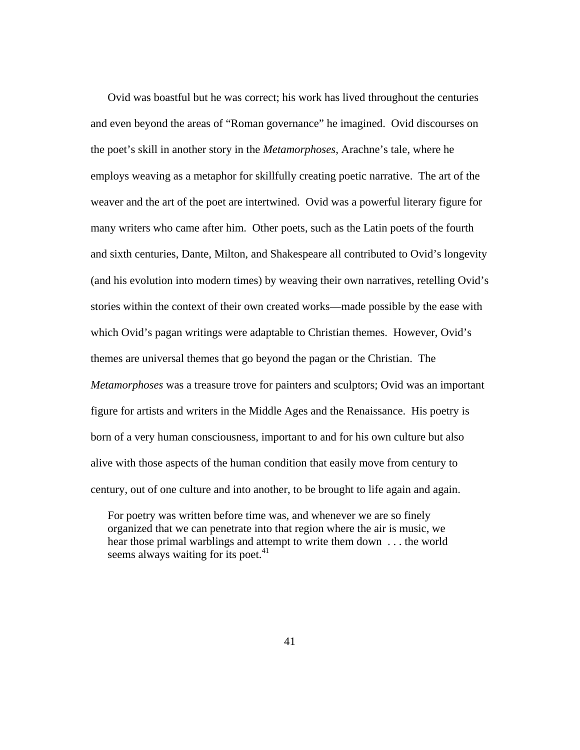Ovid was boastful but he was correct; his work has lived throughout the centuries and even beyond the areas of "Roman governance" he imagined. Ovid discourses on the poet's skill in another story in the *Metamorphoses*, Arachne's tale, where he employs weaving as a metaphor for skillfully creating poetic narrative. The art of the weaver and the art of the poet are intertwined. Ovid was a powerful literary figure for many writers who came after him. Other poets, such as the Latin poets of the fourth and sixth centuries, Dante, Milton, and Shakespeare all contributed to Ovid's longevity (and his evolution into modern times) by weaving their own narratives, retelling Ovid's stories within the context of their own created works—made possible by the ease with which Ovid's pagan writings were adaptable to Christian themes. However, Ovid's themes are universal themes that go beyond the pagan or the Christian. The *Metamorphoses* was a treasure trove for painters and sculptors; Ovid was an important figure for artists and writers in the Middle Ages and the Renaissance. His poetry is born of a very human consciousness, important to and for his own culture but also alive with those aspects of the human condition that easily move from century to century, out of one culture and into another, to be brought to life again and again.

> For poetry was written before time was, and whenever we are so finely organized that we can penetrate into that region where the air is music, we hear those primal warblings and attempt to write them down . . . the world seems always waiting for its poet.[41]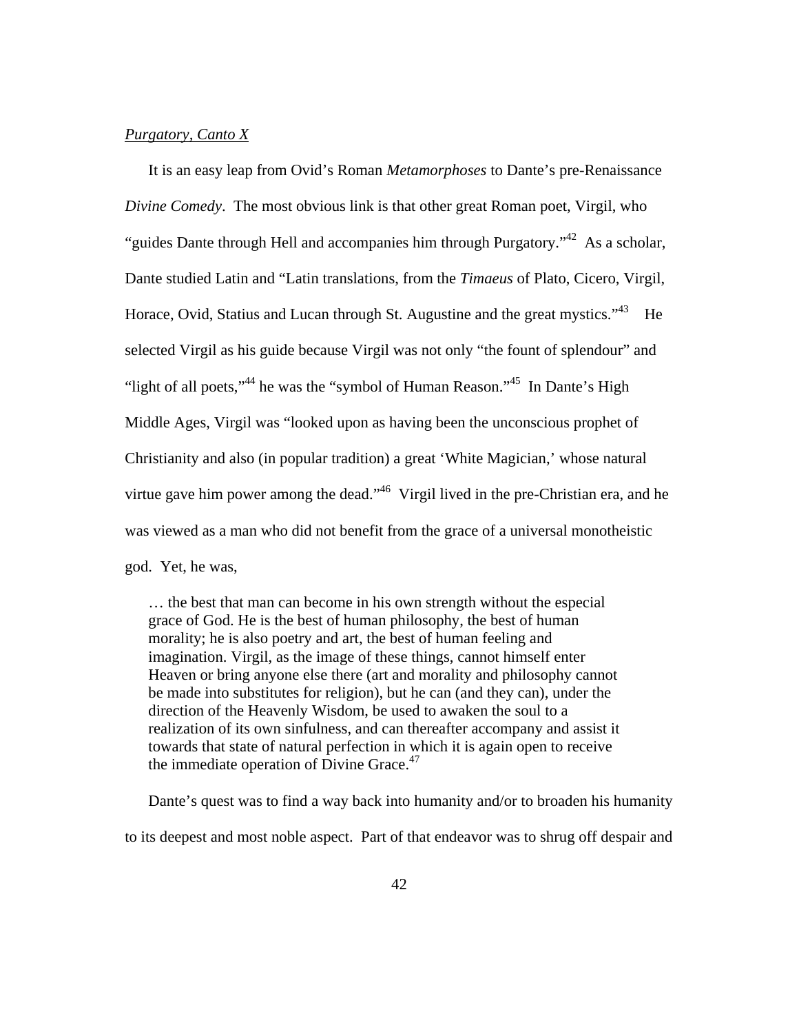*Purgatory, Canto X*

It is an easy leap from Ovid's Roman *Metamorphoses* to Dante's pre-Renaissance *Divine Comedy*. The most obvious link is that other great Roman poet, Virgil, who "guides Dante through Hell and accompanies him through Purgatory."[42] As a scholar, Dante studied Latin and "Latin translations, from the *Timaeus* of Plato, Cicero, Virgil, Horace, Ovid, Statius and Lucan through St. Augustine and the great mystics."[43] He selected Virgil as his guide because Virgil was not only "the fount of splendour" and "light of all poets,"[44] he was the "symbol of Human Reason."[45] In Dante's High Middle Ages, Virgil was "looked upon as having been the unconscious prophet of Christianity and also (in popular tradition) a great 'White Magician,' whose natural virtue gave him power among the dead."[46] Virgil lived in the pre-Christian era, and he was viewed as a man who did not benefit from the grace of a universal monotheistic god. Yet, he was,

> … the best that man can become in his own strength without the especial grace of God. He is the best of human philosophy, the best of human morality; he is also poetry and art, the best of human feeling and imagination. Virgil, as the image of these things, cannot himself enter Heaven or bring anyone else there (art and morality and philosophy cannot be made into substitutes for religion), but he can (and they can), under the direction of the Heavenly Wisdom, be used to awaken the soul to a realization of its own sinfulness, and can thereafter accompany and assist it towards that state of natural perfection in which it is again open to receive the immediate operation of Divine Grace.[47]

Dante's quest was to find a way back into humanity and/or to broaden his humanity to its deepest and most noble aspect. Part of that endeavor was to shrug off despair and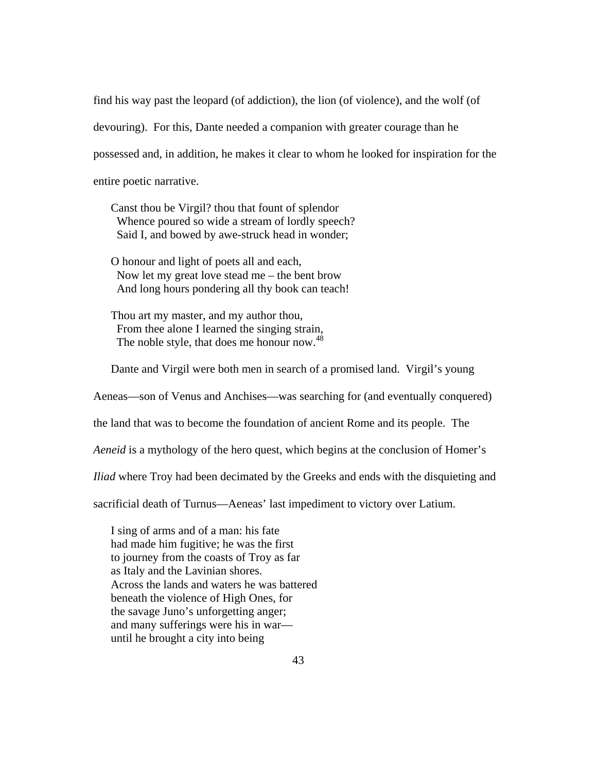find his way past the leopard (of addiction), the lion (of violence), and the wolf (of devouring). For this, Dante needed a companion with greater courage than he possessed and, in addition, he makes it clear to whom he looked for inspiration for the entire poetic narrative.

> Canst thou be Virgil? thou that fount of splendor
> Whence poured so wide a stream of lordly speech?
> Said I, and bowed by awe-struck head in wonder;
>
> O honour and light of poets all and each,
> Now let my great love stead me – the bent brow
> And long hours pondering all thy book can teach!
>
> Thou art my master, and my author thou,
> From thee alone I learned the singing strain,
> The noble style, that does me honour now.[48]

Dante and Virgil were both men in search of a promised land. Virgil's young Aeneas—son of Venus and Anchises—was searching for (and eventually conquered) the land that was to become the foundation of ancient Rome and its people. The *Aeneid* is a mythology of the hero quest, which begins at the conclusion of Homer's *Iliad* where Troy had been decimated by the Greeks and ends with the disquieting and sacrificial death of Turnus—Aeneas' last impediment to victory over Latium.

> I sing of arms and of a man: his fate
> had made him fugitive; he was the first
> to journey from the coasts of Troy as far
> as Italy and the Lavinian shores.
> Across the lands and waters he was battered
> beneath the violence of High Ones, for
> the savage Juno's unforgetting anger;
> and many sufferings were his in war—
> until he brought a city into being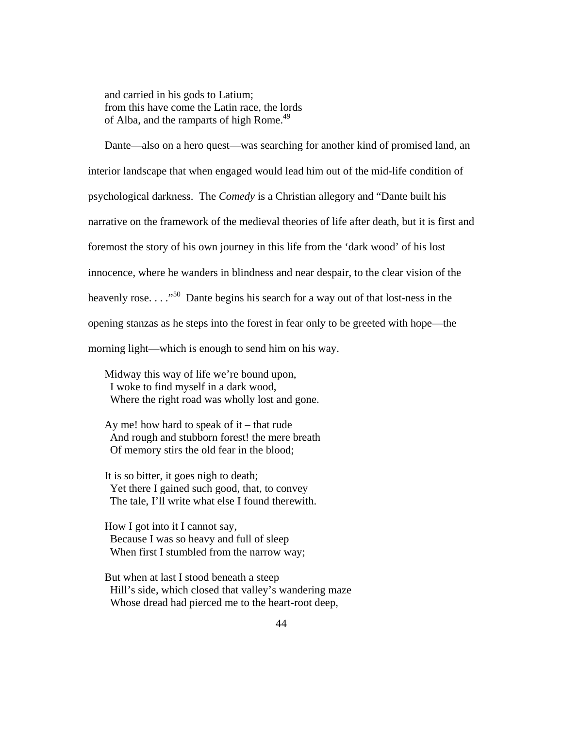and carried in his gods to Latium;  
from this have come the Latin race, the lords  
of Alba, and the ramparts of high Rome.[49]

Dante—also on a hero quest—was searching for another kind of promised land, an interior landscape that when engaged would lead him out of the mid-life condition of psychological darkness. The *Comedy* is a Christian allegory and "Dante built his narrative on the framework of the medieval theories of life after death, but it is first and foremost the story of his own journey in this life from the 'dark wood' of his lost innocence, where he wanders in blindness and near despair, to the clear vision of the heavenly rose. . . ."[50] Dante begins his search for a way out of that lost-ness in the opening stanzas as he steps into the forest in fear only to be greeted with hope—the morning light—which is enough to send him on his way.

Midway this way of life we're bound upon,  
  I woke to find myself in a dark wood,  
  Where the right road was wholly lost and gone.

Ay me! how hard to speak of it – that rude  
  And rough and stubborn forest! the mere breath  
  Of memory stirs the old fear in the blood;

It is so bitter, it goes nigh to death;  
  Yet there I gained such good, that, to convey  
  The tale, I'll write what else I found therewith.

How I got into it I cannot say,  
  Because I was so heavy and full of sleep  
  When first I stumbled from the narrow way;

But when at last I stood beneath a steep  
  Hill's side, which closed that valley's wandering maze  
  Whose dread had pierced me to the heart-root deep,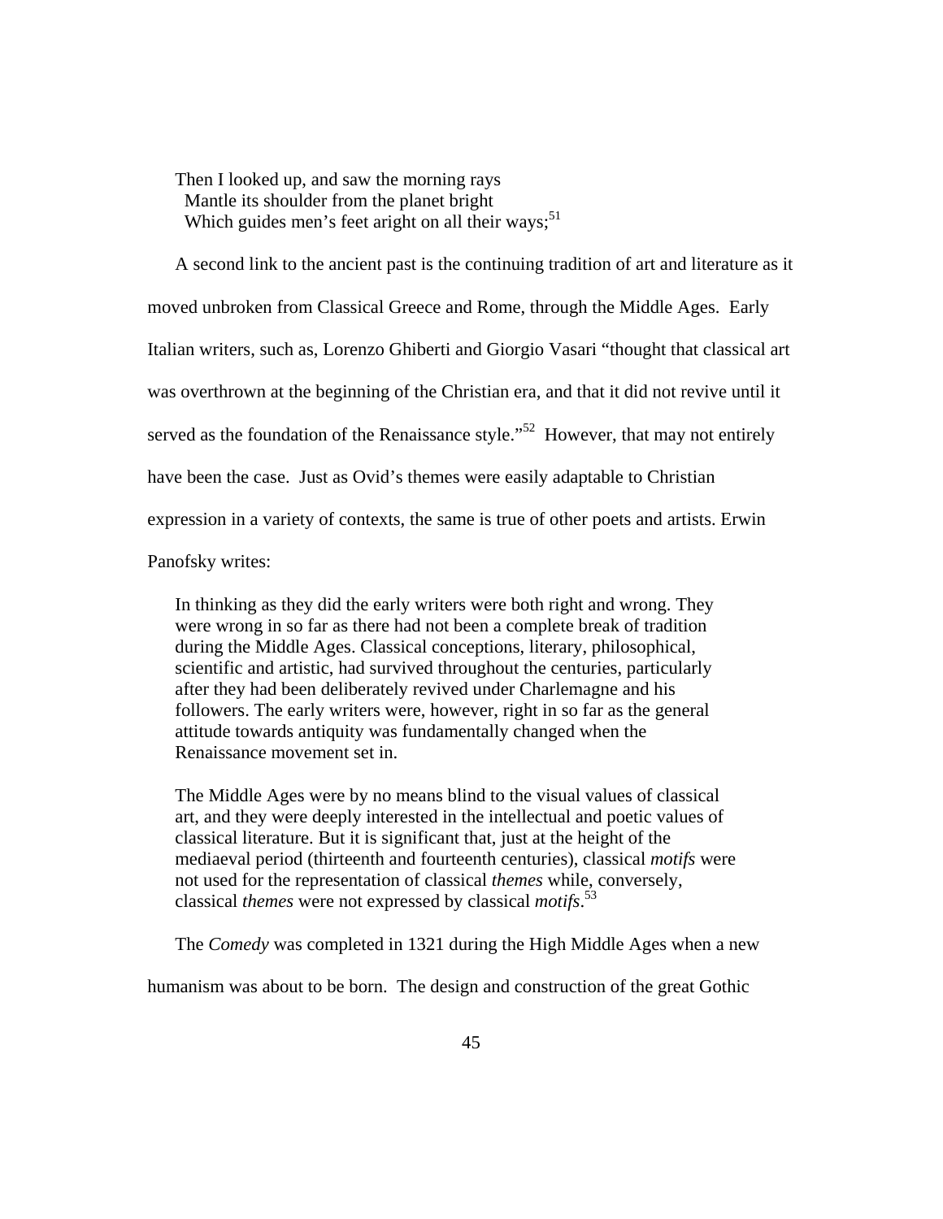> Then I looked up, and saw the morning rays
> Mantle its shoulder from the planet bright
> Which guides men's feet aright on all their ways;[51]

A second link to the ancient past is the continuing tradition of art and literature as it moved unbroken from Classical Greece and Rome, through the Middle Ages. Early Italian writers, such as, Lorenzo Ghiberti and Giorgio Vasari "thought that classical art was overthrown at the beginning of the Christian era, and that it did not revive until it served as the foundation of the Renaissance style."[52] However, that may not entirely have been the case. Just as Ovid's themes were easily adaptable to Christian expression in a variety of contexts, the same is true of other poets and artists. Erwin Panofsky writes:

> In thinking as they did the early writers were both right and wrong. They were wrong in so far as there had not been a complete break of tradition during the Middle Ages. Classical conceptions, literary, philosophical, scientific and artistic, had survived throughout the centuries, particularly after they had been deliberately revived under Charlemagne and his followers. The early writers were, however, right in so far as the general attitude towards antiquity was fundamentally changed when the Renaissance movement set in.
>
> The Middle Ages were by no means blind to the visual values of classical art, and they were deeply interested in the intellectual and poetic values of classical literature. But it is significant that, just at the height of the mediaeval period (thirteenth and fourteenth centuries), classical *motifs* were not used for the representation of classical *themes* while, conversely, classical *themes* were not expressed by classical *motifs*.[53]

The *Comedy* was completed in 1321 during the High Middle Ages when a new humanism was about to be born. The design and construction of the great Gothic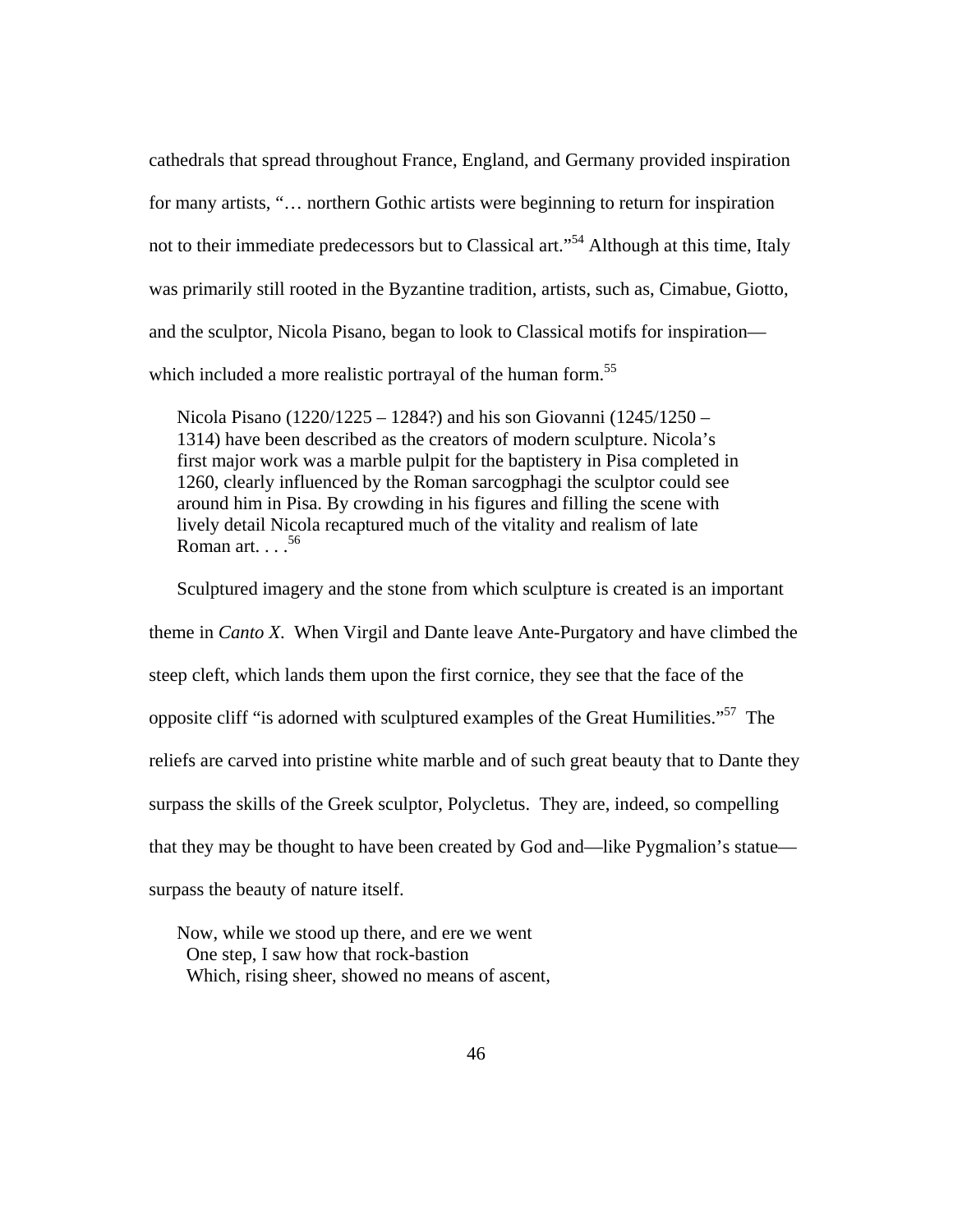cathedrals that spread throughout France, England, and Germany provided inspiration for many artists, "… northern Gothic artists were beginning to return for inspiration not to their immediate predecessors but to Classical art."[54] Although at this time, Italy was primarily still rooted in the Byzantine tradition, artists, such as, Cimabue, Giotto, and the sculptor, Nicola Pisano, began to look to Classical motifs for inspiration—which included a more realistic portrayal of the human form.[55]

> Nicola Pisano (1220/1225 – 1284?) and his son Giovanni (1245/1250 – 1314) have been described as the creators of modern sculpture. Nicola's first major work was a marble pulpit for the baptistery in Pisa completed in 1260, clearly influenced by the Roman sarcogphagi the sculptor could see around him in Pisa. By crowding in his figures and filling the scene with lively detail Nicola recaptured much of the vitality and realism of late Roman art. . . .[56]

Sculptured imagery and the stone from which sculpture is created is an important theme in *Canto X*. When Virgil and Dante leave Ante-Purgatory and have climbed the steep cleft, which lands them upon the first cornice, they see that the face of the opposite cliff "is adorned with sculptured examples of the Great Humilities."[57] The reliefs are carved into pristine white marble and of such great beauty that to Dante they surpass the skills of the Greek sculptor, Polycletus. They are, indeed, so compelling that they may be thought to have been created by God and—like Pygmalion's statue—surpass the beauty of nature itself.

> Now, while we stood up there, and ere we went
> One step, I saw how that rock-bastion
> Which, rising sheer, showed no means of ascent,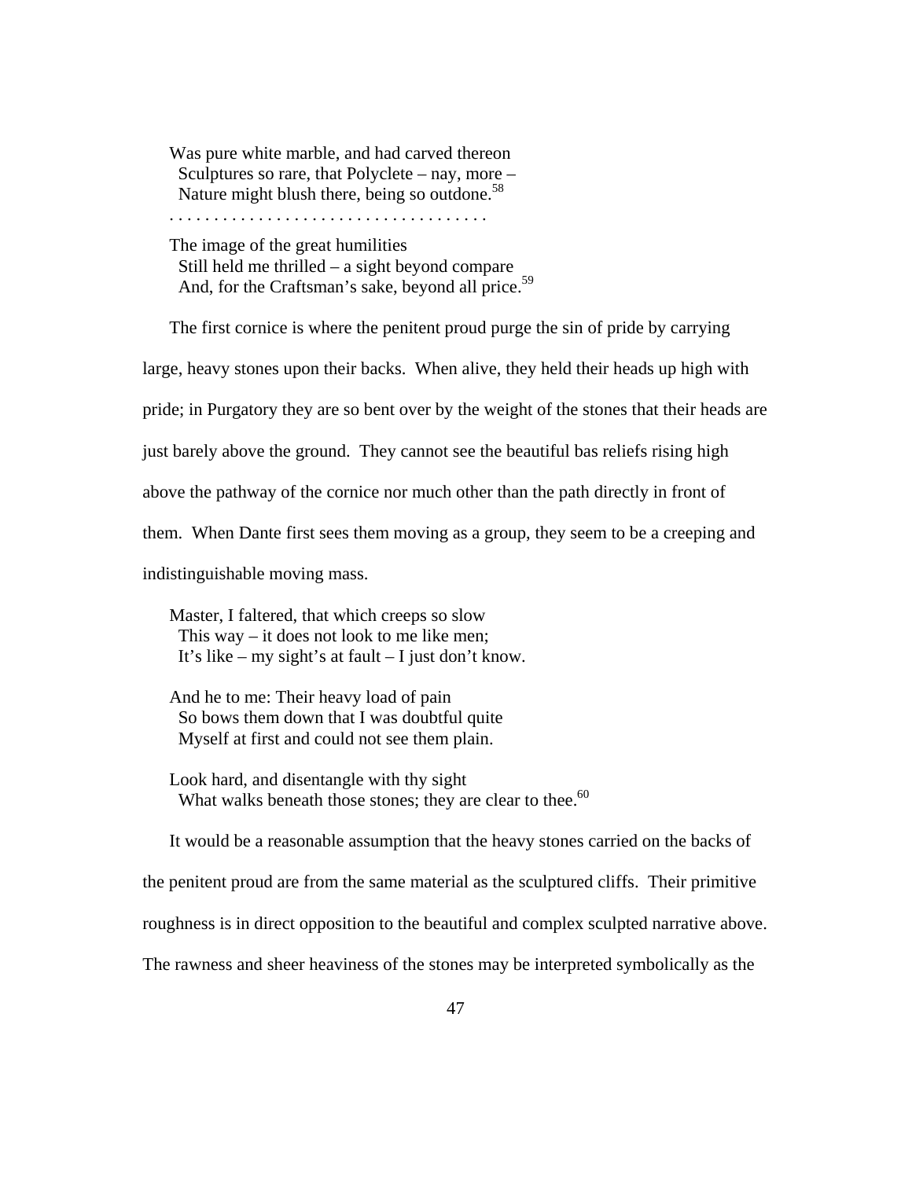> Was pure white marble, and had carved thereon
> Sculptures so rare, that Polyclete – nay, more –
> Nature might blush there, being so outdone.[58]
>
> . . . . . . . . . . . . . . . . . . . . . . . . . . . . . . . . . . .
>
> The image of the great humilities
> Still held me thrilled – a sight beyond compare
> And, for the Craftsman's sake, beyond all price.[59]

The first cornice is where the penitent proud purge the sin of pride by carrying large, heavy stones upon their backs. When alive, they held their heads up high with pride; in Purgatory they are so bent over by the weight of the stones that their heads are just barely above the ground. They cannot see the beautiful bas reliefs rising high above the pathway of the cornice nor much other than the path directly in front of them. When Dante first sees them moving as a group, they seem to be a creeping and indistinguishable moving mass.

> Master, I faltered, that which creeps so slow
> This way – it does not look to me like men;
> It's like – my sight's at fault – I just don't know.
>
> And he to me: Their heavy load of pain
> So bows them down that I was doubtful quite
> Myself at first and could not see them plain.
>
> Look hard, and disentangle with thy sight
> What walks beneath those stones; they are clear to thee.[60]

It would be a reasonable assumption that the heavy stones carried on the backs of the penitent proud are from the same material as the sculptured cliffs. Their primitive roughness is in direct opposition to the beautiful and complex sculpted narrative above. The rawness and sheer heaviness of the stones may be interpreted symbolically as the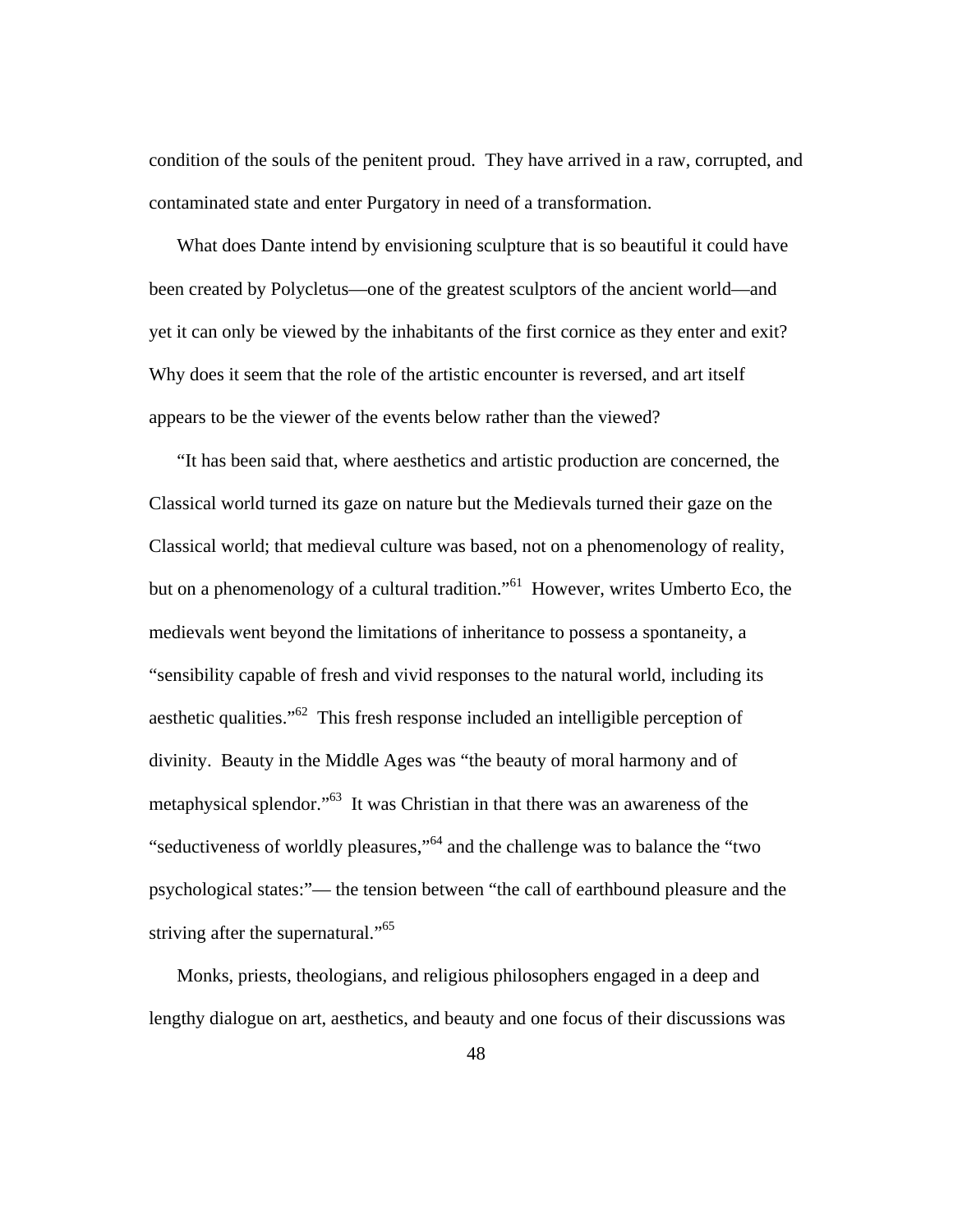condition of the souls of the penitent proud. They have arrived in a raw, corrupted, and contaminated state and enter Purgatory in need of a transformation.

What does Dante intend by envisioning sculpture that is so beautiful it could have been created by Polycletus—one of the greatest sculptors of the ancient world—and yet it can only be viewed by the inhabitants of the first cornice as they enter and exit? Why does it seem that the role of the artistic encounter is reversed, and art itself appears to be the viewer of the events below rather than the viewed?

"It has been said that, where aesthetics and artistic production are concerned, the Classical world turned its gaze on nature but the Medievals turned their gaze on the Classical world; that medieval culture was based, not on a phenomenology of reality, but on a phenomenology of a cultural tradition."[61] However, writes Umberto Eco, the medievals went beyond the limitations of inheritance to possess a spontaneity, a "sensibility capable of fresh and vivid responses to the natural world, including its aesthetic qualities."[62] This fresh response included an intelligible perception of divinity. Beauty in the Middle Ages was "the beauty of moral harmony and of metaphysical splendor."[63] It was Christian in that there was an awareness of the "seductiveness of worldly pleasures,"[64] and the challenge was to balance the "two psychological states:"— the tension between "the call of earthbound pleasure and the striving after the supernatural."[65]

Monks, priests, theologians, and religious philosophers engaged in a deep and lengthy dialogue on art, aesthetics, and beauty and one focus of their discussions was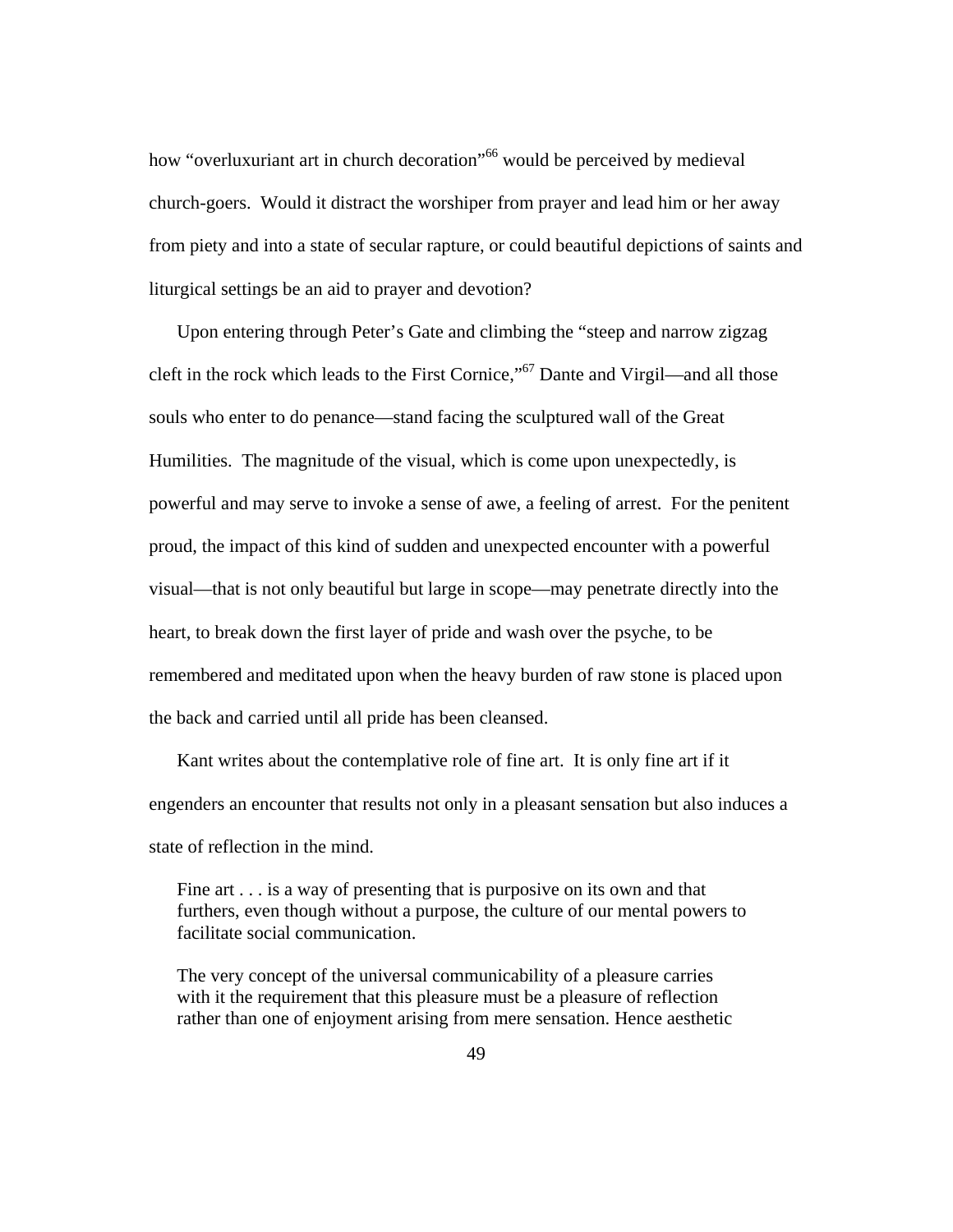how "overluxuriant art in church decoration"[66] would be perceived by medieval church-goers. Would it distract the worshiper from prayer and lead him or her away from piety and into a state of secular rapture, or could beautiful depictions of saints and liturgical settings be an aid to prayer and devotion?

Upon entering through Peter's Gate and climbing the "steep and narrow zigzag cleft in the rock which leads to the First Cornice,"[67] Dante and Virgil—and all those souls who enter to do penance—stand facing the sculptured wall of the Great Humilities. The magnitude of the visual, which is come upon unexpectedly, is powerful and may serve to invoke a sense of awe, a feeling of arrest. For the penitent proud, the impact of this kind of sudden and unexpected encounter with a powerful visual—that is not only beautiful but large in scope—may penetrate directly into the heart, to break down the first layer of pride and wash over the psyche, to be remembered and meditated upon when the heavy burden of raw stone is placed upon the back and carried until all pride has been cleansed.

Kant writes about the contemplative role of fine art. It is only fine art if it engenders an encounter that results not only in a pleasant sensation but also induces a state of reflection in the mind.

> Fine art . . . is a way of presenting that is purposive on its own and that furthers, even though without a purpose, the culture of our mental powers to facilitate social communication.
>
> The very concept of the universal communicability of a pleasure carries with it the requirement that this pleasure must be a pleasure of reflection rather than one of enjoyment arising from mere sensation. Hence aesthetic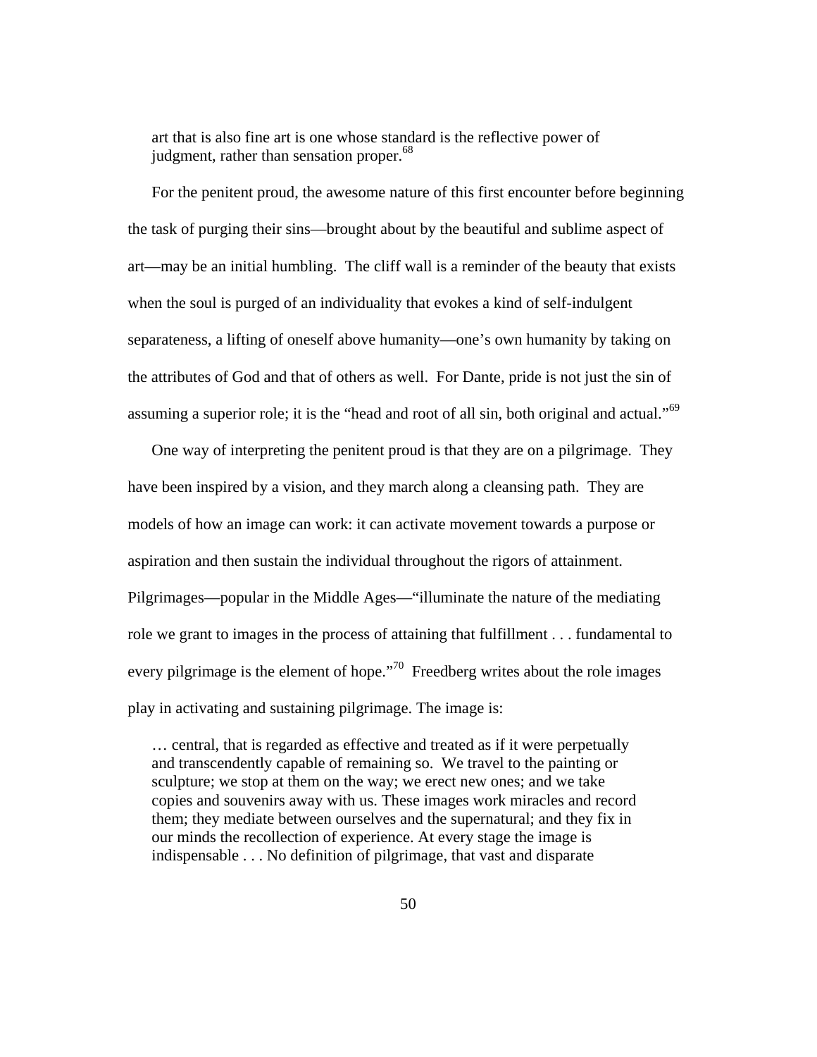> art that is also fine art is one whose standard is the reflective power of judgment, rather than sensation proper.[68]

For the penitent proud, the awesome nature of this first encounter before beginning the task of purging their sins—brought about by the beautiful and sublime aspect of art—may be an initial humbling. The cliff wall is a reminder of the beauty that exists when the soul is purged of an individuality that evokes a kind of self-indulgent separateness, a lifting of oneself above humanity—one's own humanity by taking on the attributes of God and that of others as well. For Dante, pride is not just the sin of assuming a superior role; it is the "head and root of all sin, both original and actual."[69]

One way of interpreting the penitent proud is that they are on a pilgrimage. They have been inspired by a vision, and they march along a cleansing path. They are models of how an image can work: it can activate movement towards a purpose or aspiration and then sustain the individual throughout the rigors of attainment. Pilgrimages—popular in the Middle Ages—"illuminate the nature of the mediating role we grant to images in the process of attaining that fulfillment . . . fundamental to every pilgrimage is the element of hope."[70] Freedberg writes about the role images play in activating and sustaining pilgrimage. The image is:

> … central, that is regarded as effective and treated as if it were perpetually and transcendently capable of remaining so. We travel to the painting or sculpture; we stop at them on the way; we erect new ones; and we take copies and souvenirs away with us. These images work miracles and record them; they mediate between ourselves and the supernatural; and they fix in our minds the recollection of experience. At every stage the image is indispensable . . . No definition of pilgrimage, that vast and disparate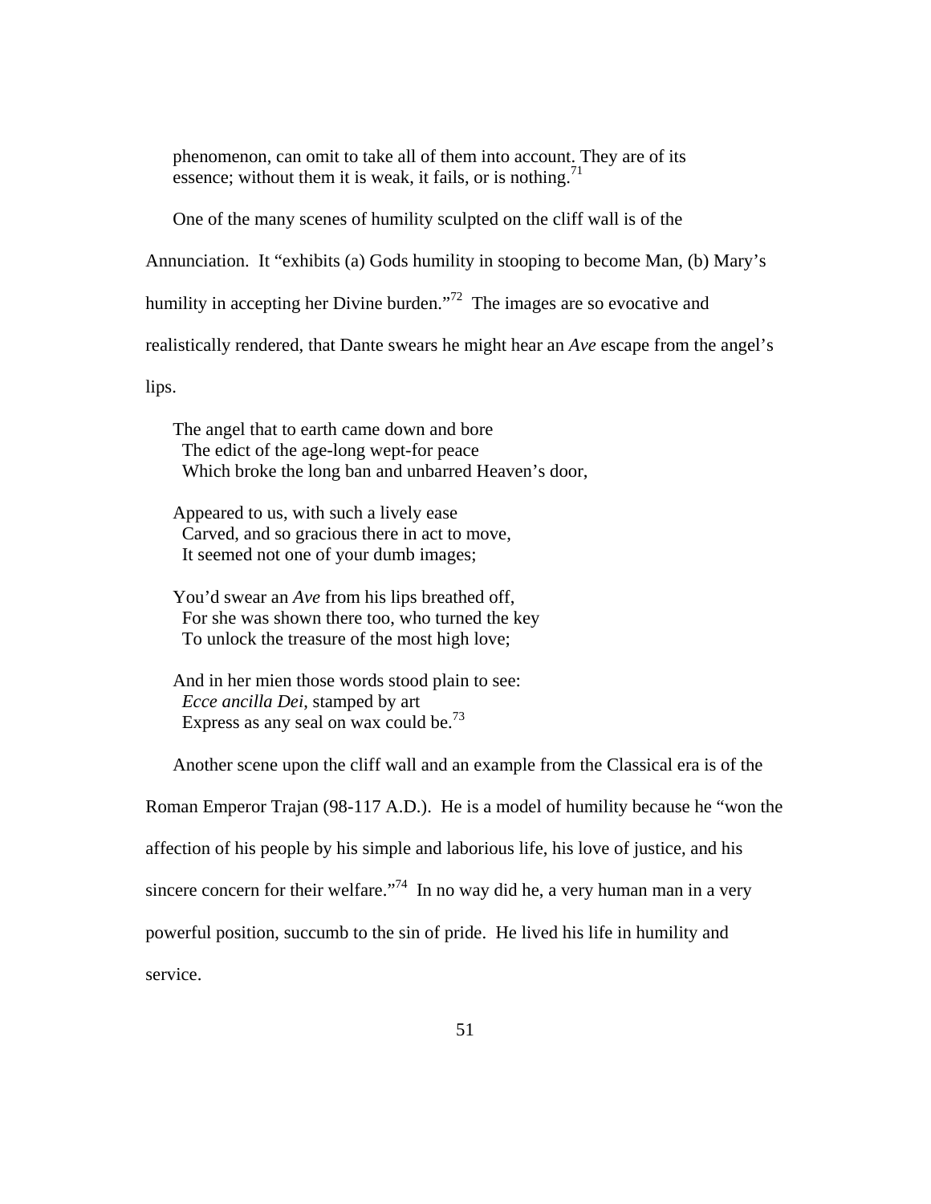> phenomenon, can omit to take all of them into account. They are of its essence; without them it is weak, it fails, or is nothing.[71]

One of the many scenes of humility sculpted on the cliff wall is of the Annunciation. It "exhibits (a) Gods humility in stooping to become Man, (b) Mary's humility in accepting her Divine burden."[72] The images are so evocative and realistically rendered, that Dante swears he might hear an *Ave* escape from the angel's lips.

> The angel that to earth came down and bore
> The edict of the age-long wept-for peace
> Which broke the long ban and unbarred Heaven's door,
>
> Appeared to us, with such a lively ease
> Carved, and so gracious there in act to move,
> It seemed not one of your dumb images;
>
> You'd swear an *Ave* from his lips breathed off,
> For she was shown there too, who turned the key
> To unlock the treasure of the most high love;
>
> And in her mien those words stood plain to see:
> *Ecce ancilla Dei*, stamped by art
> Express as any seal on wax could be.[73]

Another scene upon the cliff wall and an example from the Classical era is of the Roman Emperor Trajan (98-117 A.D.). He is a model of humility because he "won the affection of his people by his simple and laborious life, his love of justice, and his sincere concern for their welfare."[74] In no way did he, a very human man in a very powerful position, succumb to the sin of pride. He lived his life in humility and service.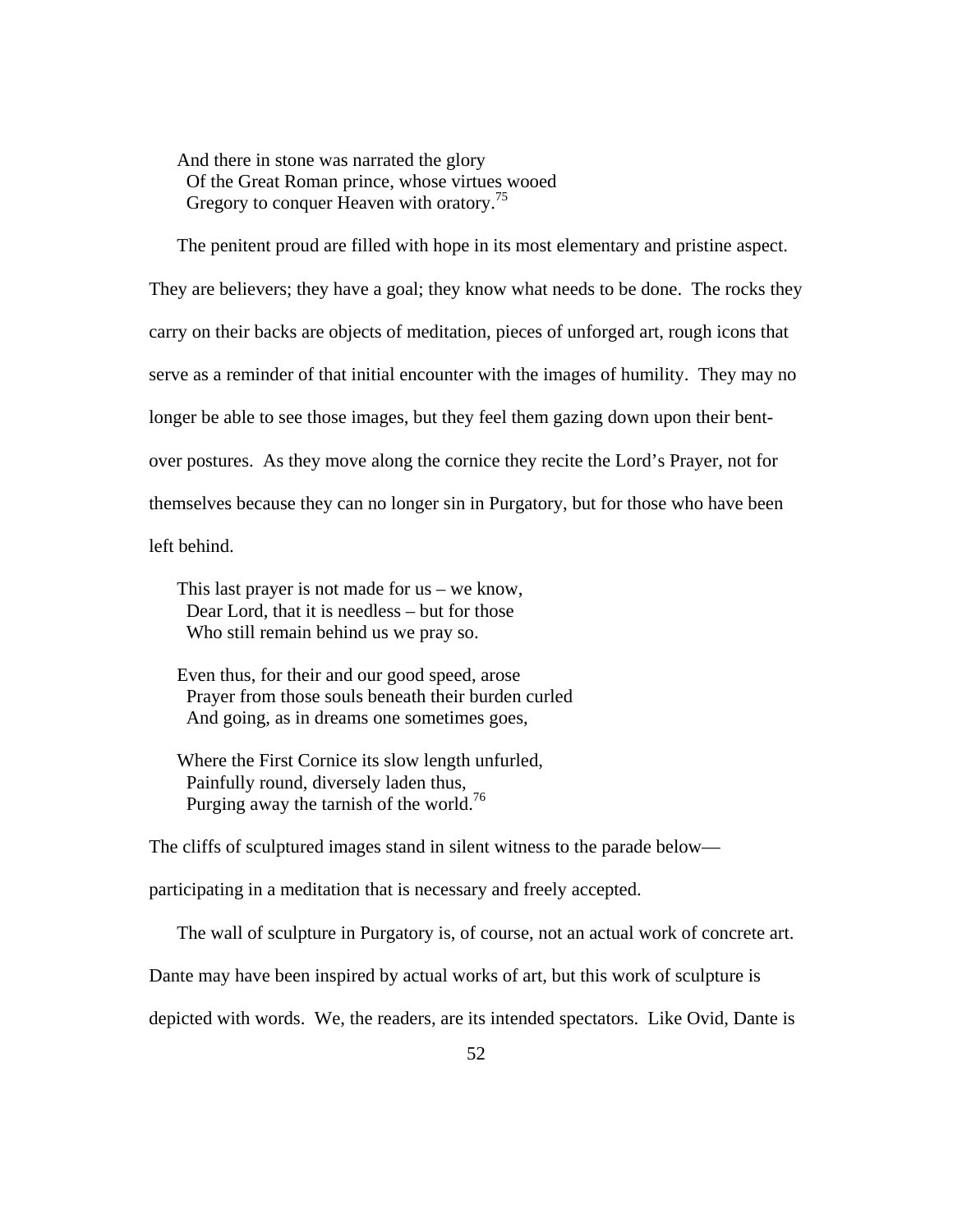> And there in stone was narrated the glory
> Of the Great Roman prince, whose virtues wooed
> Gregory to conquer Heaven with oratory.[75]

The penitent proud are filled with hope in its most elementary and pristine aspect. They are believers; they have a goal; they know what needs to be done. The rocks they carry on their backs are objects of meditation, pieces of unforged art, rough icons that serve as a reminder of that initial encounter with the images of humility. They may no longer be able to see those images, but they feel them gazing down upon their bent-over postures. As they move along the cornice they recite the Lord's Prayer, not for themselves because they can no longer sin in Purgatory, but for those who have been left behind.

> This last prayer is not made for us – we know,
> Dear Lord, that it is needless – but for those
> Who still remain behind us we pray so.
>
> Even thus, for their and our good speed, arose
> Prayer from those souls beneath their burden curled
> And going, as in dreams one sometimes goes,
>
> Where the First Cornice its slow length unfurled,
> Painfully round, diversely laden thus,
> Purging away the tarnish of the world.[76]

The cliffs of sculptured images stand in silent witness to the parade below—participating in a meditation that is necessary and freely accepted.

The wall of sculpture in Purgatory is, of course, not an actual work of concrete art. Dante may have been inspired by actual works of art, but this work of sculpture is depicted with words. We, the readers, are its intended spectators. Like Ovid, Dante is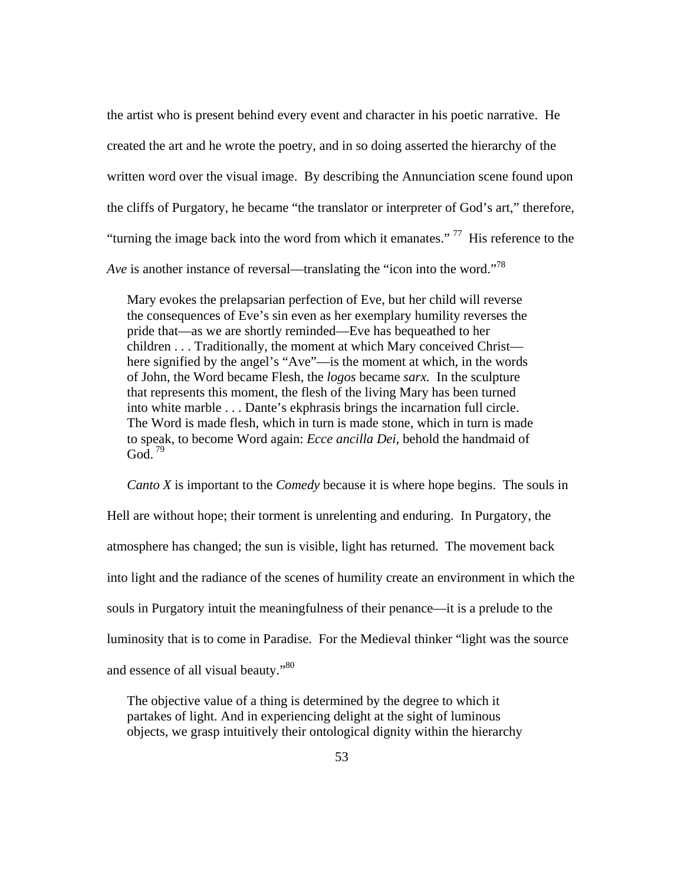the artist who is present behind every event and character in his poetic narrative. He created the art and he wrote the poetry, and in so doing asserted the hierarchy of the written word over the visual image. By describing the Annunciation scene found upon the cliffs of Purgatory, he became "the translator or interpreter of God's art," therefore, "turning the image back into the word from which it emanates." [77] His reference to the *Ave* is another instance of reversal—translating the "icon into the word."[78]

> Mary evokes the prelapsarian perfection of Eve, but her child will reverse the consequences of Eve's sin even as her exemplary humility reverses the pride that—as we are shortly reminded—Eve has bequeathed to her children . . . Traditionally, the moment at which Mary conceived Christ—here signified by the angel's "Ave"—is the moment at which, in the words of John, the Word became Flesh, the *logos* became *sarx.* In the sculpture that represents this moment, the flesh of the living Mary has been turned into white marble . . . Dante's ekphrasis brings the incarnation full circle. The Word is made flesh, which in turn is made stone, which in turn is made to speak, to become Word again: *Ecce ancilla Dei*, behold the handmaid of God. [79]

*Canto X* is important to the *Comedy* because it is where hope begins. The souls in Hell are without hope; their torment is unrelenting and enduring. In Purgatory, the atmosphere has changed; the sun is visible, light has returned. The movement back into light and the radiance of the scenes of humility create an environment in which the souls in Purgatory intuit the meaningfulness of their penance—it is a prelude to the luminosity that is to come in Paradise. For the Medieval thinker "light was the source and essence of all visual beauty."[80]

> The objective value of a thing is determined by the degree to which it partakes of light. And in experiencing delight at the sight of luminous objects, we grasp intuitively their ontological dignity within the hierarchy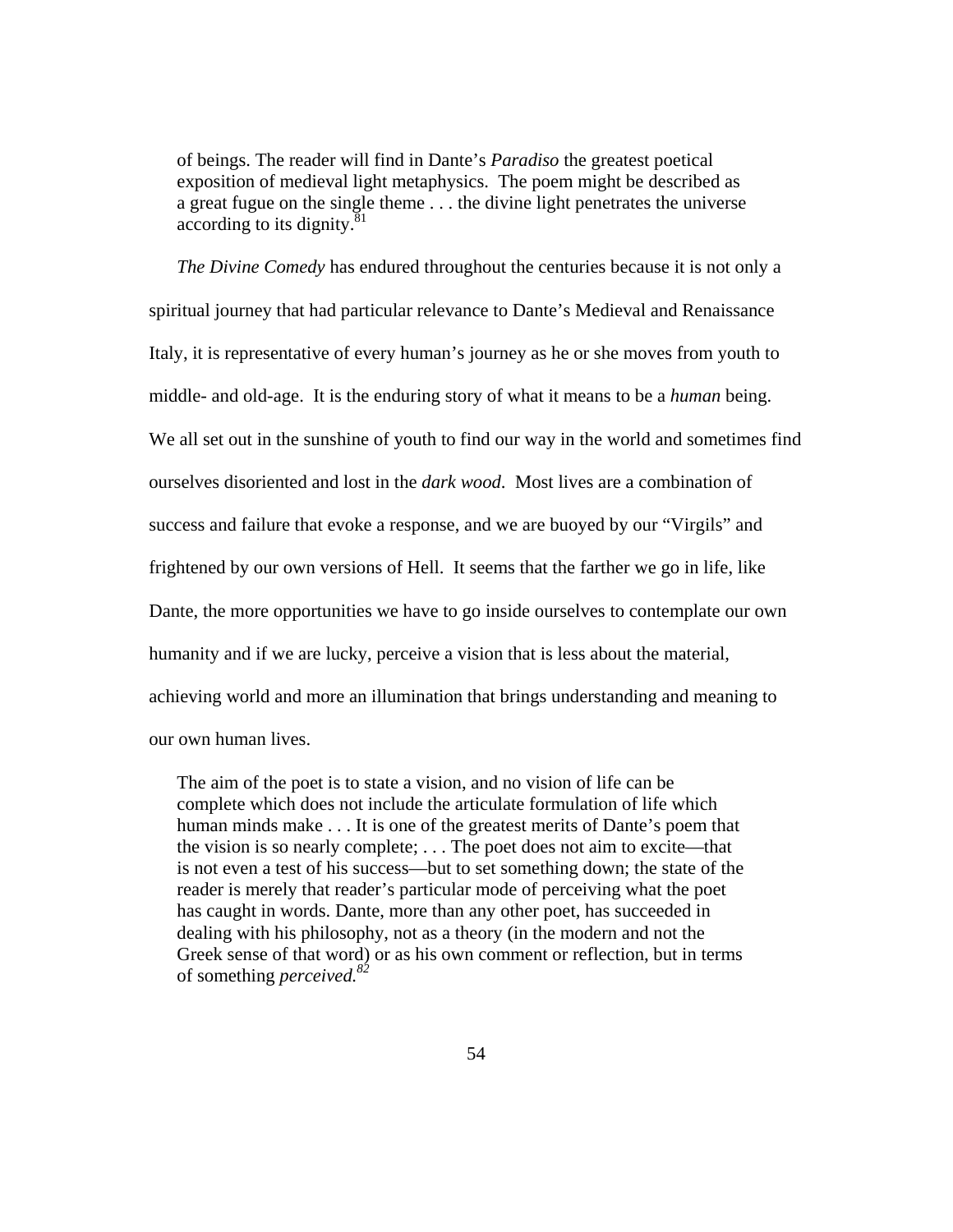> of beings. The reader will find in Dante's *Paradiso* the greatest poetical exposition of medieval light metaphysics. The poem might be described as a great fugue on the single theme . . . the divine light penetrates the universe according to its dignity.[81]

*The Divine Comedy* has endured throughout the centuries because it is not only a spiritual journey that had particular relevance to Dante's Medieval and Renaissance Italy, it is representative of every human's journey as he or she moves from youth to middle- and old-age. It is the enduring story of what it means to be a *human* being. We all set out in the sunshine of youth to find our way in the world and sometimes find ourselves disoriented and lost in the *dark wood*. Most lives are a combination of success and failure that evoke a response, and we are buoyed by our "Virgils" and frightened by our own versions of Hell. It seems that the farther we go in life, like Dante, the more opportunities we have to go inside ourselves to contemplate our own humanity and if we are lucky, perceive a vision that is less about the material, achieving world and more an illumination that brings understanding and meaning to our own human lives.

> The aim of the poet is to state a vision, and no vision of life can be complete which does not include the articulate formulation of life which human minds make . . . It is one of the greatest merits of Dante's poem that the vision is so nearly complete; . . . The poet does not aim to excite—that is not even a test of his success—but to set something down; the state of the reader is merely that reader's particular mode of perceiving what the poet has caught in words. Dante, more than any other poet, has succeeded in dealing with his philosophy, not as a theory (in the modern and not the Greek sense of that word) or as his own comment or reflection, but in terms of something *perceived.*[82]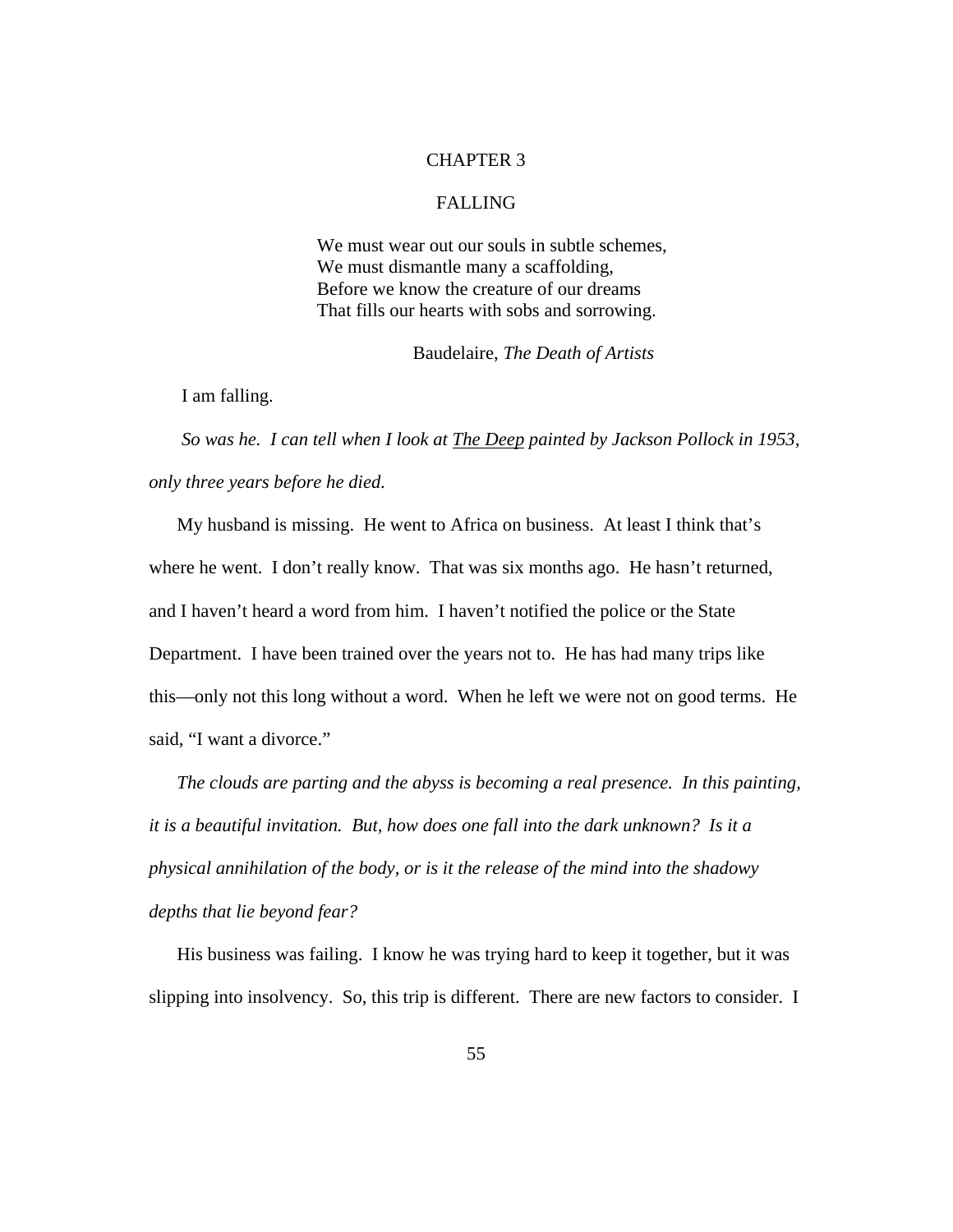# CHAPTER 3

## FALLING

> We must wear out our souls in subtle schemes,  
> We must dismantle many a scaffolding,  
> Before we know the creature of our dreams  
> That fills our hearts with sobs and sorrowing.
>
> Baudelaire, *The Death of Artists*

I am falling.

*So was he. I can tell when I look at* *<u>The Deep</u>* *painted by Jackson Pollock in 1953, only three years before he died.*

My husband is missing. He went to Africa on business. At least I think that's where he went. I don't really know. That was six months ago. He hasn't returned, and I haven't heard a word from him. I haven't notified the police or the State Department. I have been trained over the years not to. He has had many trips like this—only not this long without a word. When he left we were not on good terms. He said, "I want a divorce."

*The clouds are parting and the abyss is becoming a real presence. In this painting, it is a beautiful invitation. But, how does one fall into the dark unknown? Is it a physical annihilation of the body, or is it the release of the mind into the shadowy depths that lie beyond fear?*

His business was failing. I know he was trying hard to keep it together, but it was slipping into insolvency. So, this trip is different. There are new factors to consider. I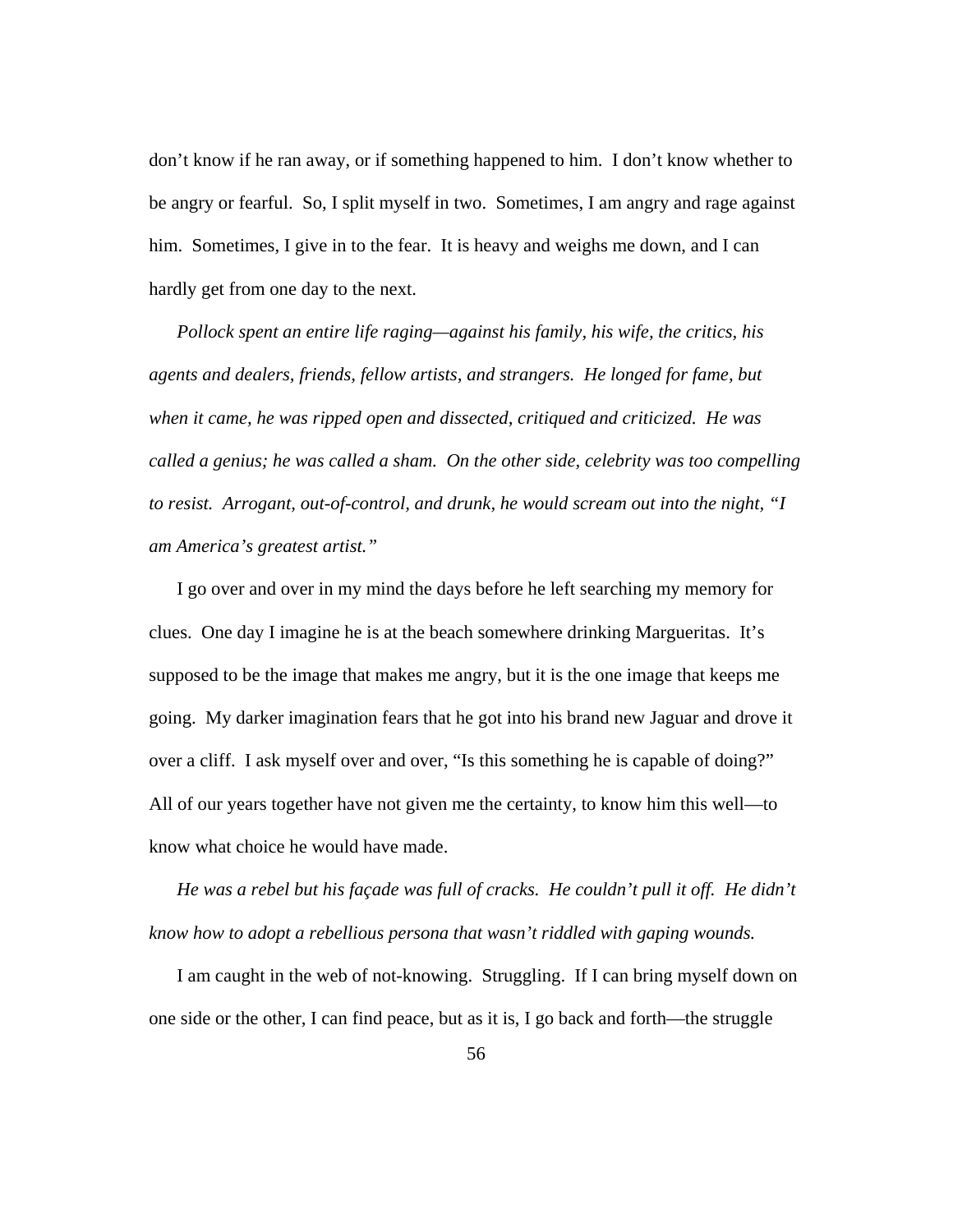don't know if he ran away, or if something happened to him. I don't know whether to be angry or fearful. So, I split myself in two. Sometimes, I am angry and rage against him. Sometimes, I give in to the fear. It is heavy and weighs me down, and I can hardly get from one day to the next.

*Pollock spent an entire life raging—against his family, his wife, the critics, his agents and dealers, friends, fellow artists, and strangers. He longed for fame, but when it came, he was ripped open and dissected, critiqued and criticized. He was called a genius; he was called a sham. On the other side, celebrity was too compelling to resist. Arrogant, out-of-control, and drunk, he would scream out into the night, "I am America's greatest artist."*

I go over and over in my mind the days before he left searching my memory for clues. One day I imagine he is at the beach somewhere drinking Marguerítas. It's supposed to be the image that makes me angry, but it is the one image that keeps me going. My darker imagination fears that he got into his brand new Jaguar and drove it over a cliff. I ask myself over and over, "Is this something he is capable of doing?" All of our years together have not given me the certainty, to know him this well—to know what choice he would have made.

*He was a rebel but his façade was full of cracks. He couldn't pull it off. He didn't know how to adopt a rebellious persona that wasn't riddled with gaping wounds.*

I am caught in the web of not-knowing. Struggling. If I can bring myself down on one side or the other, I can find peace, but as it is, I go back and forth—the struggle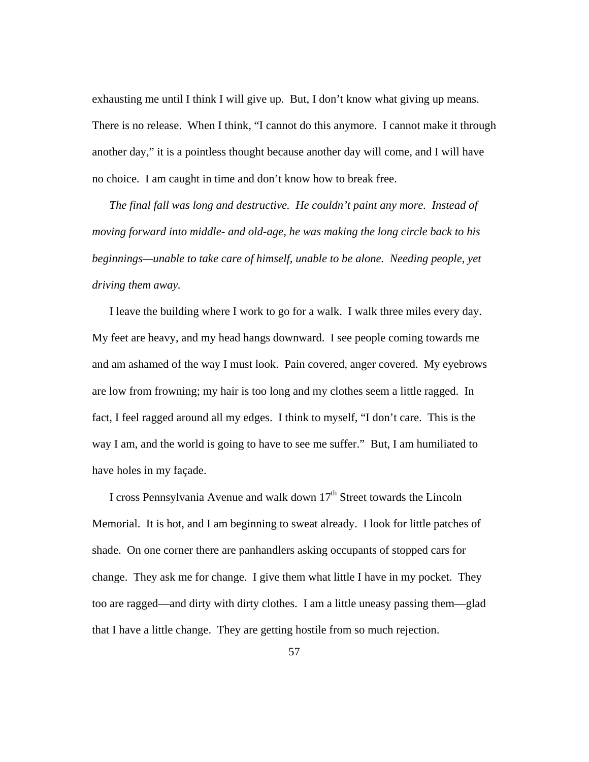exhausting me until I think I will give up. But, I don't know what giving up means. There is no release. When I think, "I cannot do this anymore. I cannot make it through another day," it is a pointless thought because another day will come, and I will have no choice. I am caught in time and don't know how to break free.

*The final fall was long and destructive. He couldn't paint any more. Instead of moving forward into middle- and old-age, he was making the long circle back to his beginnings—unable to take care of himself, unable to be alone. Needing people, yet driving them away.*

I leave the building where I work to go for a walk. I walk three miles every day. My feet are heavy, and my head hangs downward. I see people coming towards me and am ashamed of the way I must look. Pain covered, anger covered. My eyebrows are low from frowning; my hair is too long and my clothes seem a little ragged. In fact, I feel ragged around all my edges. I think to myself, "I don't care. This is the way I am, and the world is going to have to see me suffer." But, I am humiliated to have holes in my façade.

I cross Pennsylvania Avenue and walk down 17th Street towards the Lincoln Memorial. It is hot, and I am beginning to sweat already. I look for little patches of shade. On one corner there are panhandlers asking occupants of stopped cars for change. They ask me for change. I give them what little I have in my pocket. They too are ragged—and dirty with dirty clothes. I am a little uneasy passing them—glad that I have a little change. They are getting hostile from so much rejection.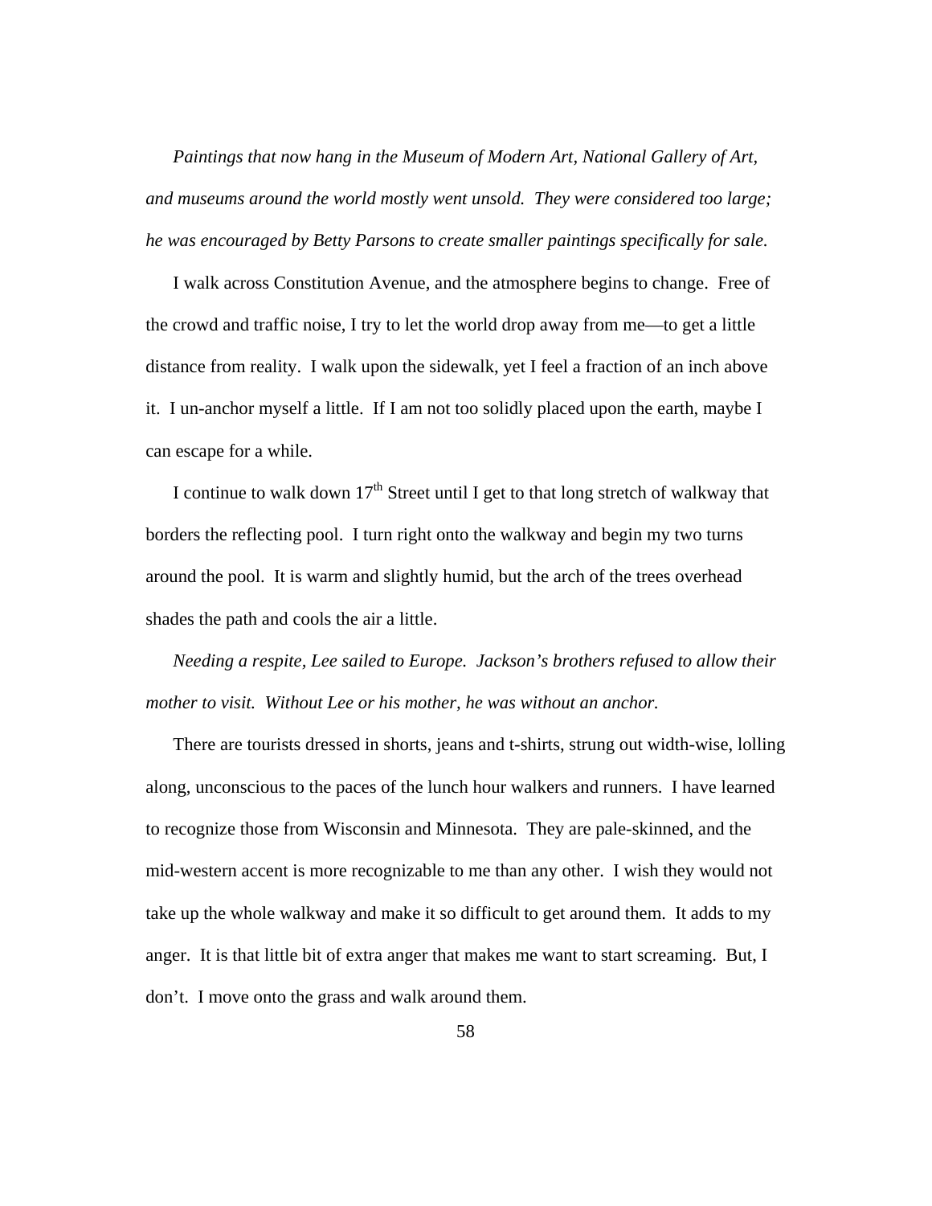*Paintings that now hang in the Museum of Modern Art, National Gallery of Art, and museums around the world mostly went unsold. They were considered too large; he was encouraged by Betty Parsons to create smaller paintings specifically for sale.*

I walk across Constitution Avenue, and the atmosphere begins to change. Free of the crowd and traffic noise, I try to let the world drop away from me—to get a little distance from reality. I walk upon the sidewalk, yet I feel a fraction of an inch above it. I un-anchor myself a little. If I am not too solidly placed upon the earth, maybe I can escape for a while.

I continue to walk down 17th Street until I get to that long stretch of walkway that borders the reflecting pool. I turn right onto the walkway and begin my two turns around the pool. It is warm and slightly humid, but the arch of the trees overhead shades the path and cools the air a little.

*Needing a respite, Lee sailed to Europe. Jackson's brothers refused to allow their mother to visit. Without Lee or his mother, he was without an anchor.*

There are tourists dressed in shorts, jeans and t-shirts, strung out width-wise, lolling along, unconscious to the paces of the lunch hour walkers and runners. I have learned to recognize those from Wisconsin and Minnesota. They are pale-skinned, and the mid-western accent is more recognizable to me than any other. I wish they would not take up the whole walkway and make it so difficult to get around them. It adds to my anger. It is that little bit of extra anger that makes me want to start screaming. But, I don't. I move onto the grass and walk around them.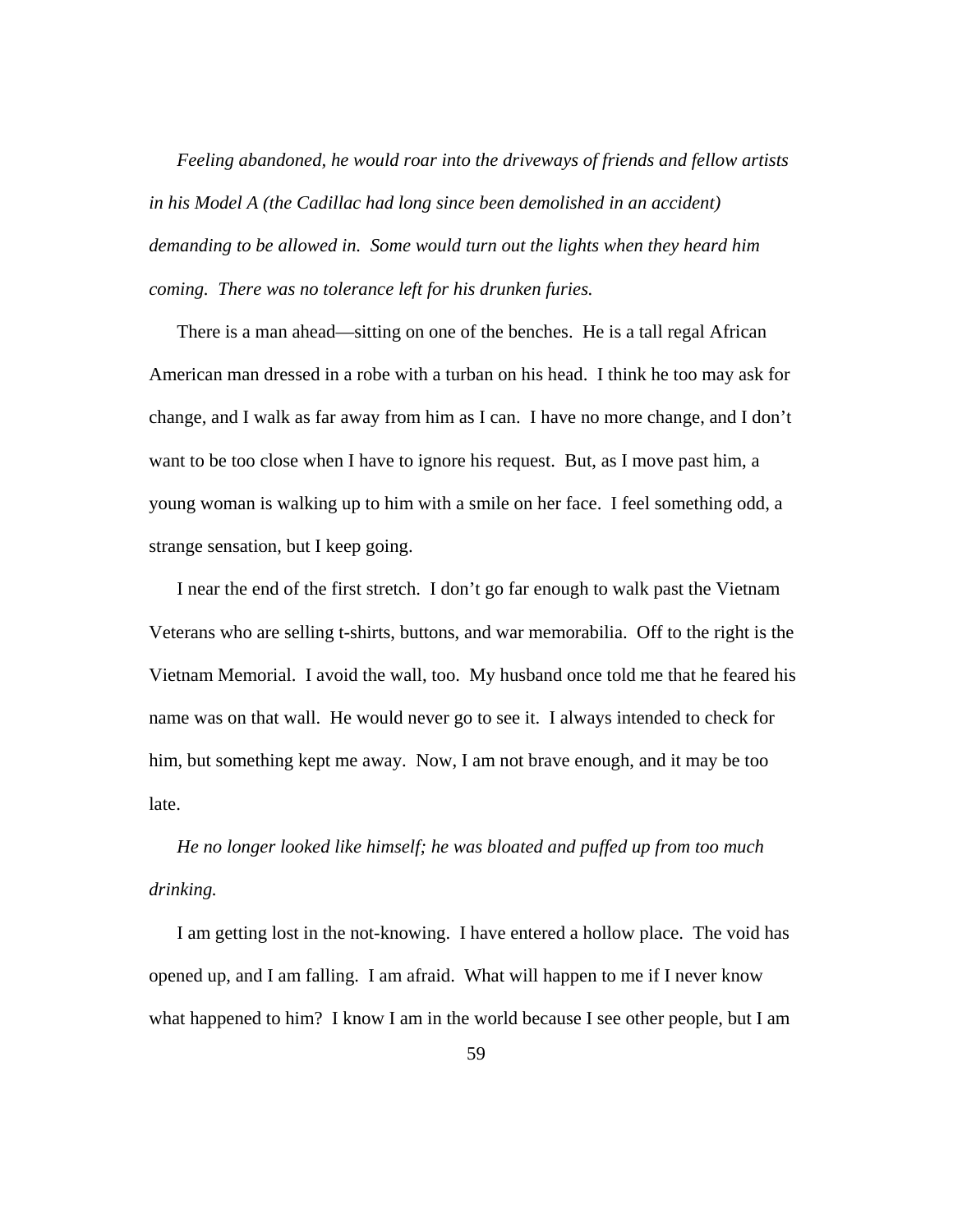*Feeling abandoned, he would roar into the driveways of friends and fellow artists in his Model A (the Cadillac had long since been demolished in an accident) demanding to be allowed in. Some would turn out the lights when they heard him coming. There was no tolerance left for his drunken furies.*

There is a man ahead—sitting on one of the benches. He is a tall regal African American man dressed in a robe with a turban on his head. I think he too may ask for change, and I walk as far away from him as I can. I have no more change, and I don't want to be too close when I have to ignore his request. But, as I move past him, a young woman is walking up to him with a smile on her face. I feel something odd, a strange sensation, but I keep going.

I near the end of the first stretch. I don't go far enough to walk past the Vietnam Veterans who are selling t-shirts, buttons, and war memorabilia. Off to the right is the Vietnam Memorial. I avoid the wall, too. My husband once told me that he feared his name was on that wall. He would never go to see it. I always intended to check for him, but something kept me away. Now, I am not brave enough, and it may be too late.

*He no longer looked like himself; he was bloated and puffed up from too much drinking.*

I am getting lost in the not-knowing. I have entered a hollow place. The void has opened up, and I am falling. I am afraid. What will happen to me if I never know what happened to him? I know I am in the world because I see other people, but I am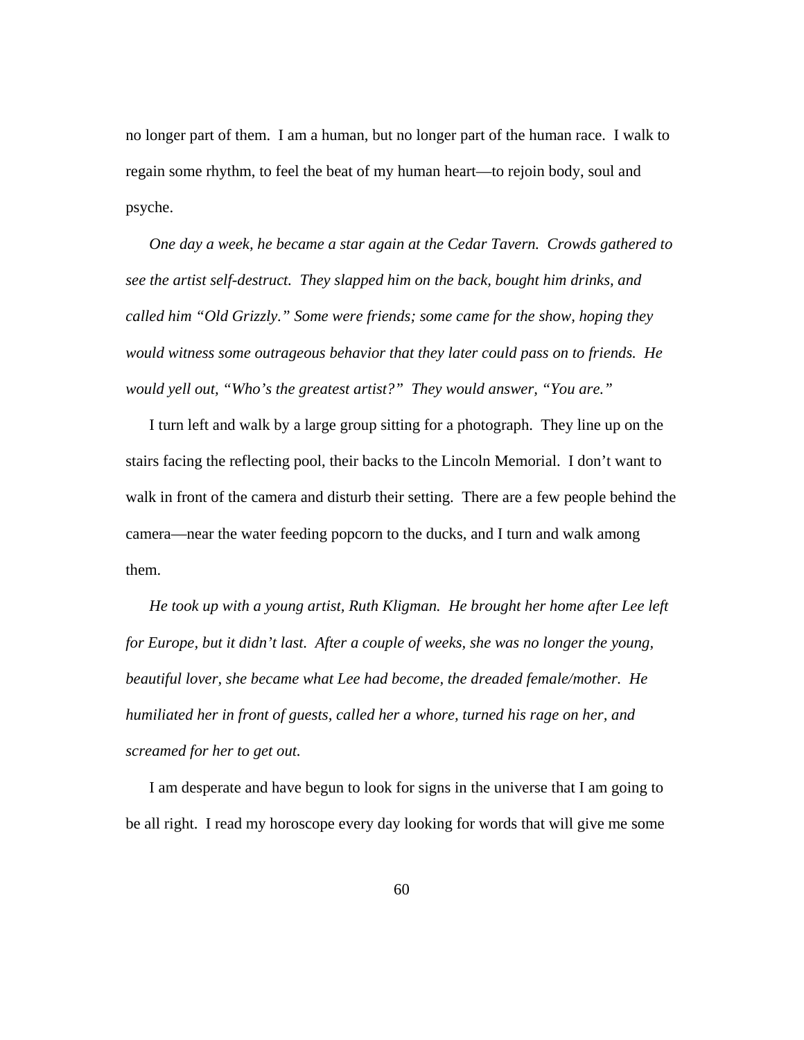no longer part of them. I am a human, but no longer part of the human race. I walk to regain some rhythm, to feel the beat of my human heart—to rejoin body, soul and psyche.

*One day a week, he became a star again at the Cedar Tavern. Crowds gathered to see the artist self-destruct. They slapped him on the back, bought him drinks, and called him "Old Grizzly." Some were friends; some came for the show, hoping they would witness some outrageous behavior that they later could pass on to friends. He would yell out, "Who's the greatest artist?" They would answer, "You are."*

I turn left and walk by a large group sitting for a photograph. They line up on the stairs facing the reflecting pool, their backs to the Lincoln Memorial. I don't want to walk in front of the camera and disturb their setting. There are a few people behind the camera—near the water feeding popcorn to the ducks, and I turn and walk among them.

*He took up with a young artist, Ruth Kligman. He brought her home after Lee left for Europe, but it didn't last. After a couple of weeks, she was no longer the young, beautiful lover, she became what Lee had become, the dreaded female/mother. He humiliated her in front of guests, called her a whore, turned his rage on her, and screamed for her to get out.*

I am desperate and have begun to look for signs in the universe that I am going to be all right. I read my horoscope every day looking for words that will give me some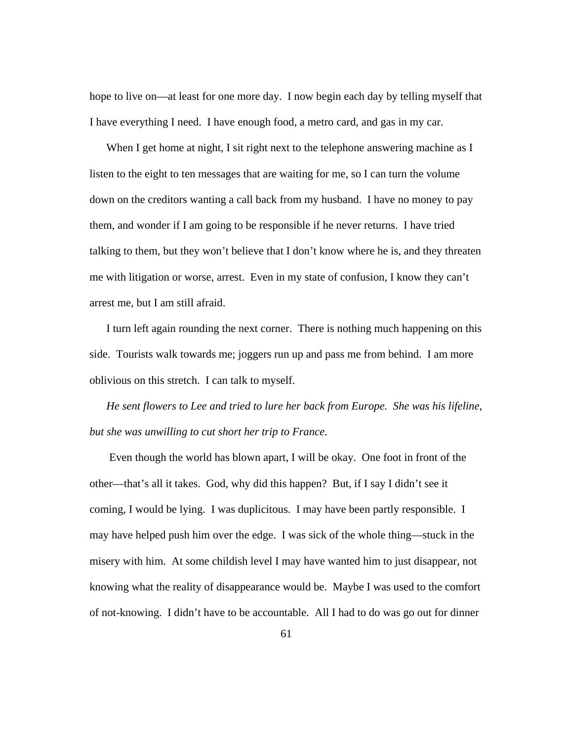hope to live on—at least for one more day.  I now begin each day by telling myself that I have everything I need.  I have enough food, a metro card, and gas in my car.

When I get home at night, I sit right next to the telephone answering machine as I listen to the eight to ten messages that are waiting for me, so I can turn the volume down on the creditors wanting a call back from my husband.  I have no money to pay them, and wonder if I am going to be responsible if he never returns.  I have tried talking to them, but they won't believe that I don't know where he is, and they threaten me with litigation or worse, arrest.  Even in my state of confusion, I know they can't arrest me, but I am still afraid.

I turn left again rounding the next corner.  There is nothing much happening on this side.  Tourists walk towards me; joggers run up and pass me from behind.  I am more oblivious on this stretch.  I can talk to myself.

*He sent flowers to Lee and tried to lure her back from Europe.  She was his lifeline, but she was unwilling to cut short her trip to France.*

Even though the world has blown apart, I will be okay.  One foot in front of the other—that's all it takes.  God, why did this happen?  But, if I say I didn't see it coming, I would be lying.  I was duplicitous.  I may have been partly responsible.  I may have helped push him over the edge.  I was sick of the whole thing—stuck in the misery with him.  At some childish level I may have wanted him to just disappear, not knowing what the reality of disappearance would be.  Maybe I was used to the comfort of not-knowing.  I didn't have to be accountable.  All I had to do was go out for dinner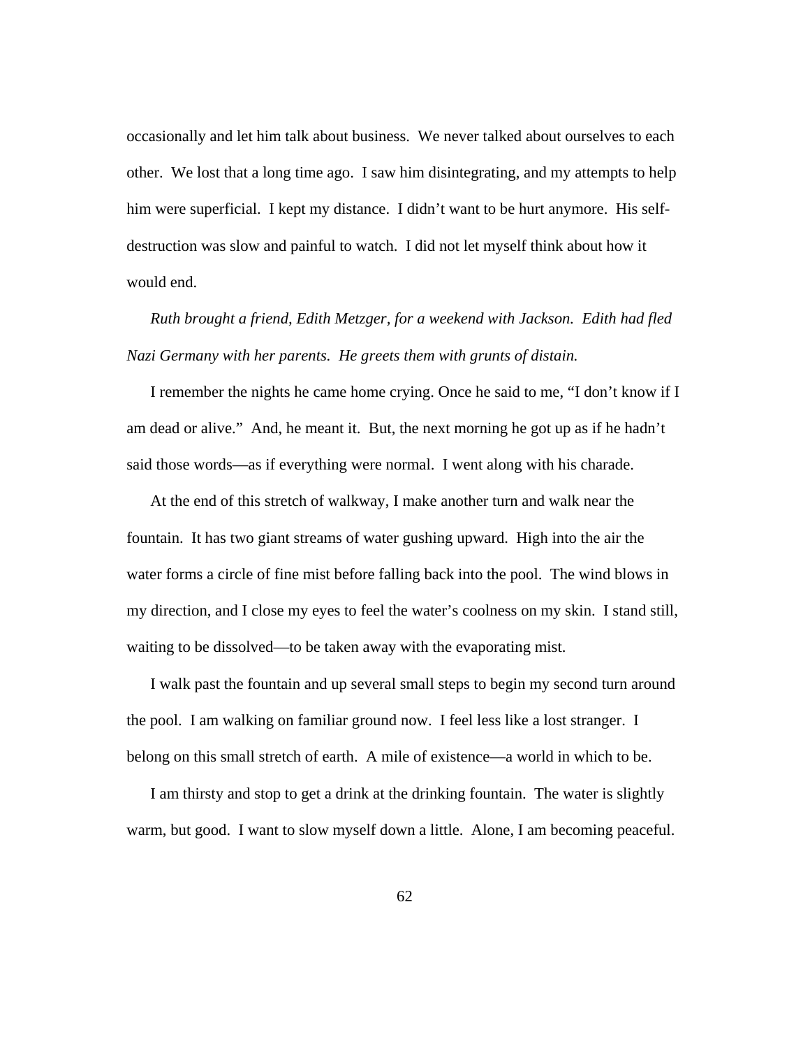occasionally and let him talk about business. We never talked about ourselves to each other. We lost that a long time ago. I saw him disintegrating, and my attempts to help him were superficial. I kept my distance. I didn't want to be hurt anymore. His self-destruction was slow and painful to watch. I did not let myself think about how it would end.

*Ruth brought a friend, Edith Metzger, for a weekend with Jackson. Edith had fled Nazi Germany with her parents. He greets them with grunts of distain.*

I remember the nights he came home crying. Once he said to me, "I don't know if I am dead or alive." And, he meant it. But, the next morning he got up as if he hadn't said those words—as if everything were normal. I went along with his charade.

At the end of this stretch of walkway, I make another turn and walk near the fountain. It has two giant streams of water gushing upward. High into the air the water forms a circle of fine mist before falling back into the pool. The wind blows in my direction, and I close my eyes to feel the water's coolness on my skin. I stand still, waiting to be dissolved—to be taken away with the evaporating mist.

I walk past the fountain and up several small steps to begin my second turn around the pool. I am walking on familiar ground now. I feel less like a lost stranger. I belong on this small stretch of earth. A mile of existence—a world in which to be.

I am thirsty and stop to get a drink at the drinking fountain. The water is slightly warm, but good. I want to slow myself down a little. Alone, I am becoming peaceful.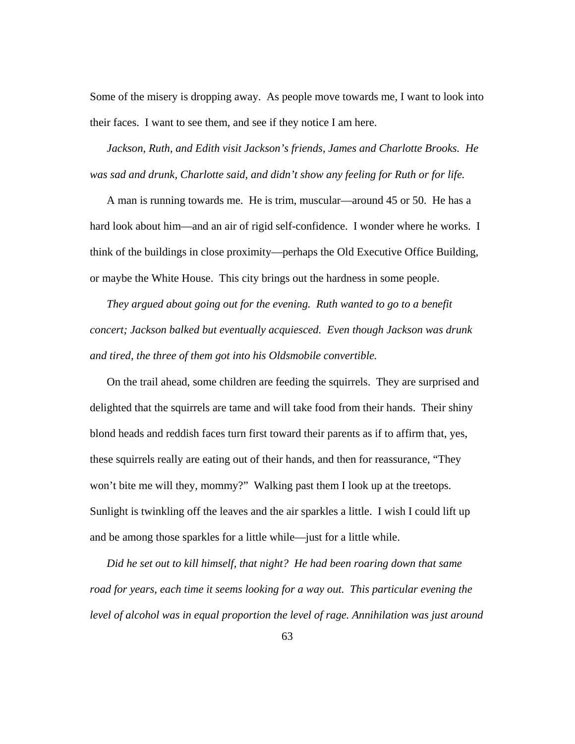Some of the misery is dropping away. As people move towards me, I want to look into their faces. I want to see them, and see if they notice I am here.

*Jackson, Ruth, and Edith visit Jackson's friends, James and Charlotte Brooks. He was sad and drunk, Charlotte said, and didn't show any feeling for Ruth or for life.*

A man is running towards me. He is trim, muscular—around 45 or 50. He has a hard look about him—and an air of rigid self-confidence. I wonder where he works. I think of the buildings in close proximity—perhaps the Old Executive Office Building, or maybe the White House. This city brings out the hardness in some people.

*They argued about going out for the evening. Ruth wanted to go to a benefit concert; Jackson balked but eventually acquiesced. Even though Jackson was drunk and tired, the three of them got into his Oldsmobile convertible.*

On the trail ahead, some children are feeding the squirrels. They are surprised and delighted that the squirrels are tame and will take food from their hands. Their shiny blond heads and reddish faces turn first toward their parents as if to affirm that, yes, these squirrels really are eating out of their hands, and then for reassurance, "They won't bite me will they, mommy?" Walking past them I look up at the treetops. Sunlight is twinkling off the leaves and the air sparkles a little. I wish I could lift up and be among those sparkles for a little while—just for a little while.

*Did he set out to kill himself, that night? He had been roaring down that same road for years, each time it seems looking for a way out. This particular evening the level of alcohol was in equal proportion the level of rage. Annihilation was just around*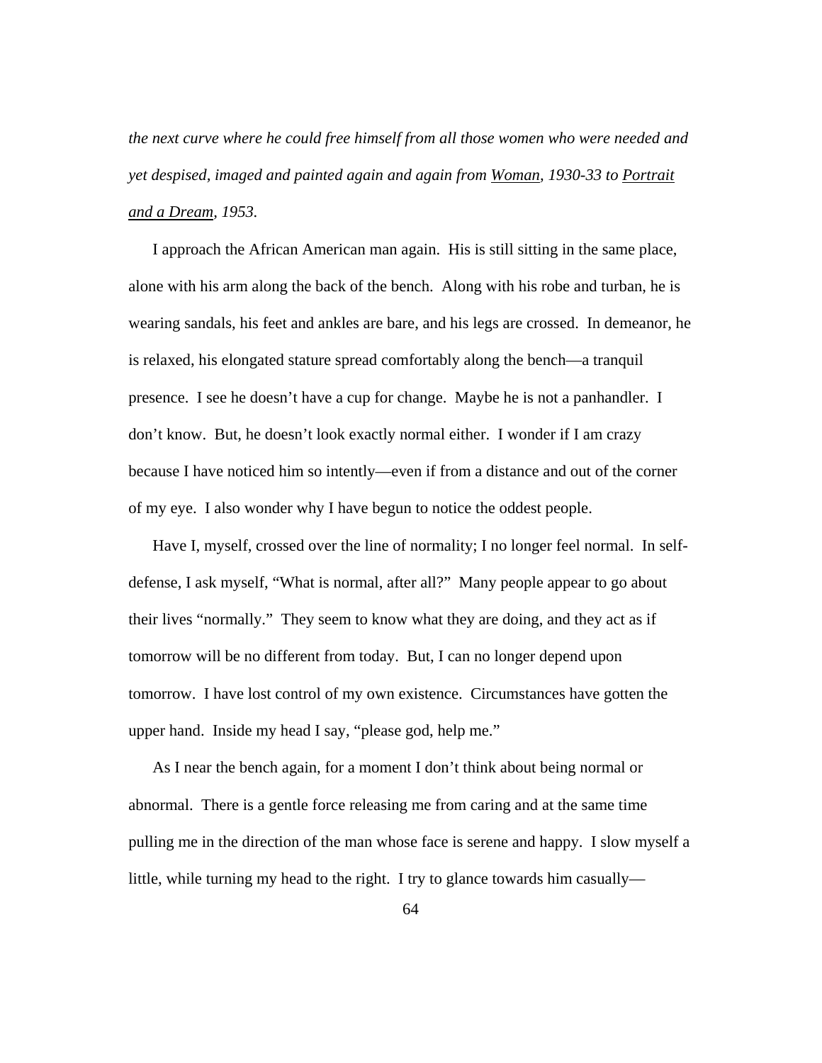*the next curve where he could free himself from all those women who were needed and yet despised, imaged and painted again and again from* <u>*Woman*</u>*, 1930-33 to* <u>*Portrait and a Dream*</u>*, 1953.*

I approach the African American man again. His is still sitting in the same place, alone with his arm along the back of the bench. Along with his robe and turban, he is wearing sandals, his feet and ankles are bare, and his legs are crossed. In demeanor, he is relaxed, his elongated stature spread comfortably along the bench—a tranquil presence. I see he doesn't have a cup for change. Maybe he is not a panhandler. I don't know. But, he doesn't look exactly normal either. I wonder if I am crazy because I have noticed him so intently—even if from a distance and out of the corner of my eye. I also wonder why I have begun to notice the oddest people.

Have I, myself, crossed over the line of normality; I no longer feel normal. In self-defense, I ask myself, "What is normal, after all?" Many people appear to go about their lives "normally." They seem to know what they are doing, and they act as if tomorrow will be no different from today. But, I can no longer depend upon tomorrow. I have lost control of my own existence. Circumstances have gotten the upper hand. Inside my head I say, "please god, help me."

As I near the bench again, for a moment I don't think about being normal or abnormal. There is a gentle force releasing me from caring and at the same time pulling me in the direction of the man whose face is serene and happy. I slow myself a little, while turning my head to the right. I try to glance towards him casually—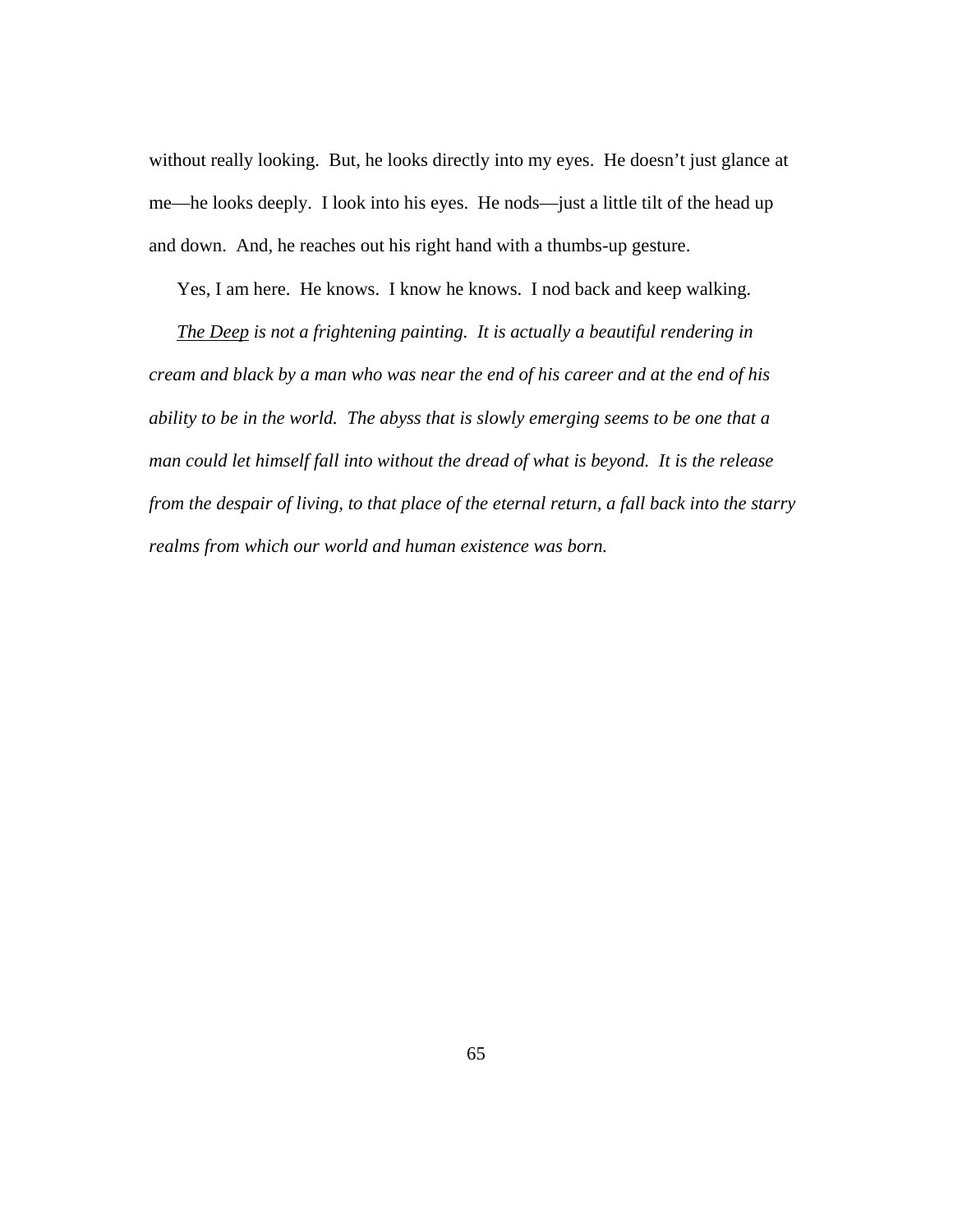without really looking. But, he looks directly into my eyes. He doesn't just glance at me—he looks deeply. I look into his eyes. He nods—just a little tilt of the head up and down. And, he reaches out his right hand with a thumbs-up gesture.

Yes, I am here. He knows. I know he knows. I nod back and keep walking.

*<u>The Deep</u> is not a frightening painting. It is actually a beautiful rendering in cream and black by a man who was near the end of his career and at the end of his ability to be in the world. The abyss that is slowly emerging seems to be one that a man could let himself fall into without the dread of what is beyond. It is the release from the despair of living, to that place of the eternal return, a fall back into the starry realms from which our world and human existence was born.*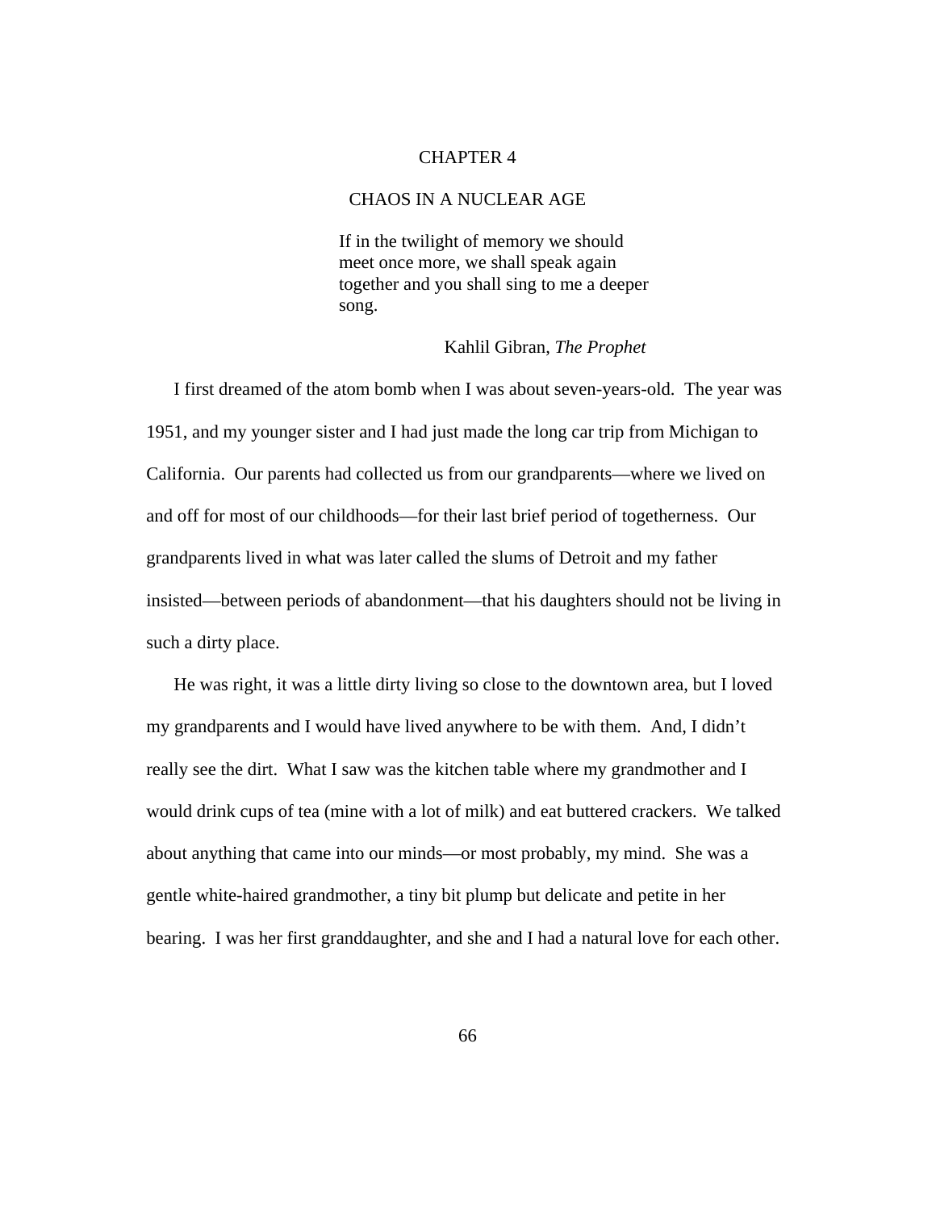# CHAPTER 4

## CHAOS IN A NUCLEAR AGE

> If in the twilight of memory we should meet once more, we shall speak again together and you shall sing to me a deeper song.
>
> Kahlil Gibran, *The Prophet*

I first dreamed of the atom bomb when I was about seven-years-old. The year was 1951, and my younger sister and I had just made the long car trip from Michigan to California. Our parents had collected us from our grandparents—where we lived on and off for most of our childhoods—for their last brief period of togetherness. Our grandparents lived in what was later called the slums of Detroit and my father insisted—between periods of abandonment—that his daughters should not be living in such a dirty place.

He was right, it was a little dirty living so close to the downtown area, but I loved my grandparents and I would have lived anywhere to be with them. And, I didn't really see the dirt. What I saw was the kitchen table where my grandmother and I would drink cups of tea (mine with a lot of milk) and eat buttered crackers. We talked about anything that came into our minds—or most probably, my mind. She was a gentle white-haired grandmother, a tiny bit plump but delicate and petite in her bearing. I was her first granddaughter, and she and I had a natural love for each other.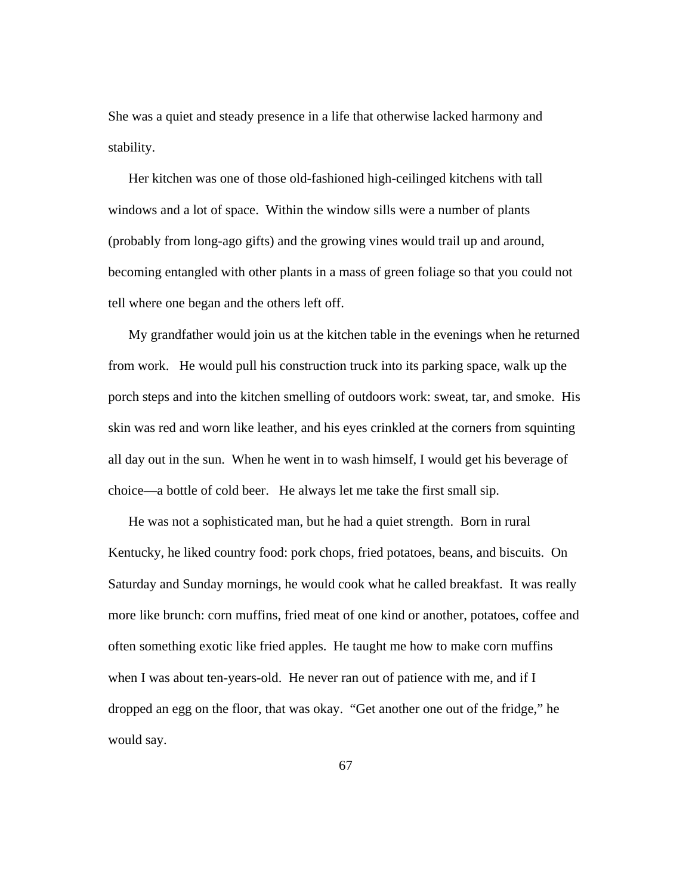She was a quiet and steady presence in a life that otherwise lacked harmony and stability.

Her kitchen was one of those old-fashioned high-ceilinged kitchens with tall windows and a lot of space. Within the window sills were a number of plants (probably from long-ago gifts) and the growing vines would trail up and around, becoming entangled with other plants in a mass of green foliage so that you could not tell where one began and the others left off.

My grandfather would join us at the kitchen table in the evenings when he returned from work. He would pull his construction truck into its parking space, walk up the porch steps and into the kitchen smelling of outdoors work: sweat, tar, and smoke. His skin was red and worn like leather, and his eyes crinkled at the corners from squinting all day out in the sun. When he went in to wash himself, I would get his beverage of choice—a bottle of cold beer. He always let me take the first small sip.

He was not a sophisticated man, but he had a quiet strength. Born in rural Kentucky, he liked country food: pork chops, fried potatoes, beans, and biscuits. On Saturday and Sunday mornings, he would cook what he called breakfast. It was really more like brunch: corn muffins, fried meat of one kind or another, potatoes, coffee and often something exotic like fried apples. He taught me how to make corn muffins when I was about ten-years-old. He never ran out of patience with me, and if I dropped an egg on the floor, that was okay. "Get another one out of the fridge," he would say.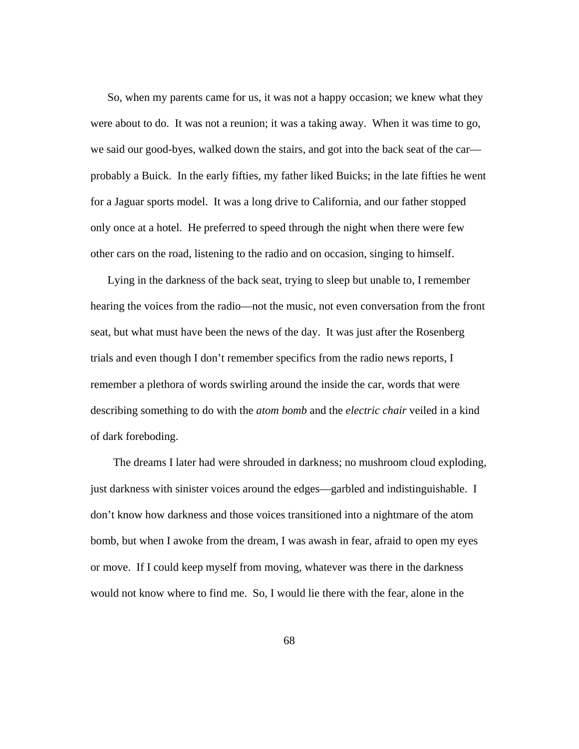So, when my parents came for us, it was not a happy occasion; we knew what they were about to do. It was not a reunion; it was a taking away. When it was time to go, we said our good-byes, walked down the stairs, and got into the back seat of the car—probably a Buick. In the early fifties, my father liked Buicks; in the late fifties he went for a Jaguar sports model. It was a long drive to California, and our father stopped only once at a hotel. He preferred to speed through the night when there were few other cars on the road, listening to the radio and on occasion, singing to himself.

Lying in the darkness of the back seat, trying to sleep but unable to, I remember hearing the voices from the radio—not the music, not even conversation from the front seat, but what must have been the news of the day. It was just after the Rosenberg trials and even though I don't remember specifics from the radio news reports, I remember a plethora of words swirling around the inside the car, words that were describing something to do with the *atom bomb* and the *electric chair* veiled in a kind of dark foreboding.

The dreams I later had were shrouded in darkness; no mushroom cloud exploding, just darkness with sinister voices around the edges—garbled and indistinguishable. I don't know how darkness and those voices transitioned into a nightmare of the atom bomb, but when I awoke from the dream, I was awash in fear, afraid to open my eyes or move. If I could keep myself from moving, whatever was there in the darkness would not know where to find me. So, I would lie there with the fear, alone in the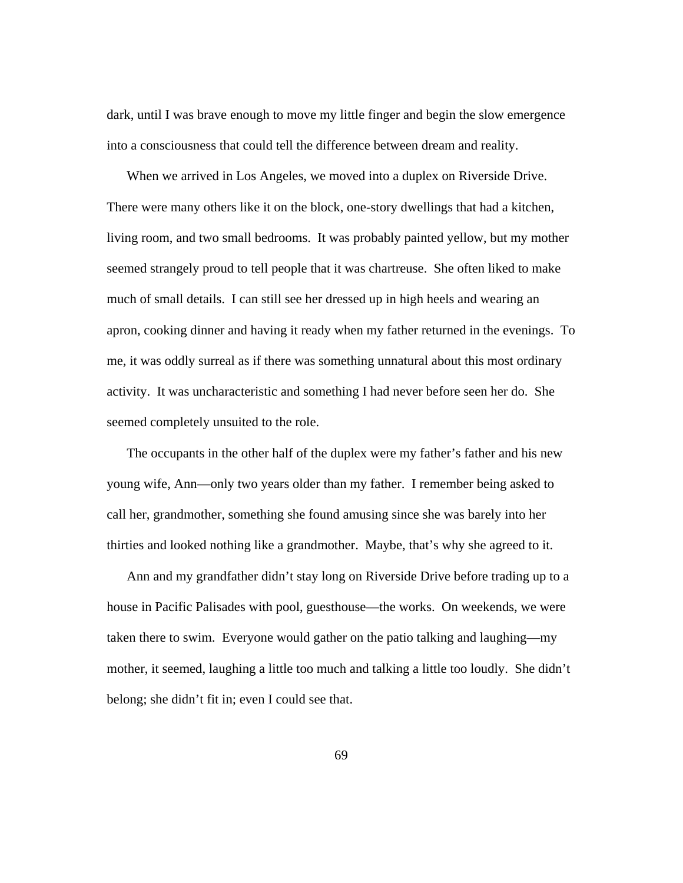dark, until I was brave enough to move my little finger and begin the slow emergence into a consciousness that could tell the difference between dream and reality.

When we arrived in Los Angeles, we moved into a duplex on Riverside Drive. There were many others like it on the block, one-story dwellings that had a kitchen, living room, and two small bedrooms. It was probably painted yellow, but my mother seemed strangely proud to tell people that it was chartreuse. She often liked to make much of small details. I can still see her dressed up in high heels and wearing an apron, cooking dinner and having it ready when my father returned in the evenings. To me, it was oddly surreal as if there was something unnatural about this most ordinary activity. It was uncharacteristic and something I had never before seen her do. She seemed completely unsuited to the role.

The occupants in the other half of the duplex were my father's father and his new young wife, Ann—only two years older than my father. I remember being asked to call her, grandmother, something she found amusing since she was barely into her thirties and looked nothing like a grandmother. Maybe, that's why she agreed to it.

Ann and my grandfather didn't stay long on Riverside Drive before trading up to a house in Pacific Palisades with pool, guesthouse—the works. On weekends, we were taken there to swim. Everyone would gather on the patio talking and laughing—my mother, it seemed, laughing a little too much and talking a little too loudly. She didn't belong; she didn't fit in; even I could see that.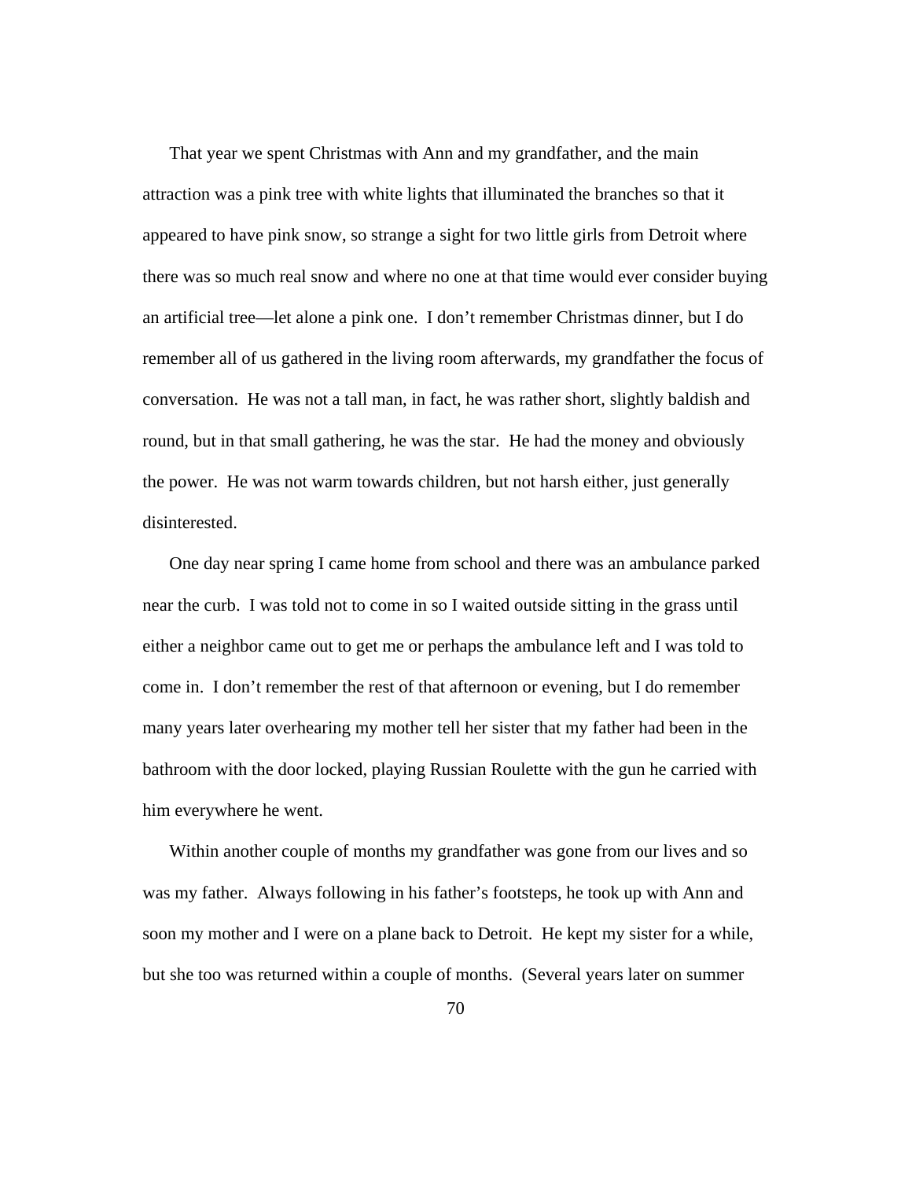That year we spent Christmas with Ann and my grandfather, and the main attraction was a pink tree with white lights that illuminated the branches so that it appeared to have pink snow, so strange a sight for two little girls from Detroit where there was so much real snow and where no one at that time would ever consider buying an artificial tree—let alone a pink one. I don't remember Christmas dinner, but I do remember all of us gathered in the living room afterwards, my grandfather the focus of conversation. He was not a tall man, in fact, he was rather short, slightly baldish and round, but in that small gathering, he was the star. He had the money and obviously the power. He was not warm towards children, but not harsh either, just generally disinterested.

One day near spring I came home from school and there was an ambulance parked near the curb. I was told not to come in so I waited outside sitting in the grass until either a neighbor came out to get me or perhaps the ambulance left and I was told to come in. I don't remember the rest of that afternoon or evening, but I do remember many years later overhearing my mother tell her sister that my father had been in the bathroom with the door locked, playing Russian Roulette with the gun he carried with him everywhere he went.

Within another couple of months my grandfather was gone from our lives and so was my father. Always following in his father's footsteps, he took up with Ann and soon my mother and I were on a plane back to Detroit. He kept my sister for a while, but she too was returned within a couple of months. (Several years later on summer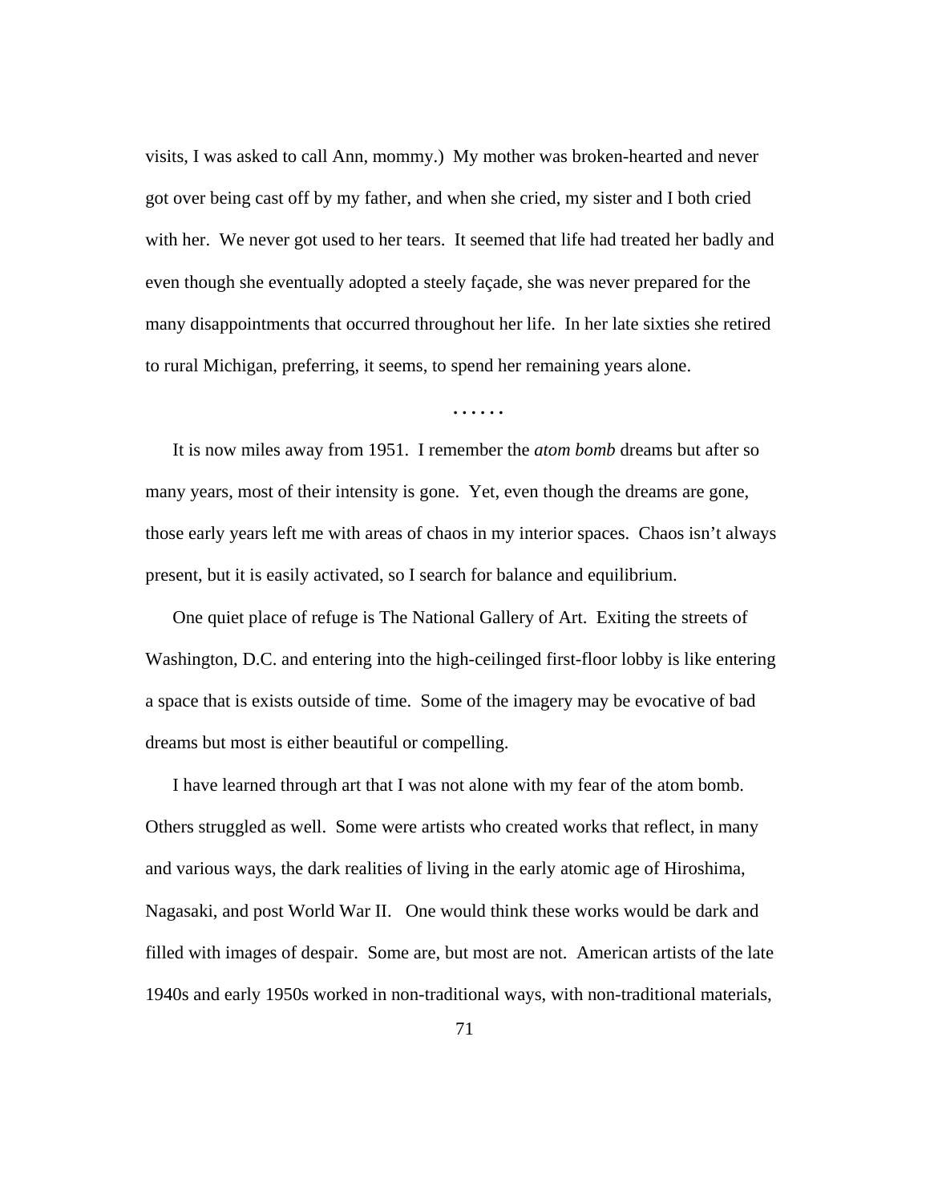visits, I was asked to call Ann, mommy.) My mother was broken-hearted and never got over being cast off by my father, and when she cried, my sister and I both cried with her. We never got used to her tears. It seemed that life had treated her badly and even though she eventually adopted a steely façade, she was never prepared for the many disappointments that occurred throughout her life. In her late sixties she retired to rural Michigan, preferring, it seems, to spend her remaining years alone.

. . . . . .

It is now miles away from 1951. I remember the *atom bomb* dreams but after so many years, most of their intensity is gone. Yet, even though the dreams are gone, those early years left me with areas of chaos in my interior spaces. Chaos isn't always present, but it is easily activated, so I search for balance and equilibrium.

One quiet place of refuge is The National Gallery of Art. Exiting the streets of Washington, D.C. and entering into the high-ceilinged first-floor lobby is like entering a space that is exists outside of time. Some of the imagery may be evocative of bad dreams but most is either beautiful or compelling.

I have learned through art that I was not alone with my fear of the atom bomb. Others struggled as well. Some were artists who created works that reflect, in many and various ways, the dark realities of living in the early atomic age of Hiroshima, Nagasaki, and post World War II. One would think these works would be dark and filled with images of despair. Some are, but most are not. American artists of the late 1940s and early 1950s worked in non-traditional ways, with non-traditional materials,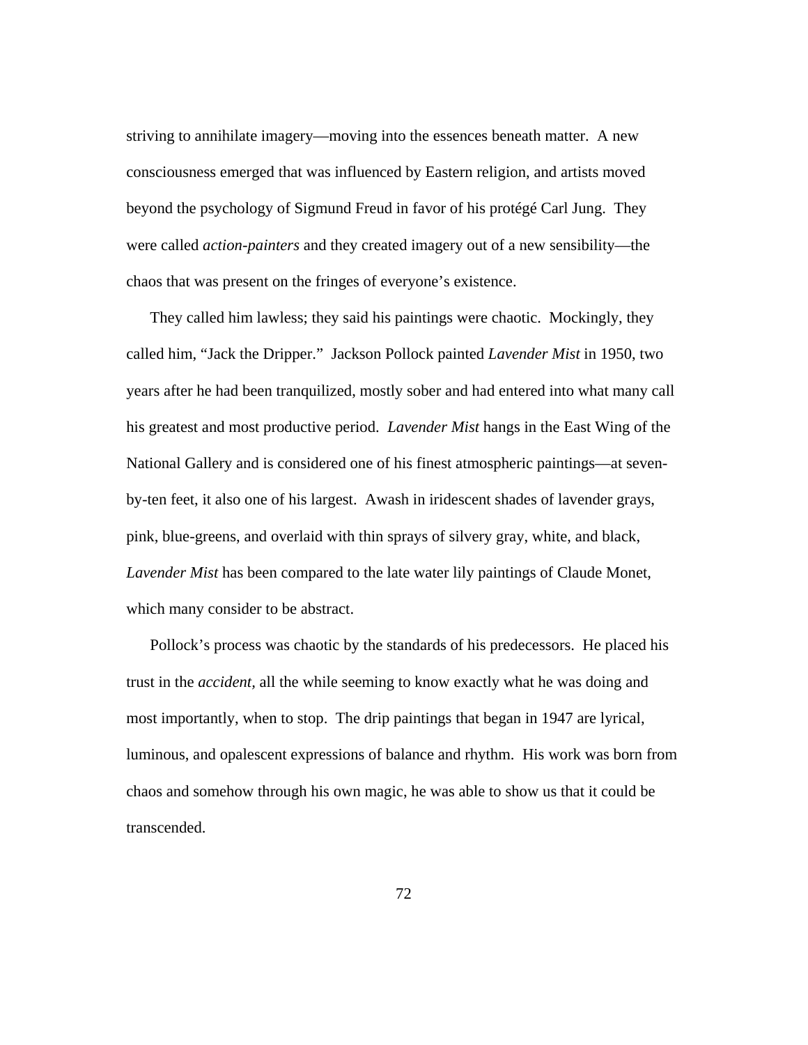striving to annihilate imagery—moving into the essences beneath matter. A new consciousness emerged that was influenced by Eastern religion, and artists moved beyond the psychology of Sigmund Freud in favor of his protégé Carl Jung. They were called *action-painters* and they created imagery out of a new sensibility—the chaos that was present on the fringes of everyone's existence.

They called him lawless; they said his paintings were chaotic. Mockingly, they called him, "Jack the Dripper." Jackson Pollock painted *Lavender Mist* in 1950, two years after he had been tranquilized, mostly sober and had entered into what many call his greatest and most productive period. *Lavender Mist* hangs in the East Wing of the National Gallery and is considered one of his finest atmospheric paintings—at seven-by-ten feet, it also one of his largest. Awash in iridescent shades of lavender grays, pink, blue-greens, and overlaid with thin sprays of silvery gray, white, and black, *Lavender Mist* has been compared to the late water lily paintings of Claude Monet, which many consider to be abstract.

Pollock's process was chaotic by the standards of his predecessors. He placed his trust in the *accident,* all the while seeming to know exactly what he was doing and most importantly, when to stop. The drip paintings that began in 1947 are lyrical, luminous, and opalescent expressions of balance and rhythm. His work was born from chaos and somehow through his own magic, he was able to show us that it could be transcended.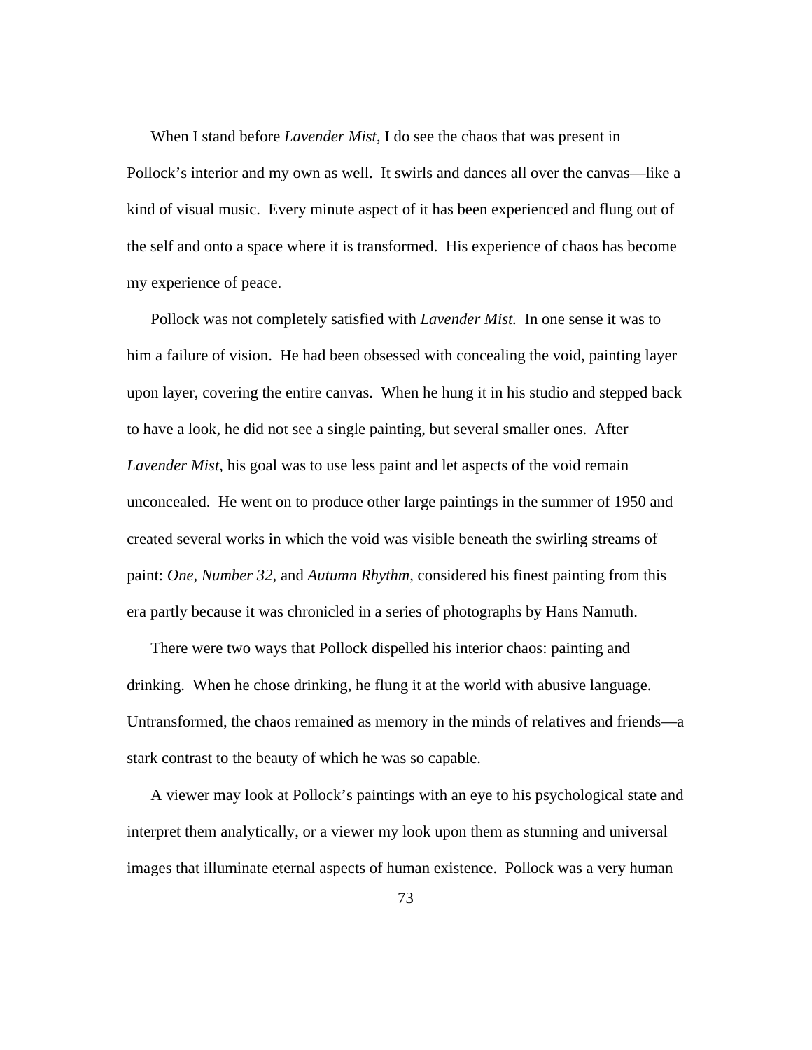When I stand before *Lavender Mist*, I do see the chaos that was present in Pollock's interior and my own as well. It swirls and dances all over the canvas—like a kind of visual music. Every minute aspect of it has been experienced and flung out of the self and onto a space where it is transformed. His experience of chaos has become my experience of peace.

Pollock was not completely satisfied with *Lavender Mist.* In one sense it was to him a failure of vision. He had been obsessed with concealing the void, painting layer upon layer, covering the entire canvas. When he hung it in his studio and stepped back to have a look, he did not see a single painting, but several smaller ones. After *Lavender Mist,* his goal was to use less paint and let aspects of the void remain unconcealed. He went on to produce other large paintings in the summer of 1950 and created several works in which the void was visible beneath the swirling streams of paint: *One, Number 32,* and *Autumn Rhythm,* considered his finest painting from this era partly because it was chronicled in a series of photographs by Hans Namuth.

There were two ways that Pollock dispelled his interior chaos: painting and drinking. When he chose drinking, he flung it at the world with abusive language. Untransformed, the chaos remained as memory in the minds of relatives and friends—a stark contrast to the beauty of which he was so capable.

A viewer may look at Pollock's paintings with an eye to his psychological state and interpret them analytically, or a viewer my look upon them as stunning and universal images that illuminate eternal aspects of human existence. Pollock was a very human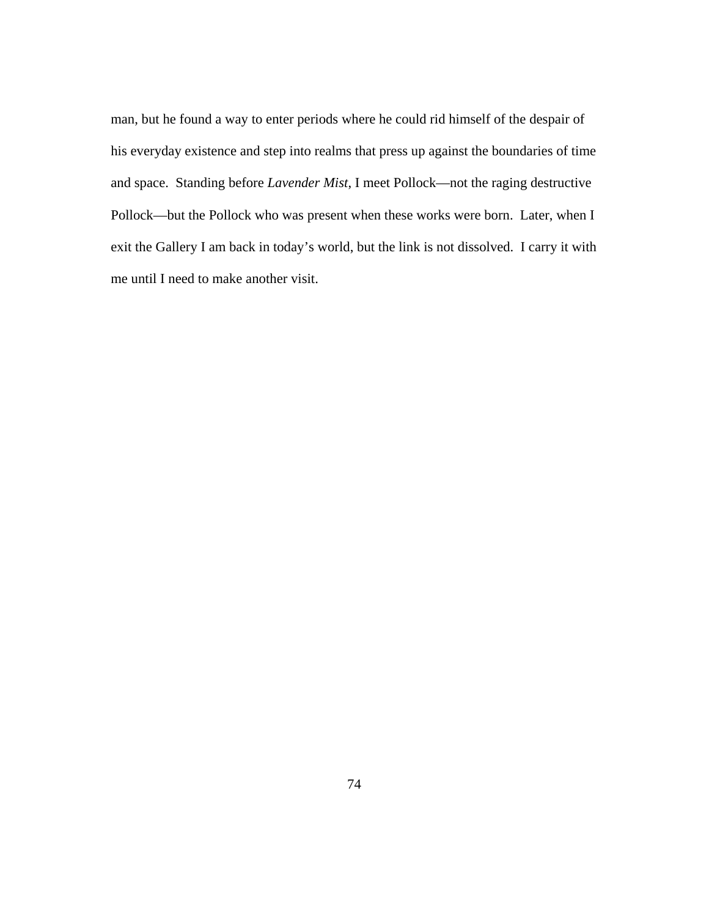man, but he found a way to enter periods where he could rid himself of the despair of his everyday existence and step into realms that press up against the boundaries of time and space. Standing before *Lavender Mist*, I meet Pollock—not the raging destructive Pollock—but the Pollock who was present when these works were born. Later, when I exit the Gallery I am back in today's world, but the link is not dissolved. I carry it with me until I need to make another visit.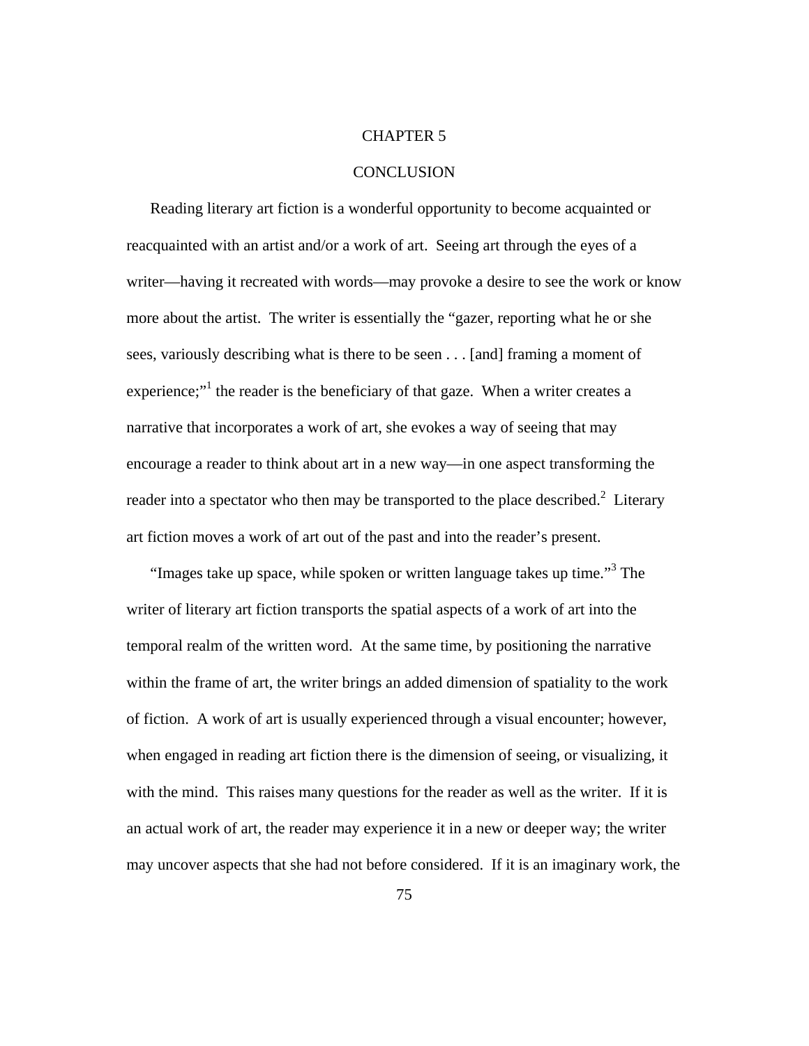# CHAPTER 5

## CONCLUSION

Reading literary art fiction is a wonderful opportunity to become acquainted or reacquainted with an artist and/or a work of art. Seeing art through the eyes of a writer—having it recreated with words—may provoke a desire to see the work or know more about the artist. The writer is essentially the "gazer, reporting what he or she sees, variously describing what is there to be seen . . . [and] framing a moment of experience;"[1] the reader is the beneficiary of that gaze. When a writer creates a narrative that incorporates a work of art, she evokes a way of seeing that may encourage a reader to think about art in a new way—in one aspect transforming the reader into a spectator who then may be transported to the place described.[2] Literary art fiction moves a work of art out of the past and into the reader's present.

"Images take up space, while spoken or written language takes up time."[3] The writer of literary art fiction transports the spatial aspects of a work of art into the temporal realm of the written word. At the same time, by positioning the narrative within the frame of art, the writer brings an added dimension of spatiality to the work of fiction. A work of art is usually experienced through a visual encounter; however, when engaged in reading art fiction there is the dimension of seeing, or visualizing, it with the mind. This raises many questions for the reader as well as the writer. If it is an actual work of art, the reader may experience it in a new or deeper way; the writer may uncover aspects that she had not before considered. If it is an imaginary work, the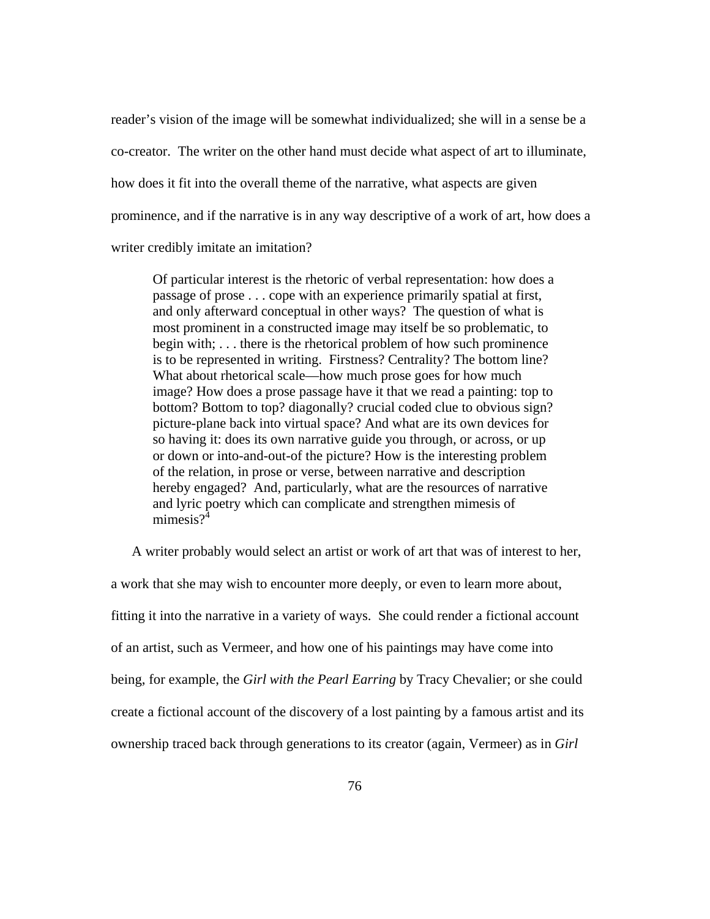reader's vision of the image will be somewhat individualized; she will in a sense be a co-creator. The writer on the other hand must decide what aspect of art to illuminate, how does it fit into the overall theme of the narrative, what aspects are given prominence, and if the narrative is in any way descriptive of a work of art, how does a writer credibly imitate an imitation?

> Of particular interest is the rhetoric of verbal representation: how does a passage of prose . . . cope with an experience primarily spatial at first, and only afterward conceptual in other ways? The question of what is most prominent in a constructed image may itself be so problematic, to begin with; . . . there is the rhetorical problem of how such prominence is to be represented in writing. Firstness? Centrality? The bottom line? What about rhetorical scale—how much prose goes for how much image? How does a prose passage have it that we read a painting: top to bottom? Bottom to top? diagonally? crucial coded clue to obvious sign? picture-plane back into virtual space? And what are its own devices for so having it: does its own narrative guide you through, or across, or up or down or into-and-out-of the picture? How is the interesting problem of the relation, in prose or verse, between narrative and description hereby engaged? And, particularly, what are the resources of narrative and lyric poetry which can complicate and strengthen mimesis of mimesis?[4]

A writer probably would select an artist or work of art that was of interest to her, a work that she may wish to encounter more deeply, or even to learn more about, fitting it into the narrative in a variety of ways. She could render a fictional account of an artist, such as Vermeer, and how one of his paintings may have come into being, for example, the *Girl with the Pearl Earring* by Tracy Chevalier; or she could create a fictional account of the discovery of a lost painting by a famous artist and its ownership traced back through generations to its creator (again, Vermeer) as in *Girl*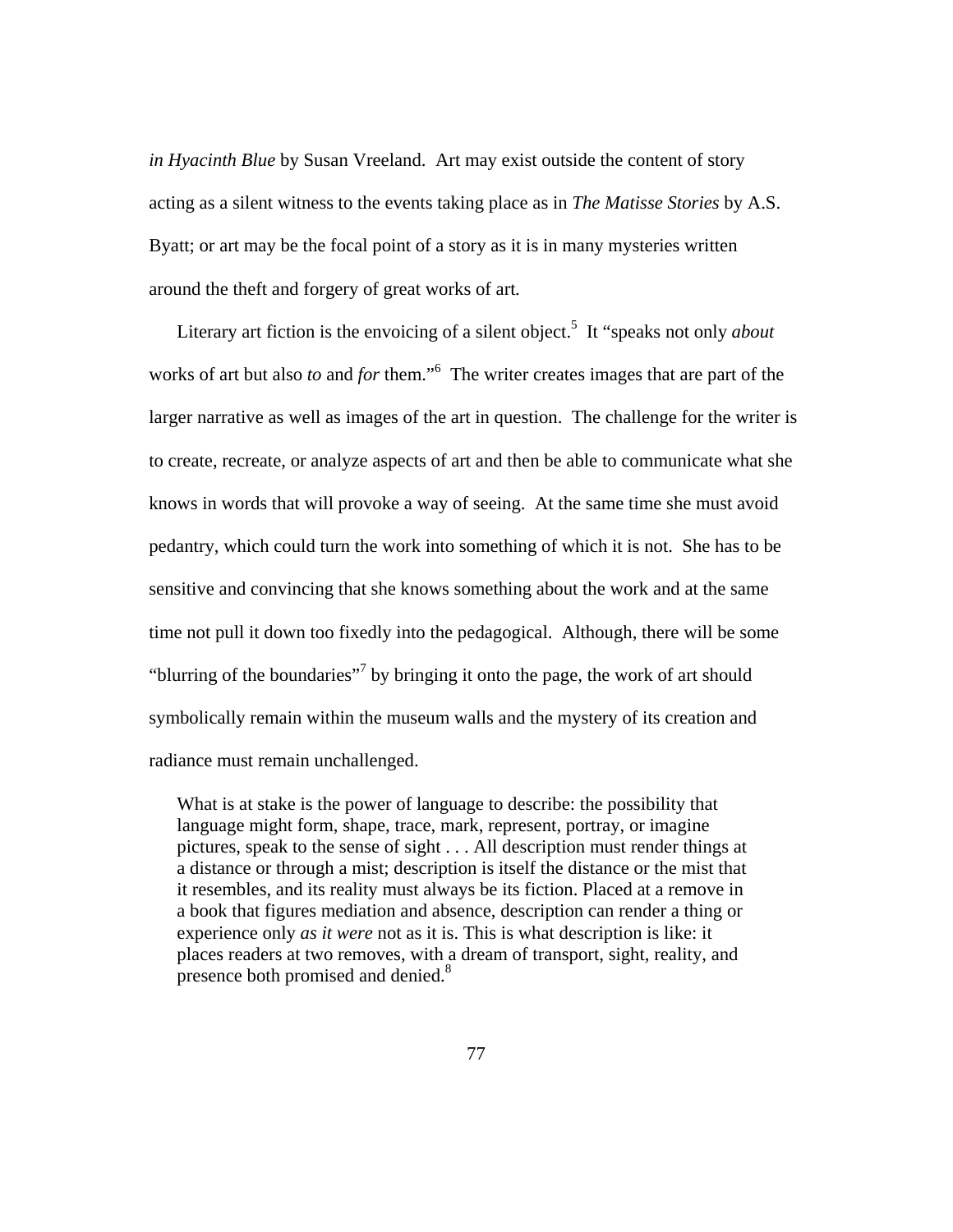*in Hyacinth Blue* by Susan Vreeland. Art may exist outside the content of story acting as a silent witness to the events taking place as in *The Matisse Stories* by A.S. Byatt; or art may be the focal point of a story as it is in many mysteries written around the theft and forgery of great works of art.

Literary art fiction is the envoicing of a silent object.[5] It "speaks not only *about* works of art but also *to* and *for* them."[6] The writer creates images that are part of the larger narrative as well as images of the art in question. The challenge for the writer is to create, recreate, or analyze aspects of art and then be able to communicate what she knows in words that will provoke a way of seeing. At the same time she must avoid pedantry, which could turn the work into something of which it is not. She has to be sensitive and convincing that she knows something about the work and at the same time not pull it down too fixedly into the pedagogical. Although, there will be some "blurring of the boundaries"[7] by bringing it onto the page, the work of art should symbolically remain within the museum walls and the mystery of its creation and radiance must remain unchallenged.

> What is at stake is the power of language to describe: the possibility that language might form, shape, trace, mark, represent, portray, or imagine pictures, speak to the sense of sight . . . All description must render things at a distance or through a mist; description is itself the distance or the mist that it resembles, and its reality must always be its fiction. Placed at a remove in a book that figures mediation and absence, description can render a thing or experience only *as it were* not as it is. This is what description is like: it places readers at two removes, with a dream of transport, sight, reality, and presence both promised and denied.[8]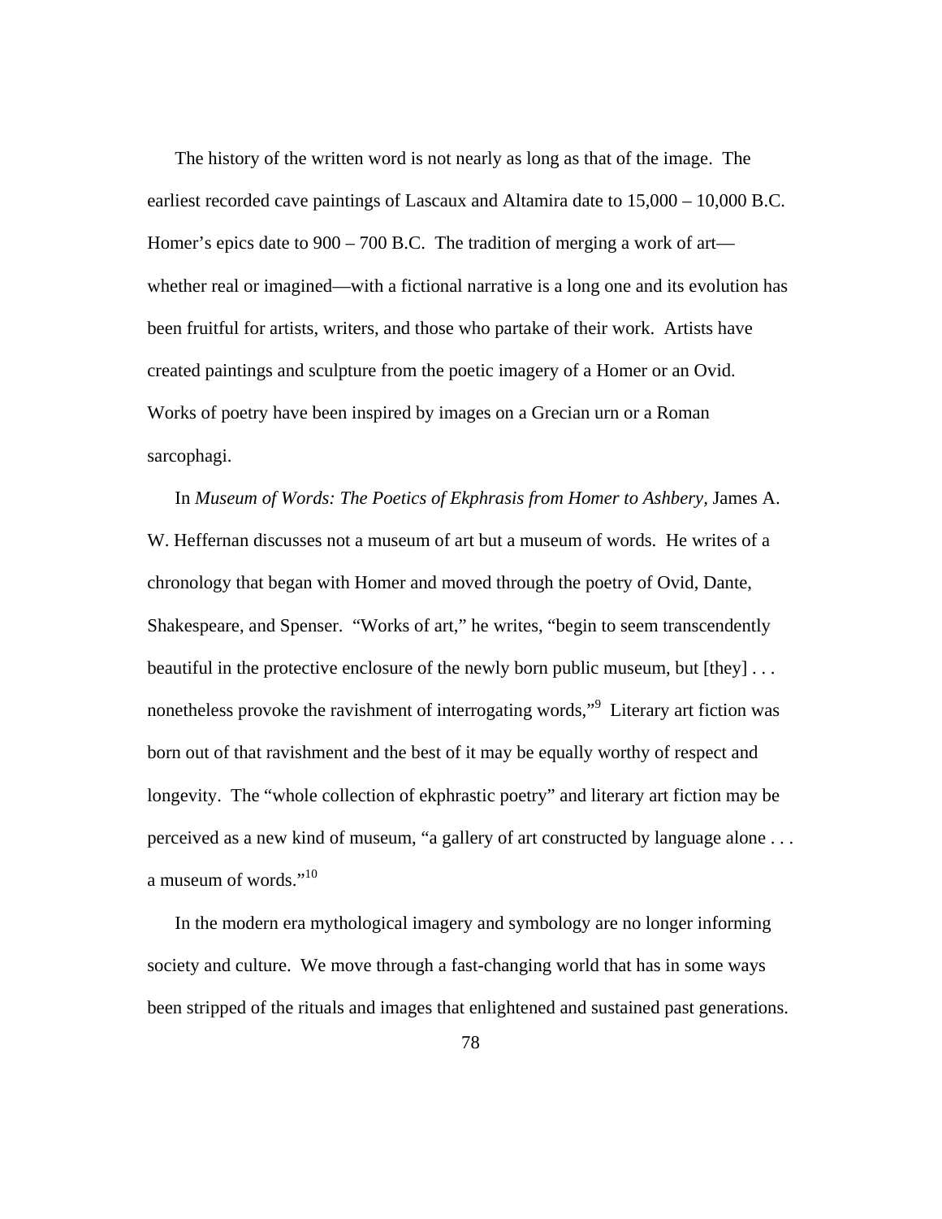The history of the written word is not nearly as long as that of the image. The earliest recorded cave paintings of Lascaux and Altamira date to 15,000 – 10,000 B.C. Homer's epics date to 900 – 700 B.C. The tradition of merging a work of art—whether real or imagined—with a fictional narrative is a long one and its evolution has been fruitful for artists, writers, and those who partake of their work. Artists have created paintings and sculpture from the poetic imagery of a Homer or an Ovid. Works of poetry have been inspired by images on a Grecian urn or a Roman sarcophagi.

In *Museum of Words: The Poetics of Ekphrasis from Homer to Ashbery*, James A. W. Heffernan discusses not a museum of art but a museum of words. He writes of a chronology that began with Homer and moved through the poetry of Ovid, Dante, Shakespeare, and Spenser. "Works of art," he writes, "begin to seem transcendently beautiful in the protective enclosure of the newly born public museum, but [they] . . . nonetheless provoke the ravishment of interrogating words,"[9] Literary art fiction was born out of that ravishment and the best of it may be equally worthy of respect and longevity. The "whole collection of ekphrastic poetry" and literary art fiction may be perceived as a new kind of museum, "a gallery of art constructed by language alone . . . a museum of words."[10]

In the modern era mythological imagery and symbology are no longer informing society and culture. We move through a fast-changing world that has in some ways been stripped of the rituals and images that enlightened and sustained past generations.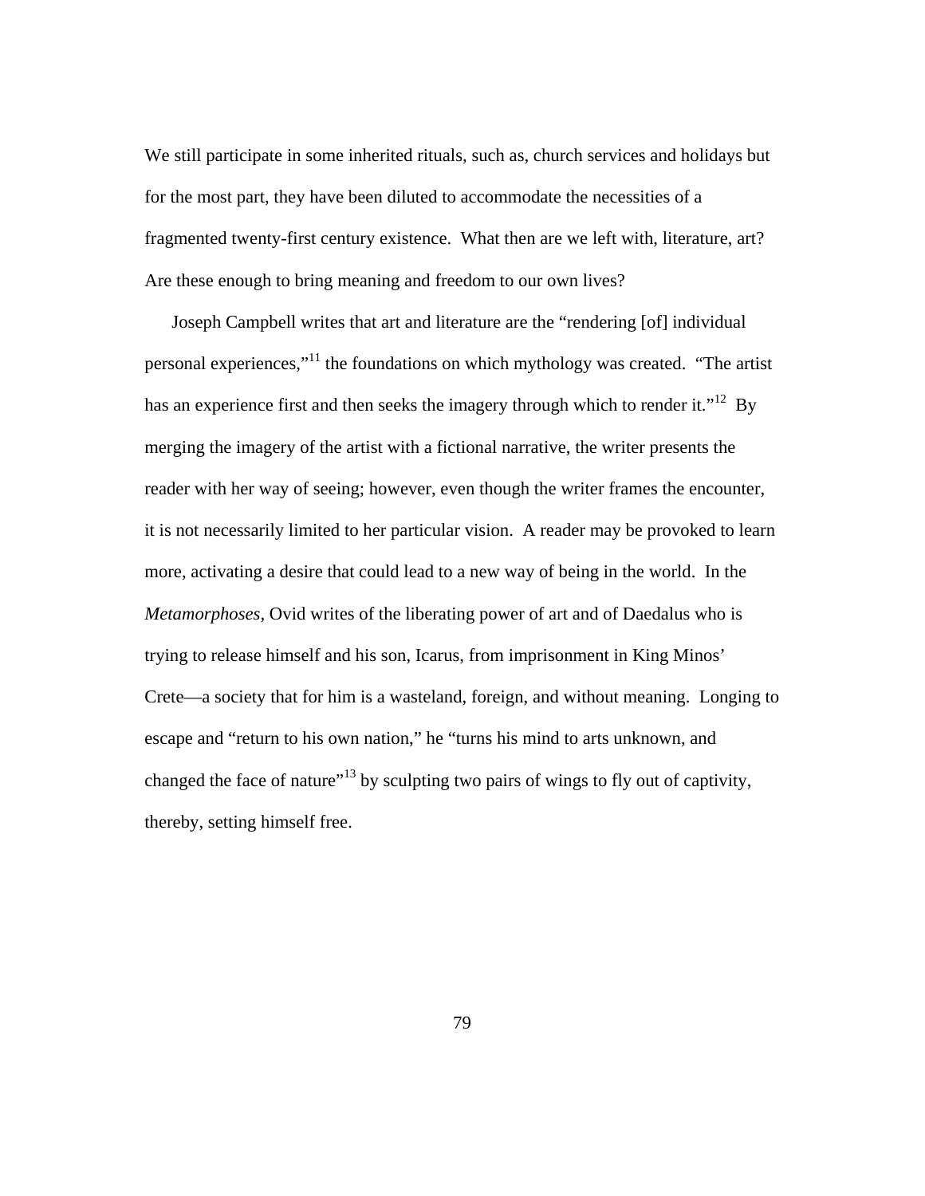We still participate in some inherited rituals, such as, church services and holidays but for the most part, they have been diluted to accommodate the necessities of a fragmented twenty-first century existence. What then are we left with, literature, art? Are these enough to bring meaning and freedom to our own lives?

Joseph Campbell writes that art and literature are the "rendering [of] individual personal experiences,"[11] the foundations on which mythology was created. "The artist has an experience first and then seeks the imagery through which to render it."[12] By merging the imagery of the artist with a fictional narrative, the writer presents the reader with her way of seeing; however, even though the writer frames the encounter, it is not necessarily limited to her particular vision. A reader may be provoked to learn more, activating a desire that could lead to a new way of being in the world. In the *Metamorphoses*, Ovid writes of the liberating power of art and of Daedalus who is trying to release himself and his son, Icarus, from imprisonment in King Minos' Crete—a society that for him is a wasteland, foreign, and without meaning. Longing to escape and "return to his own nation," he "turns his mind to arts unknown, and changed the face of nature"[13] by sculpting two pairs of wings to fly out of captivity, thereby, setting himself free.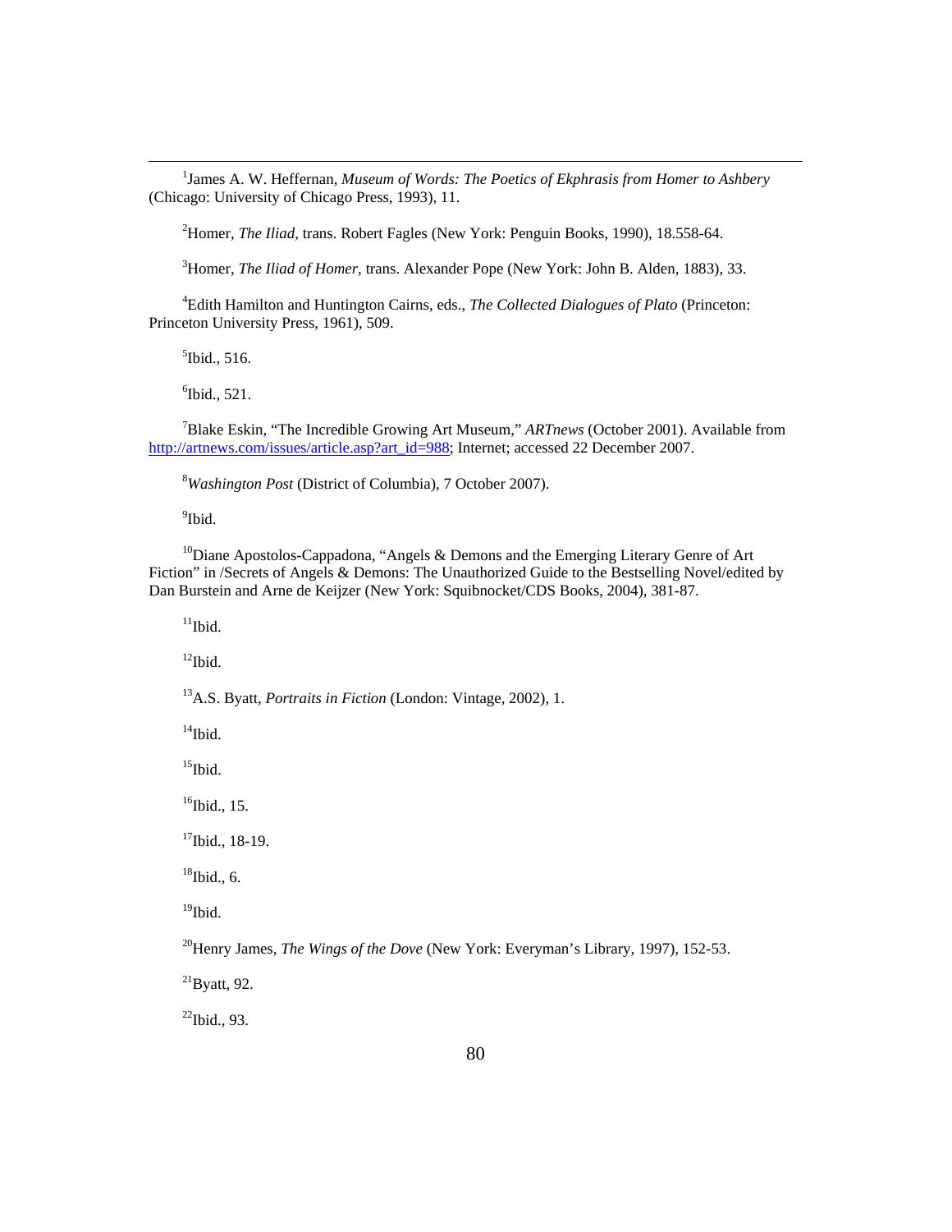[1]James A. W. Heffernan, *Museum of Words: The Poetics of Ekphrasis from Homer to Ashbery* (Chicago: University of Chicago Press, 1993), 11.

[2]Homer, *The Iliad,* trans. Robert Fagles (New York: Penguin Books, 1990), 18.558-64.

[3]Homer, *The Iliad of Homer*, trans. Alexander Pope (New York: John B. Alden, 1883), 33.

[4]Edith Hamilton and Huntington Cairns, eds., *The Collected Dialogues of Plato* (Princeton: Princeton University Press, 1961), 509.

[5]Ibid., 516.

[6]Ibid., 521.

[7]Blake Eskin, "The Incredible Growing Art Museum," *ARTnews* (October 2001). Available from http://artnews.com/issues/article.asp?art_id=988; Internet; accessed 22 December 2007.

[8]*Washington Post* (District of Columbia), 7 October 2007).

[9]Ibid.

[10]Diane Apostolos-Cappadona, "Angels & Demons and the Emerging Literary Genre of Art Fiction" in /Secrets of Angels & Demons: The Unauthorized Guide to the Bestselling Novel/edited by Dan Burstein and Arne de Keijzer (New York: Squibnocket/CDS Books, 2004), 381-87.

[11]Ibid.

[12]Ibid.

[13]A.S. Byatt, *Portraits in Fiction* (London: Vintage, 2002), 1.

[14]Ibid.

[15]Ibid.

[16]Ibid., 15.

[17]Ibid., 18-19.

[18]Ibid., 6.

[19]Ibid.

[20]Henry James, *The Wings of the Dove* (New York: Everyman's Library, 1997), 152-53.

[21]Byatt, 92.

[22]Ibid., 93.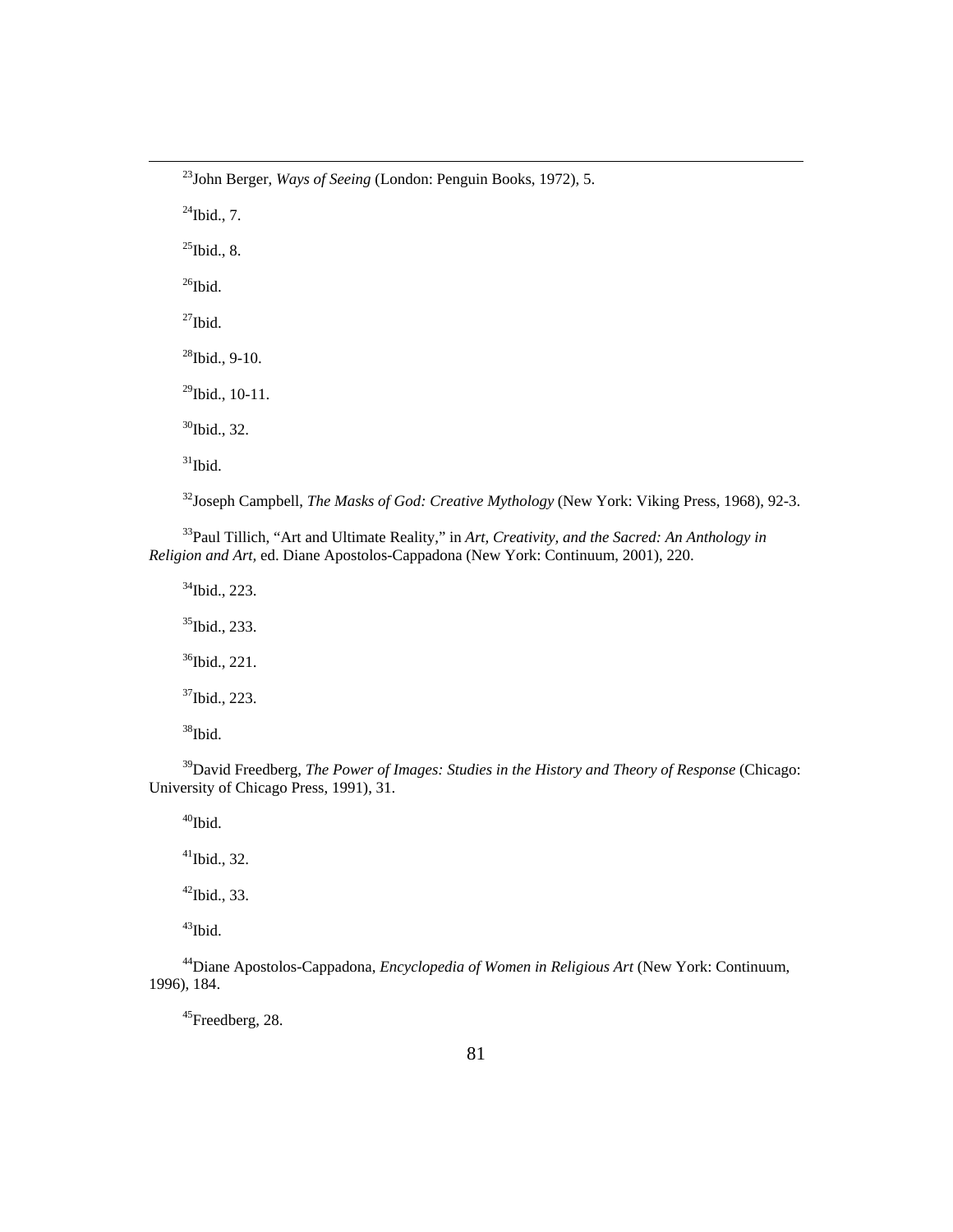[23]John Berger, *Ways of Seeing* (London: Penguin Books, 1972), 5.

[24]Ibid., 7.

[25]Ibid., 8.

[26]Ibid.

[27]Ibid.

[28]Ibid., 9-10.

[29]Ibid., 10-11.

[30]Ibid., 32.

[31]Ibid.

[32]Joseph Campbell, *The Masks of God: Creative Mythology* (New York: Viking Press, 1968), 92-3.

[33]Paul Tillich, "Art and Ultimate Reality," in *Art, Creativity, and the Sacred: An Anthology in Religion and Art,* ed. Diane Apostolos-Cappadona (New York: Continuum, 2001), 220.

[34]Ibid., 223.

[35]Ibid., 233.

[36]Ibid., 221.

[37]Ibid., 223.

[38]Ibid.

[39]David Freedberg, *The Power of Images: Studies in the History and Theory of Response* (Chicago: University of Chicago Press, 1991), 31.

[40]Ibid.

[41]Ibid., 32.

[42]Ibid., 33.

[43]Ibid.

[44]Diane Apostolos-Cappadona, *Encyclopedia of Women in Religious Art* (New York: Continuum, 1996), 184.

[45]Freedberg, 28.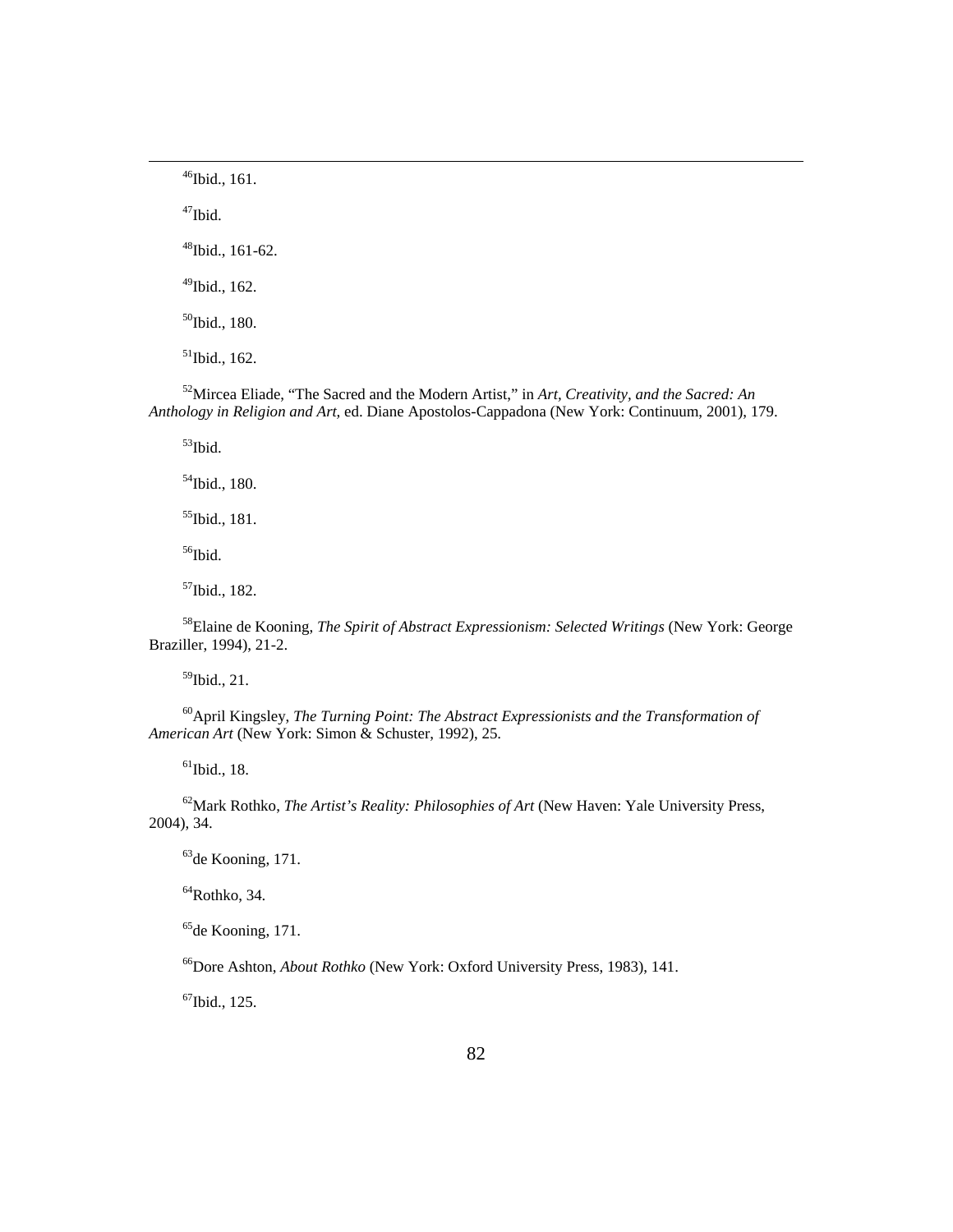[46]Ibid., 161.

[47]Ibid.

[48]Ibid., 161-62.

[49]Ibid., 162.

[50]Ibid., 180.

[51]Ibid., 162.

[52]Mircea Eliade, “The Sacred and the Modern Artist,” in *Art, Creativity, and the Sacred: An Anthology in Religion and Art*, ed. Diane Apostolos-Cappadona (New York: Continuum, 2001), 179.

[53]Ibid.

[54]Ibid., 180.

[55]Ibid., 181.

[56]Ibid.

[57]Ibid., 182.

[58]Elaine de Kooning, *The Spirit of Abstract Expressionism: Selected Writings* (New York: George Braziller, 1994), 21-2.

[59]Ibid., 21.

[60]April Kingsley, *The Turning Point: The Abstract Expressionists and the Transformation of American Art* (New York: Simon & Schuster, 1992), 25.

[61]Ibid., 18.

[62]Mark Rothko, *The Artist's Reality: Philosophies of Art* (New Haven: Yale University Press, 2004), 34.

[63]de Kooning, 171.

[64]Rothko, 34.

[65]de Kooning, 171.

[66]Dore Ashton, *About Rothko* (New York: Oxford University Press, 1983), 141.

[67]Ibid., 125.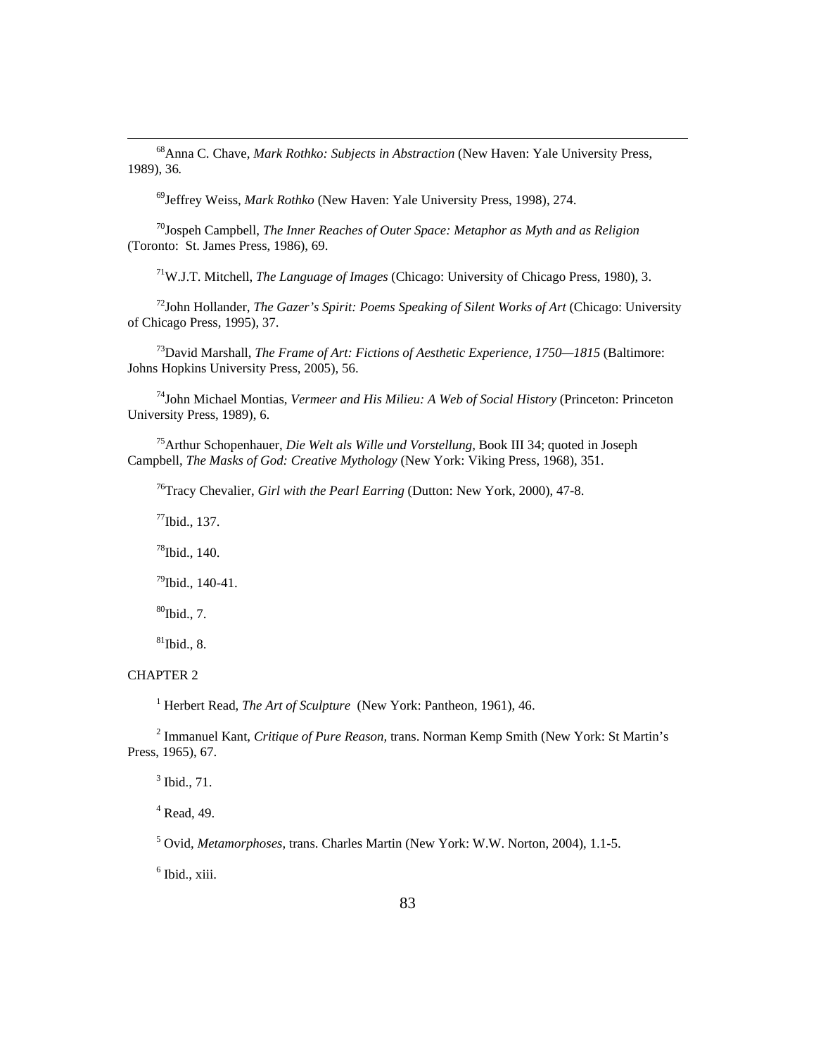[68]Anna C. Chave, *Mark Rothko: Subjects in Abstraction* (New Haven: Yale University Press, 1989), 36.

[69]Jeffrey Weiss, *Mark Rothko* (New Haven: Yale University Press, 1998), 274.

[70]Jospeph Campbell, *The Inner Reaches of Outer Space: Metaphor as Myth and as Religion* (Toronto: St. James Press, 1986), 69.

[71]W.J.T. Mitchell, *The Language of Images* (Chicago: University of Chicago Press, 1980), 3.

[72]John Hollander, *The Gazer's Spirit: Poems Speaking of Silent Works of Art* (Chicago: University of Chicago Press, 1995), 37.

[73]David Marshall, *The Frame of Art: Fictions of Aesthetic Experience, 1750—1815* (Baltimore: Johns Hopkins University Press, 2005), 56.

[74]John Michael Montias, *Vermeer and His Milieu: A Web of Social History* (Princeton: Princeton University Press, 1989), 6.

[75]Arthur Schopenhauer, *Die Welt als Wille und Vorstellung*, Book III 34; quoted in Joseph Campbell, *The Masks of God: Creative Mythology* (New York: Viking Press, 1968), 351.

[76]Tracy Chevalier, *Girl with the Pearl Earring* (Dutton: New York, 2000), 47-8.

[77]Ibid., 137.

[78]Ibid., 140.

[79]Ibid., 140-41.

[80]Ibid., 7.

[81]Ibid., 8.

CHAPTER 2

[1] Herbert Read, *The Art of Sculpture* (New York: Pantheon, 1961), 46.

[2] Immanuel Kant, *Critique of Pure Reason*, trans. Norman Kemp Smith (New York: St Martin's Press, 1965), 67.

[3] Ibid., 71.

[4] Read, 49.

[5] Ovid, *Metamorphoses*, trans. Charles Martin (New York: W.W. Norton, 2004), 1.1-5.

[6] Ibid., xiii.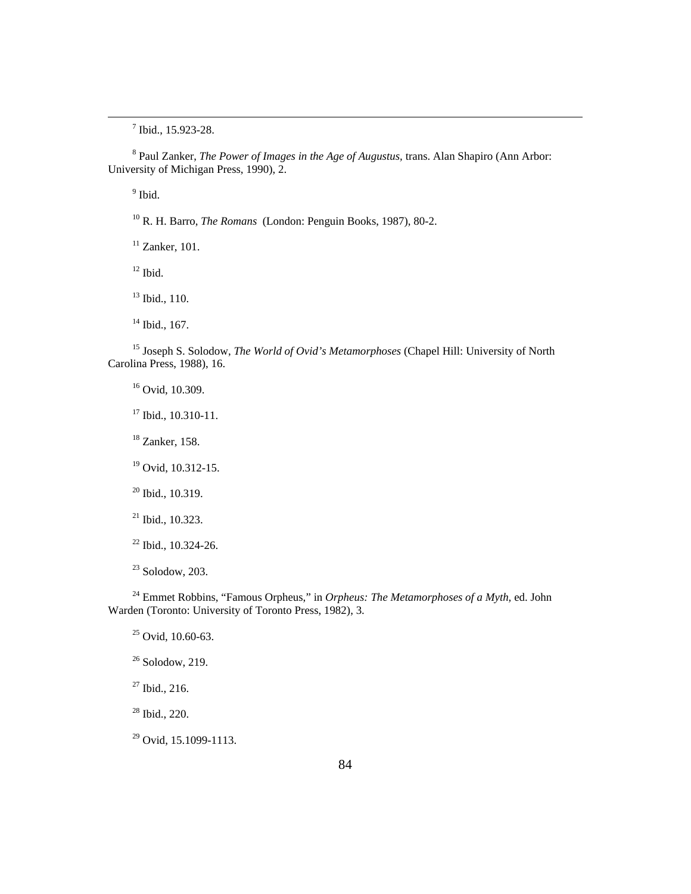[7] Ibid., 15.923-28.

[8] Paul Zanker, *The Power of Images in the Age of Augustus,* trans. Alan Shapiro (Ann Arbor: University of Michigan Press, 1990), 2.

[9] Ibid.

[10] R. H. Barro, *The Romans* (London: Penguin Books, 1987), 80-2.

[11] Zanker, 101.

[12] Ibid.

[13] Ibid., 110.

[14] Ibid., 167.

[15] Joseph S. Solodow, *The World of Ovid's Metamorphoses* (Chapel Hill: University of North Carolina Press, 1988), 16.

[16] Ovid, 10.309.

[17] Ibid., 10.310-11.

[18] Zanker, 158.

[19] Ovid, 10.312-15.

[20] Ibid., 10.319.

[21] Ibid., 10.323.

[22] Ibid., 10.324-26.

[23] Solodow, 203.

[24] Emmet Robbins, "Famous Orpheus," in *Orpheus: The Metamorphoses of a Myth,* ed. John Warden (Toronto: University of Toronto Press, 1982), 3.

[25] Ovid, 10.60-63.

[26] Solodow, 219.

[27] Ibid., 216.

[28] Ibid., 220.

[29] Ovid, 15.1099-1113.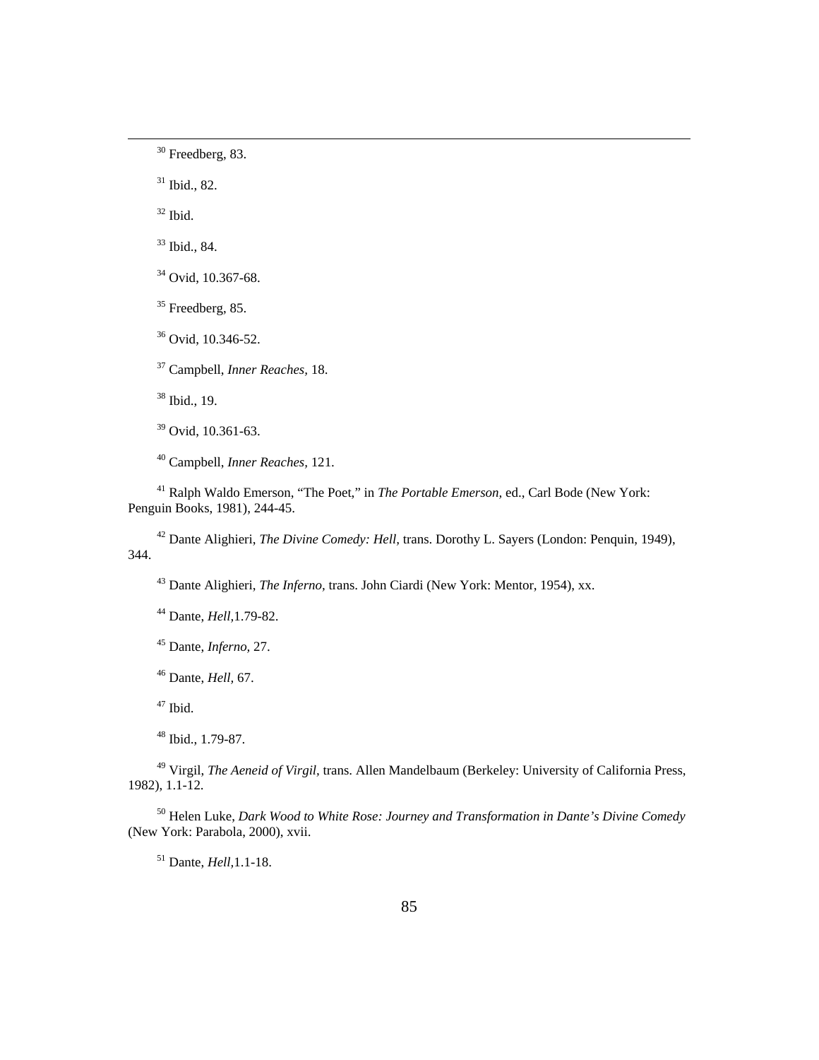[30] Freedberg, 83.

[31] Ibid., 82.

[32] Ibid.

[33] Ibid., 84.

[34] Ovid, 10.367-68.

[35] Freedberg, 85.

[36] Ovid, 10.346-52.

[37] Campbell, *Inner Reaches,* 18.

[38] Ibid., 19.

[39] Ovid, 10.361-63.

[40] Campbell, *Inner Reaches,* 121.

[41] Ralph Waldo Emerson, "The Poet," in *The Portable Emerson,* ed., Carl Bode (New York: Penguin Books, 1981), 244-45.

[42] Dante Alighieri, *The Divine Comedy: Hell,* trans. Dorothy L. Sayers (London: Penquin, 1949), 344.

[43] Dante Alighieri, *The Inferno,* trans. John Ciardi (New York: Mentor, 1954), xx.

[44] Dante, *Hell,*1.79-82.

[45] Dante, *Inferno,* 27.

[46] Dante, *Hell,* 67.

[47] Ibid.

[48] Ibid., 1.79-87.

[49] Virgil, *The Aeneid of Virgil,* trans. Allen Mandelbaum (Berkeley: University of California Press, 1982), 1.1-12.

[50] Helen Luke, *Dark Wood to White Rose: Journey and Transformation in Dante's Divine Comedy* (New York: Parabola, 2000), xvii.

[51] Dante, *Hell,*1.1-18.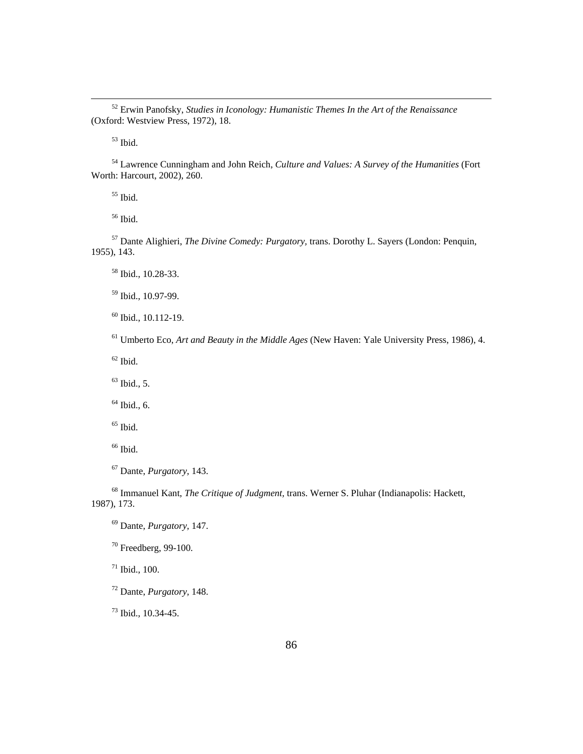[52] Erwin Panofsky, *Studies in Iconology: Humanistic Themes In the Art of the Renaissance* (Oxford: Westview Press, 1972), 18.

[53] Ibid.

[54] Lawrence Cunningham and John Reich, *Culture and Values: A Survey of the Humanities* (Fort Worth: Harcourt, 2002), 260.

[55] Ibid.

[56] Ibid.

[57] Dante Alighieri, *The Divine Comedy: Purgatory,* trans. Dorothy L. Sayers (London: Penquin, 1955), 143.

[58] Ibid., 10.28-33.

[59] Ibid., 10.97-99.

[60] Ibid., 10.112-19.

[61] Umberto Eco, *Art and Beauty in the Middle Ages* (New Haven: Yale University Press, 1986), 4.

[62] Ibid.

[63] Ibid., 5.

[64] Ibid., 6.

[65] Ibid.

[66] Ibid.

[67] Dante, *Purgatory,* 143.

[68] Immanuel Kant, *The Critique of Judgment,* trans. Werner S. Pluhar (Indianapolis: Hackett, 1987), 173.

[69] Dante, *Purgatory,* 147.

[70] Freedberg, 99-100.

[71] Ibid., 100.

[72] Dante, *Purgatory,* 148.

[73] Ibid., 10.34-45.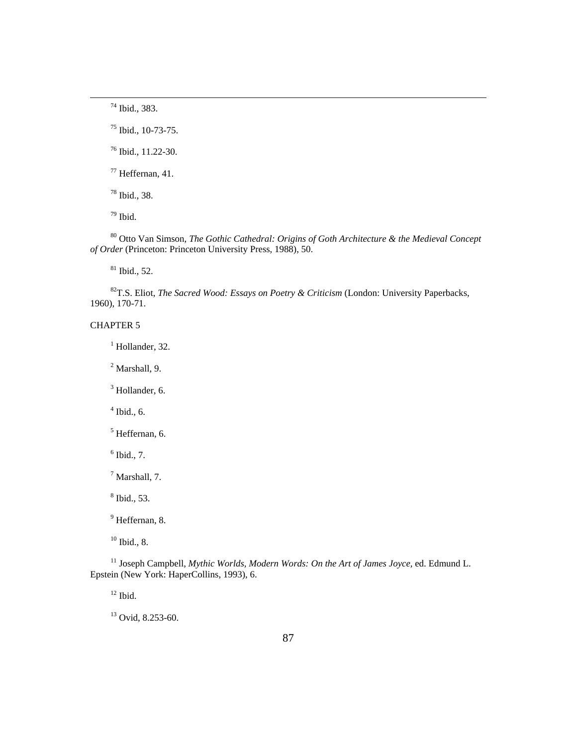[74] Ibid., 383.

[75] Ibid., 10-73-75.

[76] Ibid., 11.22-30.

[77] Heffernan, 41.

[78] Ibid., 38.

[79] Ibid.

[80] Otto Van Simson, *The Gothic Cathedral: Origins of Goth Architecture & the Medieval Concept of Order* (Princeton: Princeton University Press, 1988), 50.

[81] Ibid., 52.

[82]T.S. Eliot, *The Sacred Wood: Essays on Poetry & Criticism* (London: University Paperbacks, 1960), 170-71.

CHAPTER 5

[1] Hollander, 32.

[2] Marshall, 9.

[3] Hollander, 6.

[4] Ibid., 6.

[5] Heffernan, 6.

[6] Ibid., 7.

[7] Marshall, 7.

[8] Ibid., 53.

[9] Heffernan, 8.

[10] Ibid., 8.

[11] Joseph Campbell, *Mythic Worlds, Modern Words: On the Art of James Joyce*, ed. Edmund L. Epstein (New York: HaperCollins, 1993), 6.

[12] Ibid.

[13] Ovid, 8.253-60.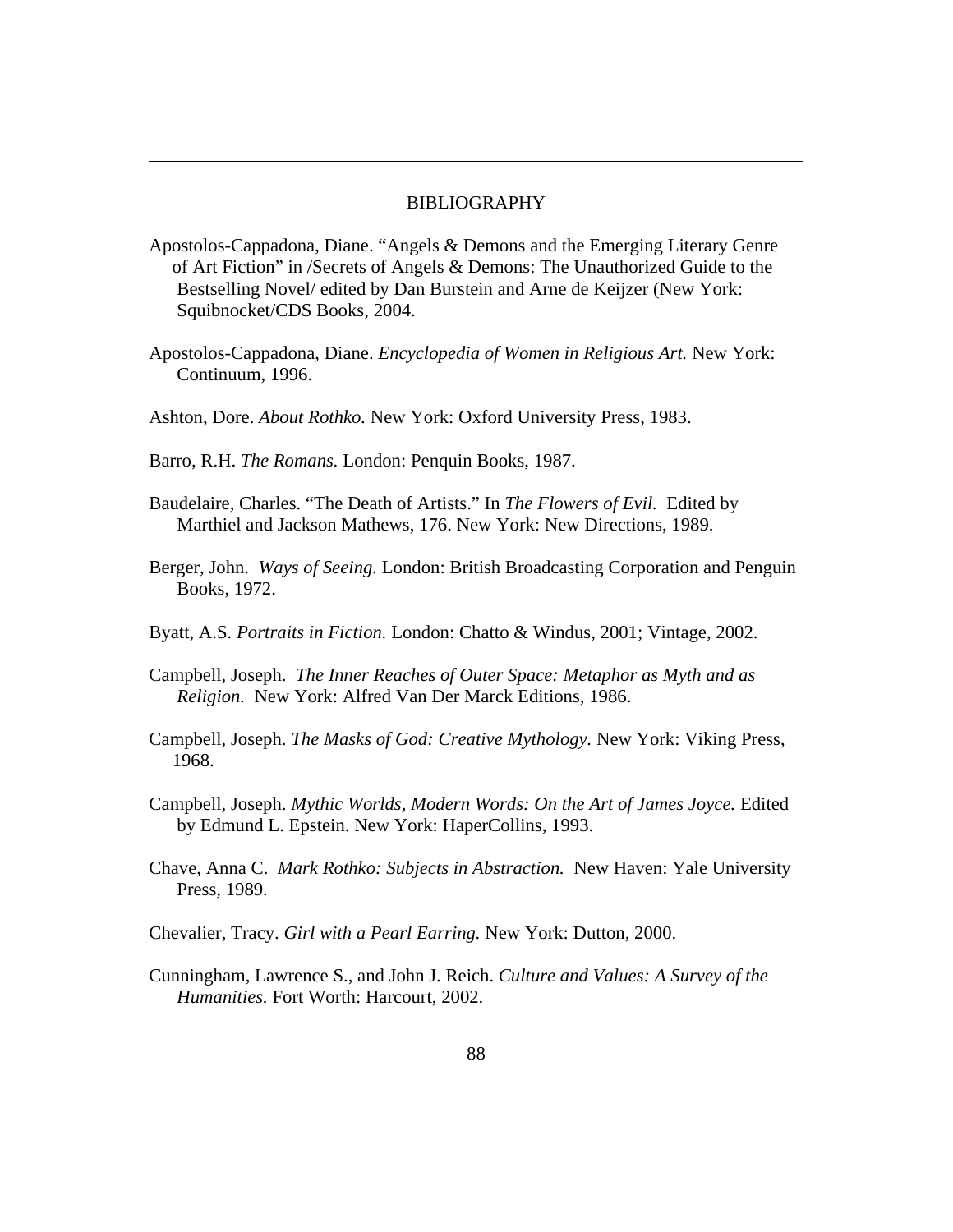# BIBLIOGRAPHY

Apostolos-Cappadona, Diane. "Angels & Demons and the Emerging Literary Genre of Art Fiction" in /Secrets of Angels & Demons: The Unauthorized Guide to the Bestselling Novel/ edited by Dan Burstein and Arne de Keijzer (New York: Squibnocket/CDS Books, 2004.

Apostolos-Cappadona, Diane. *Encyclopedia of Women in Religious Art.* New York: Continuum, 1996.

Ashton, Dore. *About Rothko.* New York: Oxford University Press, 1983.

Barro, R.H. *The Romans.* London: Penquin Books, 1987.

Baudelaire, Charles. "The Death of Artists." In *The Flowers of Evil.* Edited by Marthiel and Jackson Mathews, 176. New York: New Directions, 1989.

Berger, John. *Ways of Seeing.* London: British Broadcasting Corporation and Penguin Books, 1972.

Byatt, A.S. *Portraits in Fiction.* London: Chatto & Windus, 2001; Vintage, 2002.

Campbell, Joseph. *The Inner Reaches of Outer Space: Metaphor as Myth and as Religion.* New York: Alfred Van Der Marck Editions, 1986.

Campbell, Joseph. *The Masks of God: Creative Mythology.* New York: Viking Press, 1968.

Campbell, Joseph. *Mythic Worlds, Modern Words: On the Art of James Joyce.* Edited by Edmund L. Epstein. New York: HaperCollins, 1993.

Chave, Anna C. *Mark Rothko: Subjects in Abstraction.* New Haven: Yale University Press, 1989.

Chevalier, Tracy. *Girl with a Pearl Earring.* New York: Dutton, 2000.

Cunningham, Lawrence S., and John J. Reich. *Culture and Values: A Survey of the Humanities.* Fort Worth: Harcourt, 2002.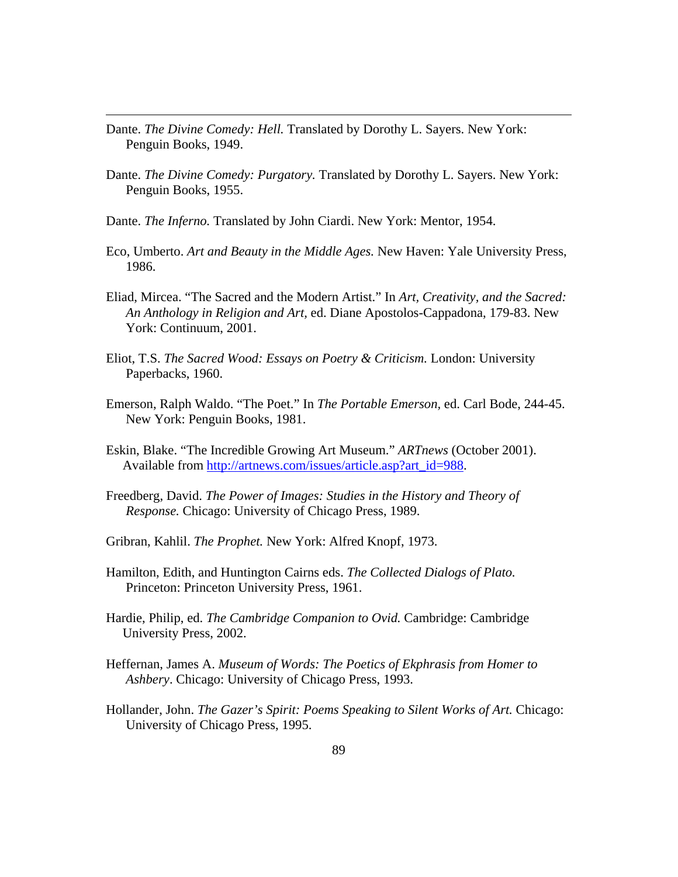---

Dante. *The Divine Comedy: Hell.* Translated by Dorothy L. Sayers. New York: Penguin Books, 1949.

Dante. *The Divine Comedy: Purgatory.* Translated by Dorothy L. Sayers. New York: Penguin Books, 1955.

Dante. *The Inferno.* Translated by John Ciardi. New York: Mentor, 1954.

Eco, Umberto. *Art and Beauty in the Middle Ages.* New Haven: Yale University Press, 1986.

Eliad, Mircea. "The Sacred and the Modern Artist." In *Art, Creativity, and the Sacred: An Anthology in Religion and Art*, ed. Diane Apostolos-Cappadona, 179-83. New York: Continuum, 2001.

Eliot, T.S. *The Sacred Wood: Essays on Poetry & Criticism.* London: University Paperbacks, 1960.

Emerson, Ralph Waldo. "The Poet." In *The Portable Emerson*, ed. Carl Bode, 244-45. New York: Penguin Books, 1981.

Eskin, Blake. "The Incredible Growing Art Museum." *ARTnews* (October 2001). Available from http://artnews.com/issues/article.asp?art_id=988.

Freedberg, David. *The Power of Images: Studies in the History and Theory of Response.* Chicago: University of Chicago Press, 1989.

Gribran, Kahlil. *The Prophet.* New York: Alfred Knopf, 1973.

Hamilton, Edith, and Huntington Cairns eds. *The Collected Dialogs of Plato.* Princeton: Princeton University Press, 1961.

Hardie, Philip, ed. *The Cambridge Companion to Ovid.* Cambridge: Cambridge University Press, 2002.

Heffernan, James A. *Museum of Words: The Poetics of Ekphrasis from Homer to Ashbery*. Chicago: University of Chicago Press, 1993.

Hollander, John. *The Gazer's Spirit: Poems Speaking to Silent Works of Art.* Chicago: University of Chicago Press, 1995.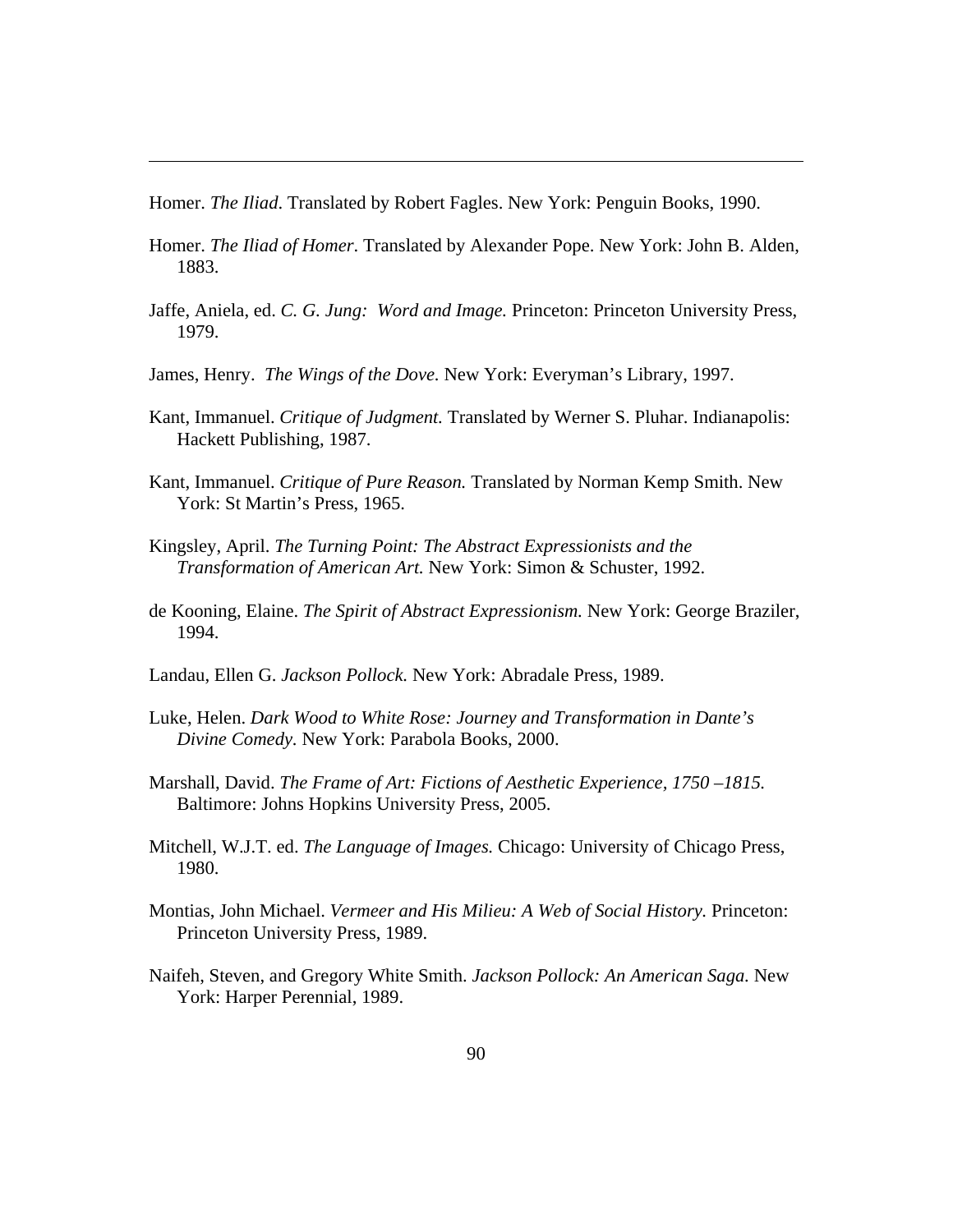Homer. *The Iliad*. Translated by Robert Fagles. New York: Penguin Books, 1990.

Homer. *The Iliad of Homer*. Translated by Alexander Pope. New York: John B. Alden, 1883.

Jaffe, Aniela, ed. *C. G. Jung: Word and Image.* Princeton: Princeton University Press, 1979.

James, Henry. *The Wings of the Dove.* New York: Everyman's Library, 1997.

Kant, Immanuel. *Critique of Judgment.* Translated by Werner S. Pluhar. Indianapolis: Hackett Publishing, 1987.

Kant, Immanuel. *Critique of Pure Reason.* Translated by Norman Kemp Smith. New York: St Martin's Press, 1965.

Kingsley, April. *The Turning Point: The Abstract Expressionists and the Transformation of American Art.* New York: Simon & Schuster, 1992.

de Kooning, Elaine. *The Spirit of Abstract Expressionism.* New York: George Braziler, 1994.

Landau, Ellen G. *Jackson Pollock.* New York: Abradale Press, 1989.

Luke, Helen. *Dark Wood to White Rose: Journey and Transformation in Dante's Divine Comedy*. New York: Parabola Books, 2000.

Marshall, David. *The Frame of Art: Fictions of Aesthetic Experience, 1750 –1815.* Baltimore: Johns Hopkins University Press, 2005.

Mitchell, W.J.T. ed. *The Language of Images.* Chicago: University of Chicago Press, 1980.

Montias, John Michael. *Vermeer and His Milieu: A Web of Social History.* Princeton: Princeton University Press, 1989.

Naifeh, Steven, and Gregory White Smith. *Jackson Pollock: An American Saga.* New York: Harper Perennial, 1989.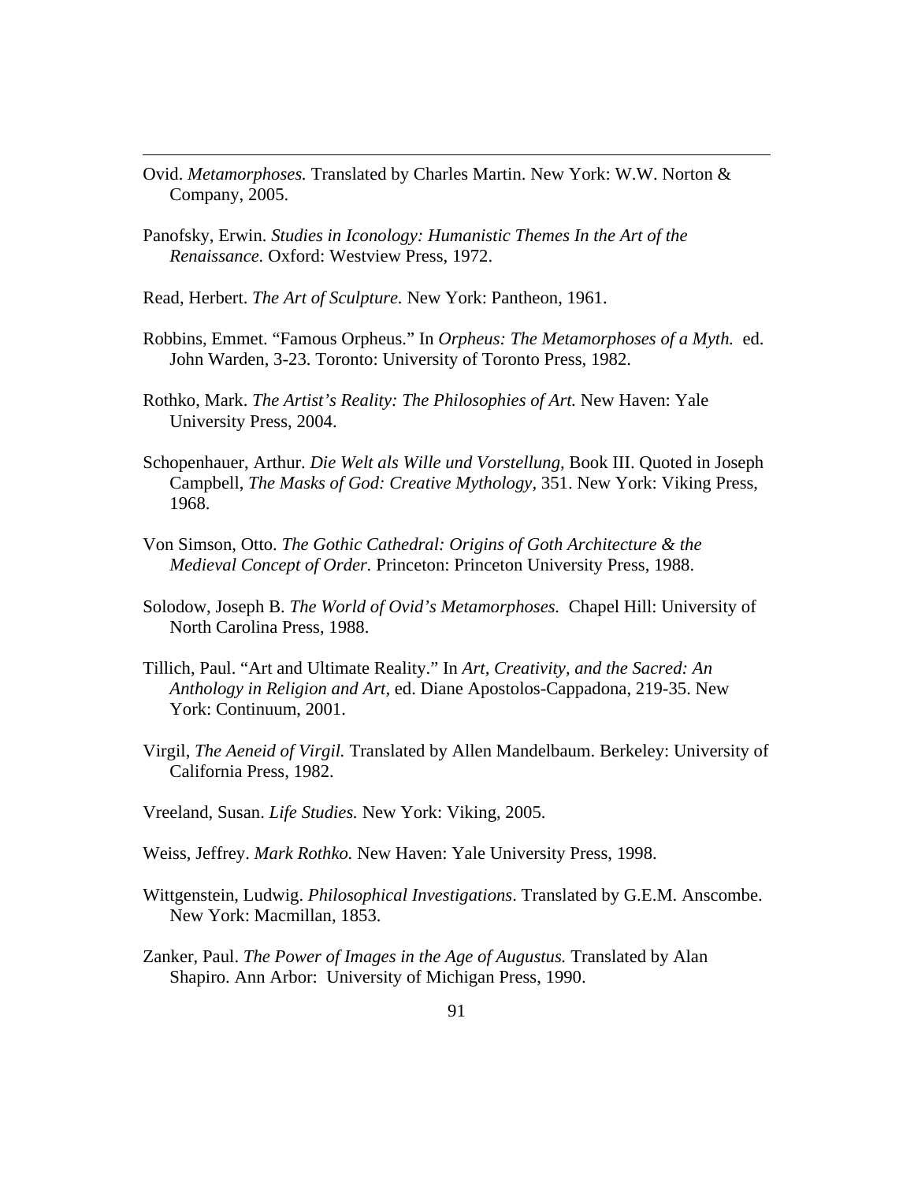Ovid. *Metamorphoses.* Translated by Charles Martin. New York: W.W. Norton & Company, 2005.

Panofsky, Erwin. *Studies in Iconology: Humanistic Themes In the Art of the Renaissance.* Oxford: Westview Press, 1972.

Read, Herbert. *The Art of Sculpture.* New York: Pantheon, 1961.

Robbins, Emmet. "Famous Orpheus." In *Orpheus: The Metamorphoses of a Myth.* ed. John Warden, 3-23. Toronto: University of Toronto Press, 1982.

Rothko, Mark. *The Artist's Reality: The Philosophies of Art.* New Haven: Yale University Press, 2004.

Schopenhauer, Arthur. *Die Welt als Wille und Vorstellung,* Book III. Quoted in Joseph Campbell, *The Masks of God: Creative Mythology,* 351. New York: Viking Press, 1968.

Von Simson, Otto. *The Gothic Cathedral: Origins of Goth Architecture & the Medieval Concept of Order.* Princeton: Princeton University Press, 1988.

Solodow, Joseph B. *The World of Ovid's Metamorphoses.* Chapel Hill: University of North Carolina Press, 1988.

Tillich, Paul. "Art and Ultimate Reality." In *Art, Creativity, and the Sacred: An Anthology in Religion and Art,* ed. Diane Apostolos-Cappadona, 219-35. New York: Continuum, 2001.

Virgil, *The Aeneid of Virgil.* Translated by Allen Mandelbaum. Berkeley: University of California Press, 1982.

Vreeland, Susan. *Life Studies.* New York: Viking, 2005.

Weiss, Jeffrey. *Mark Rothko.* New Haven: Yale University Press, 1998.

Wittgenstein, Ludwig. *Philosophical Investigations*. Translated by G.E.M. Anscombe. New York: Macmillan, 1853.

Zanker, Paul. *The Power of Images in the Age of Augustus.* Translated by Alan Shapiro. Ann Arbor: University of Michigan Press, 1990.